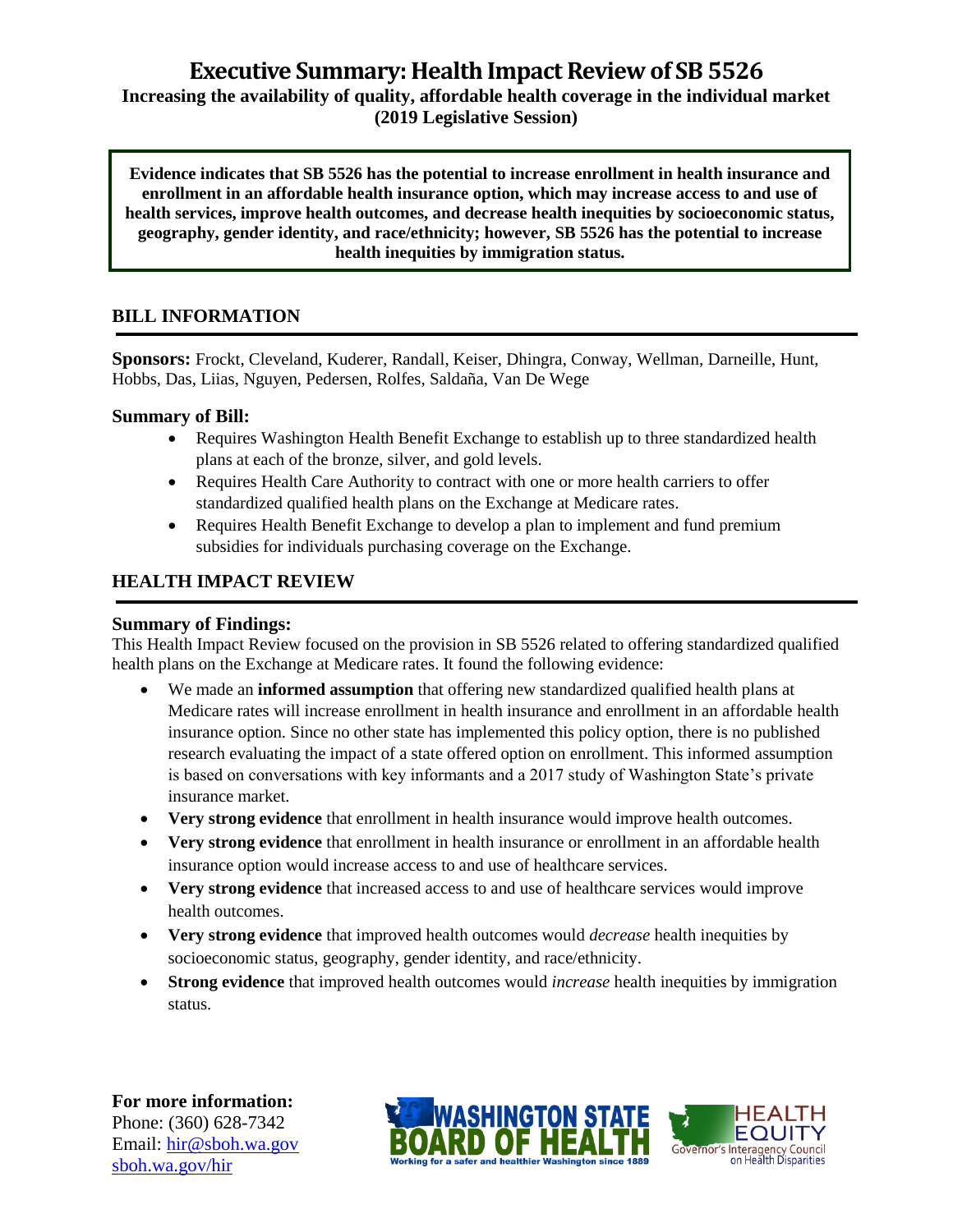# Executive Summary: Health Impact Review of SB 5526

**Increasing the availability of quality, affordable health coverage in the individual market (2019 Legislative Session)**

**Evidence indicates that SB 5526 has the potential to increase enrollment in health insurance and enrollment in an affordable health insurance option, which may increase access to and use of health services, improve health outcomes, and decrease health inequities by socioeconomic status, geography, gender identity, and race/ethnicity; however, SB 5526 has the potential to increase health inequities by immigration status.**

## BILL INFORMATION

**Sponsors:** Frockt, Cleveland, Kuderer, Randall, Keiser, Dhingra, Conway, Wellman, Darneille, Hunt, Hobbs, Das, Liias, Nguyen, Pedersen, Rolfes, Saldaña, Van De Wege

### Summary of Bill:

- Requires Washington Health Benefit Exchange to establish up to three standardized health plans at each of the bronze, silver, and gold levels.
- Requires Health Care Authority to contract with one or more health carriers to offer standardized qualified health plans on the Exchange at Medicare rates.
- Requires Health Benefit Exchange to develop a plan to implement and fund premium subsidies for individuals purchasing coverage on the Exchange.

## HEALTH IMPACT REVIEW

### Summary of Findings:

This Health Impact Review focused on the provision in SB 5526 related to offering standardized qualified health plans on the Exchange at Medicare rates. It found the following evidence:

- We made an **informed assumption** that offering new standardized qualified health plans at Medicare rates will increase enrollment in health insurance and enrollment in an affordable health insurance option. Since no other state has implemented this policy option, there is no published research evaluating the impact of a state offered option on enrollment. This informed assumption is based on conversations with key informants and a 2017 study of Washington State's private insurance market.
- **Very strong evidence** that enrollment in health insurance would improve health outcomes.
- **Very strong evidence** that enrollment in health insurance or enrollment in an affordable health insurance option would increase access to and use of healthcare services.
- **Very strong evidence** that increased access to and use of healthcare services would improve health outcomes.
- **Very strong evidence** that improved health outcomes would *decrease* health inequities by socioeconomic status, geography, gender identity, and race/ethnicity.
- **Strong evidence** that improved health outcomes would *increase* health inequities by immigration status.

**For more information:**
Phone: (360) 628-7342
Email: hir@sboh.wa.gov
sboh.wa.gov/hir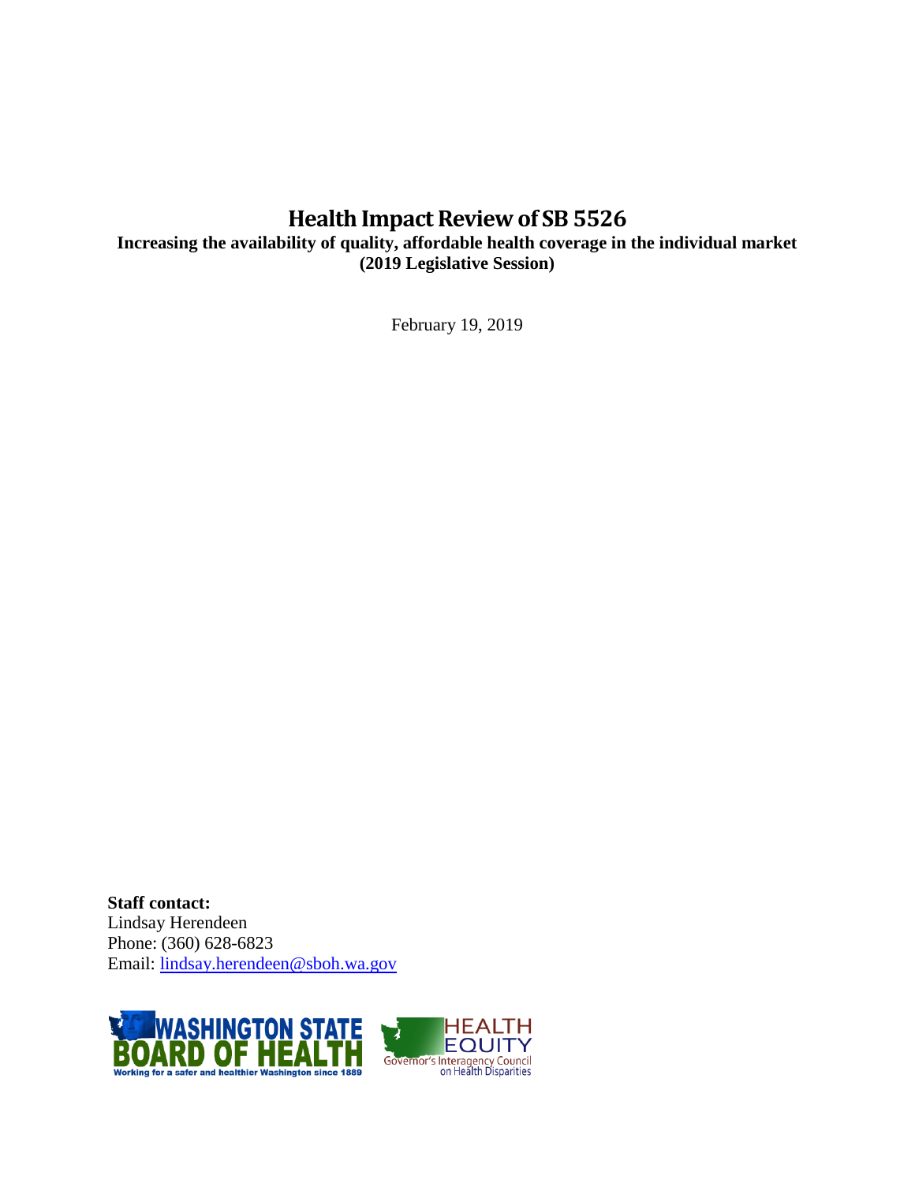# Health Impact Review of SB 5526

**Increasing the availability of quality, affordable health coverage in the individual market (2019 Legislative Session)**

February 19, 2019

**Staff contact:**
Lindsay Herendeen
Phone: (360) 628-6823
Email: lindsay.herendeen@sboh.wa.gov

WASHINGTON STATE BOARD OF HEALTH
Working for a safer and healthier Washington since 1889

HEALTH EQUITY
Governor's Interagency Council on Health Disparities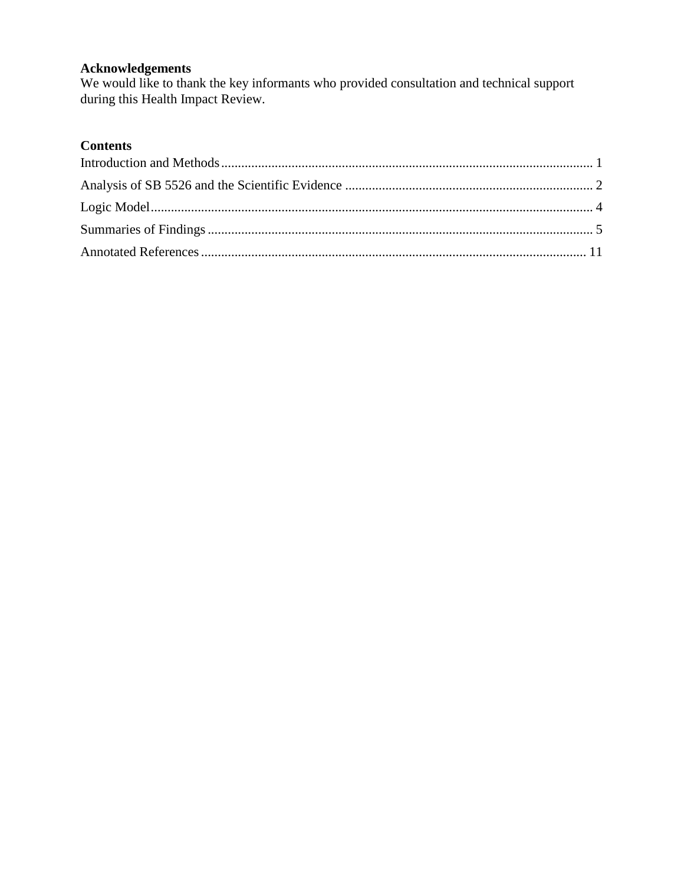**Acknowledgements**

We would like to thank the key informants who provided consultation and technical support during this Health Impact Review.

**Contents**

Introduction and Methods .............................................................................................................. 1

Analysis of SB 5526 and the Scientific Evidence ......................................................................... 2

Logic Model................................................................................................................................... 4

Summaries of Findings .................................................................................................................. 5

Annotated References .................................................................................................................. 11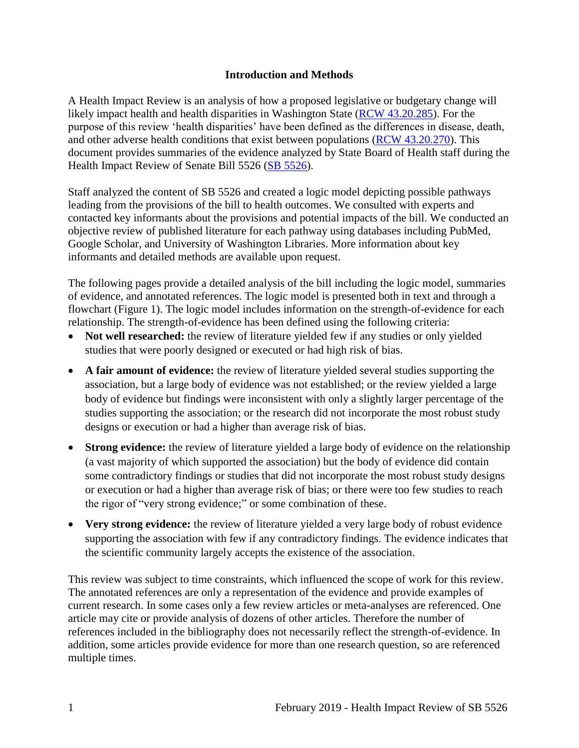## Introduction and Methods

A Health Impact Review is an analysis of how a proposed legislative or budgetary change will likely impact health and health disparities in Washington State ([RCW 43.20.285](RCW 43.20.285)). For the purpose of this review 'health disparities' have been defined as the differences in disease, death, and other adverse health conditions that exist between populations ([RCW 43.20.270](RCW 43.20.270)). This document provides summaries of the evidence analyzed by State Board of Health staff during the Health Impact Review of Senate Bill 5526 ([SB 5526](SB 5526)).

Staff analyzed the content of SB 5526 and created a logic model depicting possible pathways leading from the provisions of the bill to health outcomes. We consulted with experts and contacted key informants about the provisions and potential impacts of the bill. We conducted an objective review of published literature for each pathway using databases including PubMed, Google Scholar, and University of Washington Libraries. More information about key informants and detailed methods are available upon request.

The following pages provide a detailed analysis of the bill including the logic model, summaries of evidence, and annotated references. The logic model is presented both in text and through a flowchart (Figure 1). The logic model includes information on the strength-of-evidence for each relationship. The strength-of-evidence has been defined using the following criteria:

- **Not well researched:** the review of literature yielded few if any studies or only yielded studies that were poorly designed or executed or had high risk of bias.
- **A fair amount of evidence:** the review of literature yielded several studies supporting the association, but a large body of evidence was not established; or the review yielded a large body of evidence but findings were inconsistent with only a slightly larger percentage of the studies supporting the association; or the research did not incorporate the most robust study designs or execution or had a higher than average risk of bias.
- **Strong evidence:** the review of literature yielded a large body of evidence on the relationship (a vast majority of which supported the association) but the body of evidence did contain some contradictory findings or studies that did not incorporate the most robust study designs or execution or had a higher than average risk of bias; or there were too few studies to reach the rigor of "very strong evidence;" or some combination of these.
- **Very strong evidence:** the review of literature yielded a very large body of robust evidence supporting the association with few if any contradictory findings. The evidence indicates that the scientific community largely accepts the existence of the association.

This review was subject to time constraints, which influenced the scope of work for this review. The annotated references are only a representation of the evidence and provide examples of current research. In some cases only a few review articles or meta-analyses are referenced. One article may cite or provide analysis of dozens of other articles. Therefore the number of references included in the bibliography does not necessarily reflect the strength-of-evidence. In addition, some articles provide evidence for more than one research question, so are referenced multiple times.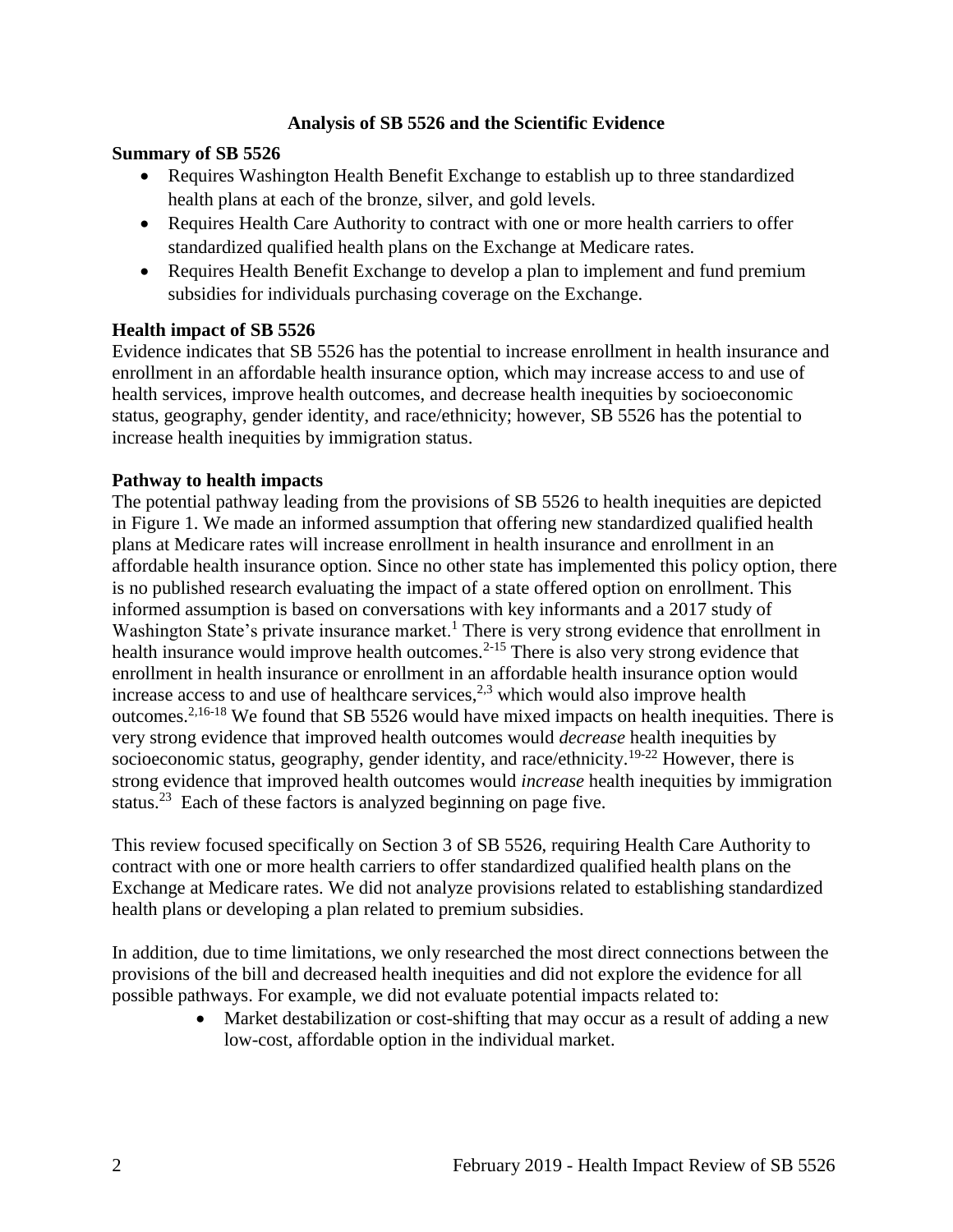# Analysis of SB 5526 and the Scientific Evidence

## Summary of SB 5526

- Requires Washington Health Benefit Exchange to establish up to three standardized health plans at each of the bronze, silver, and gold levels.
- Requires Health Care Authority to contract with one or more health carriers to offer standardized qualified health plans on the Exchange at Medicare rates.
- Requires Health Benefit Exchange to develop a plan to implement and fund premium subsidies for individuals purchasing coverage on the Exchange.

## Health impact of SB 5526

Evidence indicates that SB 5526 has the potential to increase enrollment in health insurance and enrollment in an affordable health insurance option, which may increase access to and use of health services, improve health outcomes, and decrease health inequities by socioeconomic status, geography, gender identity, and race/ethnicity; however, SB 5526 has the potential to increase health inequities by immigration status.

## Pathway to health impacts

The potential pathway leading from the provisions of SB 5526 to health inequities are depicted in Figure 1. We made an informed assumption that offering new standardized qualified health plans at Medicare rates will increase enrollment in health insurance and enrollment in an affordable health insurance option. Since no other state has implemented this policy option, there is no published research evaluating the impact of a state offered option on enrollment. This informed assumption is based on conversations with key informants and a 2017 study of Washington State's private insurance market.[1] There is very strong evidence that enrollment in health insurance would improve health outcomes.[2-15] There is also very strong evidence that enrollment in health insurance or enrollment in an affordable health insurance option would increase access to and use of healthcare services,[2,3] which would also improve health outcomes.[2,16-18] We found that SB 5526 would have mixed impacts on health inequities. There is very strong evidence that improved health outcomes would *decrease* health inequities by socioeconomic status, geography, gender identity, and race/ethnicity.[19-22] However, there is strong evidence that improved health outcomes would *increase* health inequities by immigration status.[23] Each of these factors is analyzed beginning on page five.

This review focused specifically on Section 3 of SB 5526, requiring Health Care Authority to contract with one or more health carriers to offer standardized qualified health plans on the Exchange at Medicare rates. We did not analyze provisions related to establishing standardized health plans or developing a plan related to premium subsidies.

In addition, due to time limitations, we only researched the most direct connections between the provisions of the bill and decreased health inequities and did not explore the evidence for all possible pathways. For example, we did not evaluate potential impacts related to:

- Market destabilization or cost-shifting that may occur as a result of adding a new low-cost, affordable option in the individual market.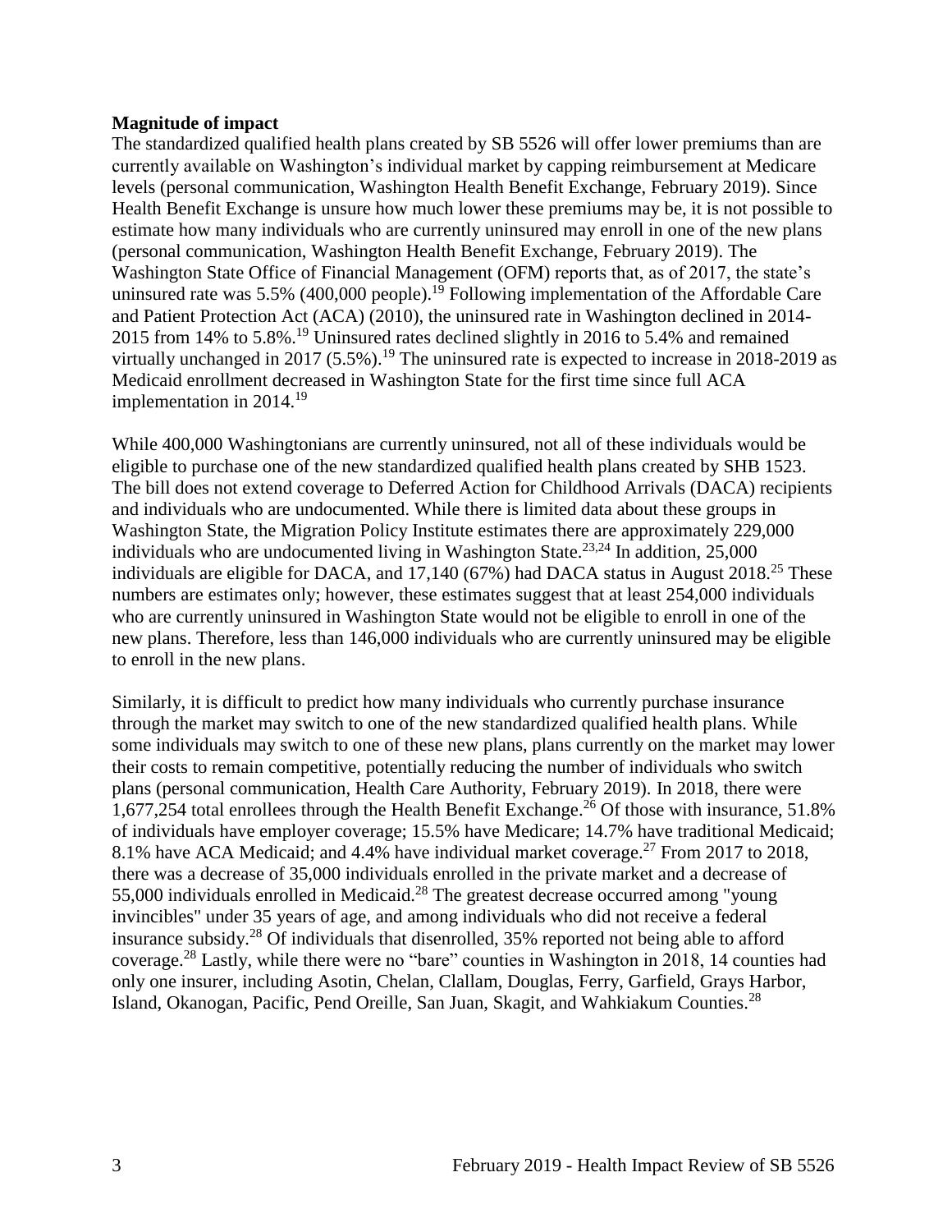**Magnitude of impact**

The standardized qualified health plans created by SB 5526 will offer lower premiums than are currently available on Washington's individual market by capping reimbursement at Medicare levels (personal communication, Washington Health Benefit Exchange, February 2019). Since Health Benefit Exchange is unsure how much lower these premiums may be, it is not possible to estimate how many individuals who are currently uninsured may enroll in one of the new plans (personal communication, Washington Health Benefit Exchange, February 2019). The Washington State Office of Financial Management (OFM) reports that, as of 2017, the state's uninsured rate was 5.5% (400,000 people).[19] Following implementation of the Affordable Care and Patient Protection Act (ACA) (2010), the uninsured rate in Washington declined in 2014-2015 from 14% to 5.8%.[19] Uninsured rates declined slightly in 2016 to 5.4% and remained virtually unchanged in 2017 (5.5%).[19] The uninsured rate is expected to increase in 2018-2019 as Medicaid enrollment decreased in Washington State for the first time since full ACA implementation in 2014.[19]

While 400,000 Washingtonians are currently uninsured, not all of these individuals would be eligible to purchase one of the new standardized qualified health plans created by SHB 1523. The bill does not extend coverage to Deferred Action for Childhood Arrivals (DACA) recipients and individuals who are undocumented. While there is limited data about these groups in Washington State, the Migration Policy Institute estimates there are approximately 229,000 individuals who are undocumented living in Washington State.[23,24] In addition, 25,000 individuals are eligible for DACA, and 17,140 (67%) had DACA status in August 2018.[25] These numbers are estimates only; however, these estimates suggest that at least 254,000 individuals who are currently uninsured in Washington State would not be eligible to enroll in one of the new plans. Therefore, less than 146,000 individuals who are currently uninsured may be eligible to enroll in the new plans.

Similarly, it is difficult to predict how many individuals who currently purchase insurance through the market may switch to one of the new standardized qualified health plans. While some individuals may switch to one of these new plans, plans currently on the market may lower their costs to remain competitive, potentially reducing the number of individuals who switch plans (personal communication, Health Care Authority, February 2019). In 2018, there were 1,677,254 total enrollees through the Health Benefit Exchange.[26] Of those with insurance, 51.8% of individuals have employer coverage; 15.5% have Medicare; 14.7% have traditional Medicaid; 8.1% have ACA Medicaid; and 4.4% have individual market coverage.[27] From 2017 to 2018, there was a decrease of 35,000 individuals enrolled in the private market and a decrease of 55,000 individuals enrolled in Medicaid.[28] The greatest decrease occurred among "young invincibles" under 35 years of age, and among individuals who did not receive a federal insurance subsidy.[28] Of individuals that disenrolled, 35% reported not being able to afford coverage.[28] Lastly, while there were no "bare" counties in Washington in 2018, 14 counties had only one insurer, including Asotin, Chelan, Clallam, Douglas, Ferry, Garfield, Grays Harbor, Island, Okanogan, Pacific, Pend Oreille, San Juan, Skagit, and Wahkiakum Counties.[28]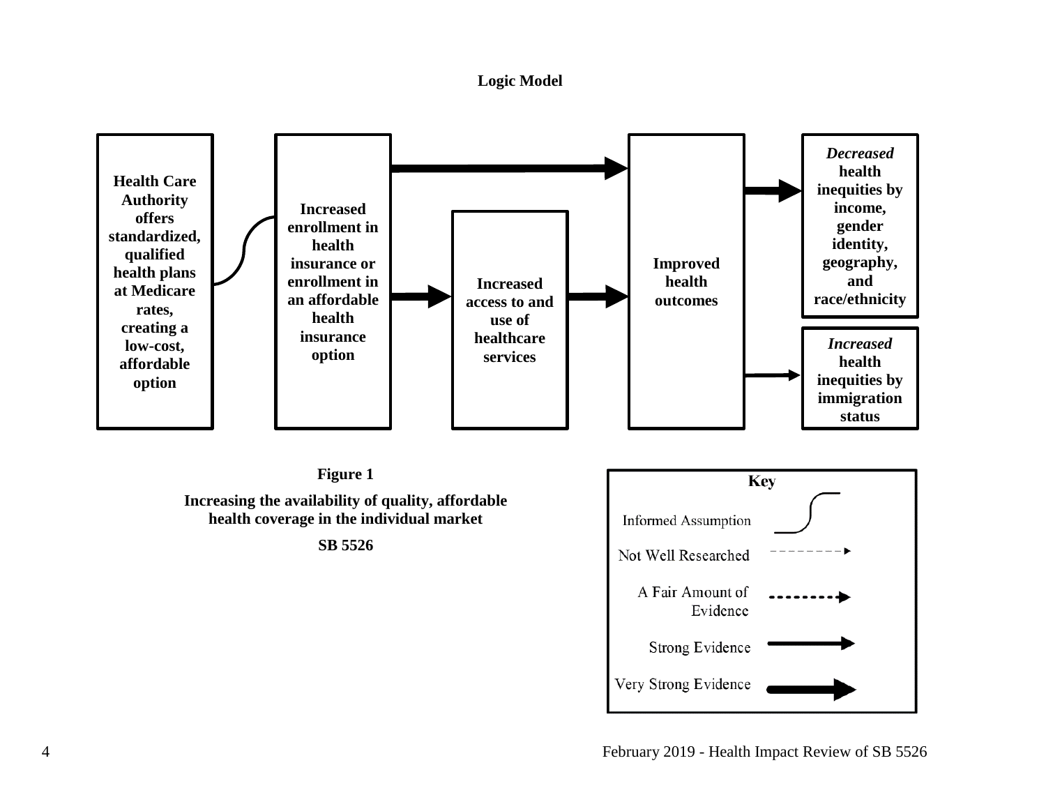**Logic Model**

Health Care Authority offers standardized, qualified health plans at Medicare rates, creating a low-cost, affordable option

Increased enrollment in health insurance or enrollment in an affordable health insurance option

Increased access to and use of healthcare services

Improved health outcomes

*Decreased* health inequities by income, gender identity, geography, and race/ethnicity

*Increased* health inequities by immigration status

**Figure 1**

**Increasing the availability of quality, affordable health coverage in the individual market**

**SB 5526**

Key

Informed Assumption

Not Well Researched

A Fair Amount of Evidence

Strong Evidence

Very Strong Evidence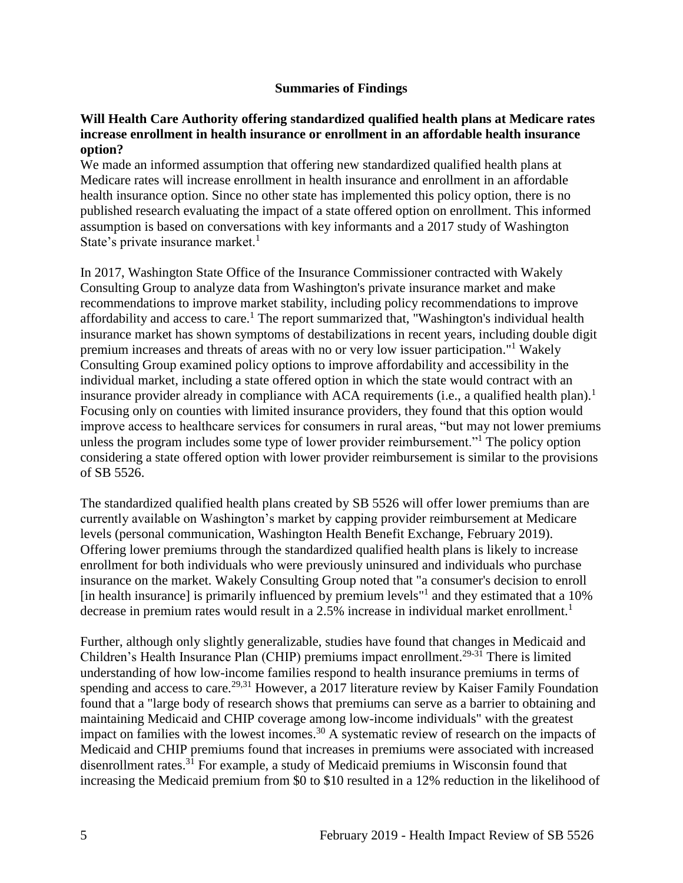## Summaries of Findings

### Will Health Care Authority offering standardized qualified health plans at Medicare rates increase enrollment in health insurance or enrollment in an affordable health insurance option?

We made an informed assumption that offering new standardized qualified health plans at Medicare rates will increase enrollment in health insurance and enrollment in an affordable health insurance option. Since no other state has implemented this policy option, there is no published research evaluating the impact of a state offered option on enrollment. This informed assumption is based on conversations with key informants and a 2017 study of Washington State's private insurance market.[1]

In 2017, Washington State Office of the Insurance Commissioner contracted with Wakely Consulting Group to analyze data from Washington's private insurance market and make recommendations to improve market stability, including policy recommendations to improve affordability and access to care.[1] The report summarized that, "Washington's individual health insurance market has shown symptoms of destabilizations in recent years, including double digit premium increases and threats of areas with no or very low issuer participation."[1] Wakely Consulting Group examined policy options to improve affordability and accessibility in the individual market, including a state offered option in which the state would contract with an insurance provider already in compliance with ACA requirements (i.e., a qualified health plan).[1] Focusing only on counties with limited insurance providers, they found that this option would improve access to healthcare services for consumers in rural areas, "but may not lower premiums unless the program includes some type of lower provider reimbursement."[1] The policy option considering a state offered option with lower provider reimbursement is similar to the provisions of SB 5526.

The standardized qualified health plans created by SB 5526 will offer lower premiums than are currently available on Washington's market by capping provider reimbursement at Medicare levels (personal communication, Washington Health Benefit Exchange, February 2019). Offering lower premiums through the standardized qualified health plans is likely to increase enrollment for both individuals who were previously uninsured and individuals who purchase insurance on the market. Wakely Consulting Group noted that "a consumer's decision to enroll [in health insurance] is primarily influenced by premium levels"[1] and they estimated that a 10% decrease in premium rates would result in a 2.5% increase in individual market enrollment.[1]

Further, although only slightly generalizable, studies have found that changes in Medicaid and Children's Health Insurance Plan (CHIP) premiums impact enrollment.[29-31] There is limited understanding of how low-income families respond to health insurance premiums in terms of spending and access to care.[29,31] However, a 2017 literature review by Kaiser Family Foundation found that a "large body of research shows that premiums can serve as a barrier to obtaining and maintaining Medicaid and CHIP coverage among low-income individuals" with the greatest impact on families with the lowest incomes.[30] A systematic review of research on the impacts of Medicaid and CHIP premiums found that increases in premiums were associated with increased disenrollment rates.[31] For example, a study of Medicaid premiums in Wisconsin found that increasing the Medicaid premium from $0 to $10 resulted in a 12% reduction in the likelihood of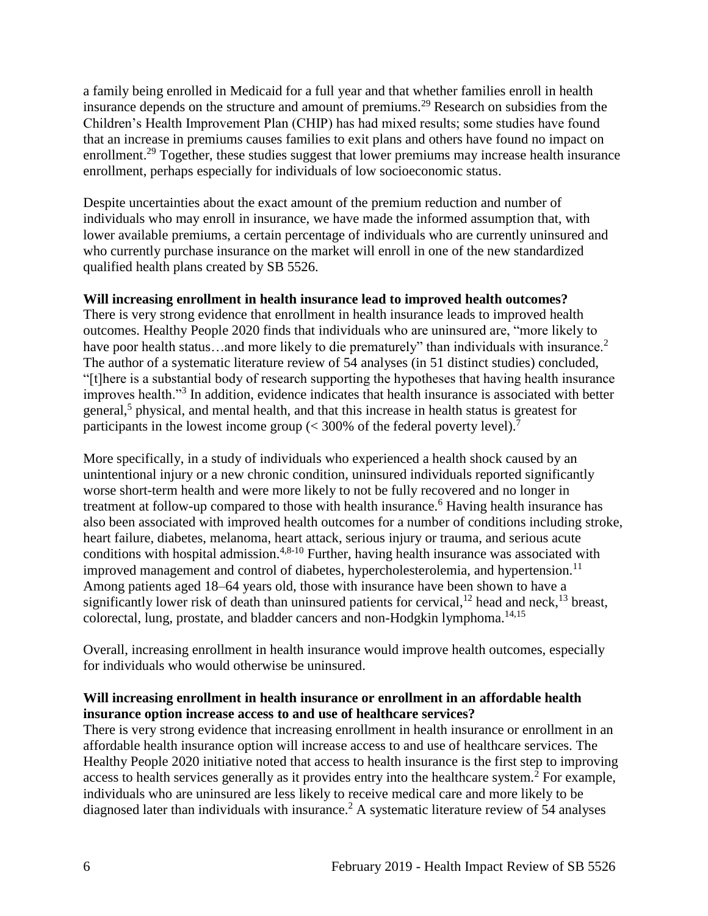a family being enrolled in Medicaid for a full year and that whether families enroll in health insurance depends on the structure and amount of premiums.[29] Research on subsidies from the Children's Health Improvement Plan (CHIP) has had mixed results; some studies have found that an increase in premiums causes families to exit plans and others have found no impact on enrollment.[29] Together, these studies suggest that lower premiums may increase health insurance enrollment, perhaps especially for individuals of low socioeconomic status.

Despite uncertainties about the exact amount of the premium reduction and number of individuals who may enroll in insurance, we have made the informed assumption that, with lower available premiums, a certain percentage of individuals who are currently uninsured and who currently purchase insurance on the market will enroll in one of the new standardized qualified health plans created by SB 5526.

**Will increasing enrollment in health insurance lead to improved health outcomes?**
There is very strong evidence that enrollment in health insurance leads to improved health outcomes. Healthy People 2020 finds that individuals who are uninsured are, "more likely to have poor health status…and more likely to die prematurely" than individuals with insurance.[2] The author of a systematic literature review of 54 analyses (in 51 distinct studies) concluded, "[t]here is a substantial body of research supporting the hypotheses that having health insurance improves health."[3] In addition, evidence indicates that health insurance is associated with better general,[5] physical, and mental health, and that this increase in health status is greatest for participants in the lowest income group (< 300% of the federal poverty level).[7]

More specifically, in a study of individuals who experienced a health shock caused by an unintentional injury or a new chronic condition, uninsured individuals reported significantly worse short-term health and were more likely to not be fully recovered and no longer in treatment at follow-up compared to those with health insurance.[6] Having health insurance has also been associated with improved health outcomes for a number of conditions including stroke, heart failure, diabetes, melanoma, heart attack, serious injury or trauma, and serious acute conditions with hospital admission.[4,8-10] Further, having health insurance was associated with improved management and control of diabetes, hypercholesterolemia, and hypertension.[11] Among patients aged 18–64 years old, those with insurance have been shown to have a significantly lower risk of death than uninsured patients for cervical,[12] head and neck,[13] breast, colorectal, lung, prostate, and bladder cancers and non-Hodgkin lymphoma.[14,15]

Overall, increasing enrollment in health insurance would improve health outcomes, especially for individuals who would otherwise be uninsured.

**Will increasing enrollment in health insurance or enrollment in an affordable health insurance option increase access to and use of healthcare services?**
There is very strong evidence that increasing enrollment in health insurance or enrollment in an affordable health insurance option will increase access to and use of healthcare services. The Healthy People 2020 initiative noted that access to health insurance is the first step to improving access to health services generally as it provides entry into the healthcare system.[2] For example, individuals who are uninsured are less likely to receive medical care and more likely to be diagnosed later than individuals with insurance.[2] A systematic literature review of 54 analyses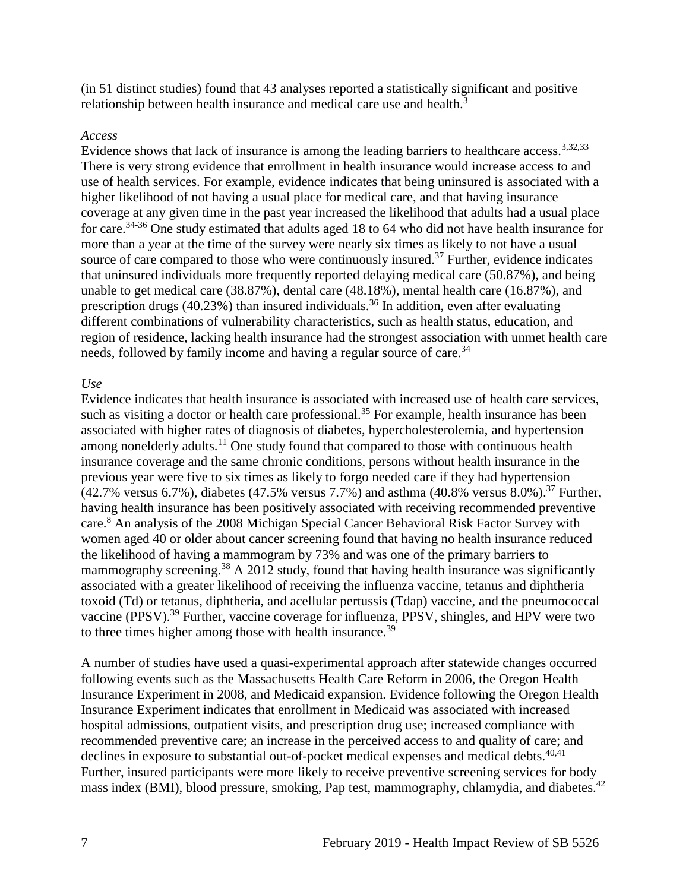(in 51 distinct studies) found that 43 analyses reported a statistically significant and positive relationship between health insurance and medical care use and health.[3]

*Access*

Evidence shows that lack of insurance is among the leading barriers to healthcare access.[3,32,33] There is very strong evidence that enrollment in health insurance would increase access to and use of health services. For example, evidence indicates that being uninsured is associated with a higher likelihood of not having a usual place for medical care, and that having insurance coverage at any given time in the past year increased the likelihood that adults had a usual place for care.[34-36] One study estimated that adults aged 18 to 64 who did not have health insurance for more than a year at the time of the survey were nearly six times as likely to not have a usual source of care compared to those who were continuously insured.[37] Further, evidence indicates that uninsured individuals more frequently reported delaying medical care (50.87%), and being unable to get medical care (38.87%), dental care (48.18%), mental health care (16.87%), and prescription drugs (40.23%) than insured individuals.[36] In addition, even after evaluating different combinations of vulnerability characteristics, such as health status, education, and region of residence, lacking health insurance had the strongest association with unmet health care needs, followed by family income and having a regular source of care.[34]

*Use*

Evidence indicates that health insurance is associated with increased use of health care services, such as visiting a doctor or health care professional.[35] For example, health insurance has been associated with higher rates of diagnosis of diabetes, hypercholesterolemia, and hypertension among nonelderly adults.[11] One study found that compared to those with continuous health insurance coverage and the same chronic conditions, persons without health insurance in the previous year were five to six times as likely to forgo needed care if they had hypertension (42.7% versus 6.7%), diabetes (47.5% versus 7.7%) and asthma (40.8% versus 8.0%).[37] Further, having health insurance has been positively associated with receiving recommended preventive care.[8] An analysis of the 2008 Michigan Special Cancer Behavioral Risk Factor Survey with women aged 40 or older about cancer screening found that having no health insurance reduced the likelihood of having a mammogram by 73% and was one of the primary barriers to mammography screening.[38] A 2012 study, found that having health insurance was significantly associated with a greater likelihood of receiving the influenza vaccine, tetanus and diphtheria toxoid (Td) or tetanus, diphtheria, and acellular pertussis (Tdap) vaccine, and the pneumococcal vaccine (PPSV).[39] Further, vaccine coverage for influenza, PPSV, shingles, and HPV were two to three times higher among those with health insurance.[39]

A number of studies have used a quasi-experimental approach after statewide changes occurred following events such as the Massachusetts Health Care Reform in 2006, the Oregon Health Insurance Experiment in 2008, and Medicaid expansion. Evidence following the Oregon Health Insurance Experiment indicates that enrollment in Medicaid was associated with increased hospital admissions, outpatient visits, and prescription drug use; increased compliance with recommended preventive care; an increase in the perceived access to and quality of care; and declines in exposure to substantial out-of-pocket medical expenses and medical debts.[40,41] Further, insured participants were more likely to receive preventive screening services for body mass index (BMI), blood pressure, smoking, Pap test, mammography, chlamydia, and diabetes.[42]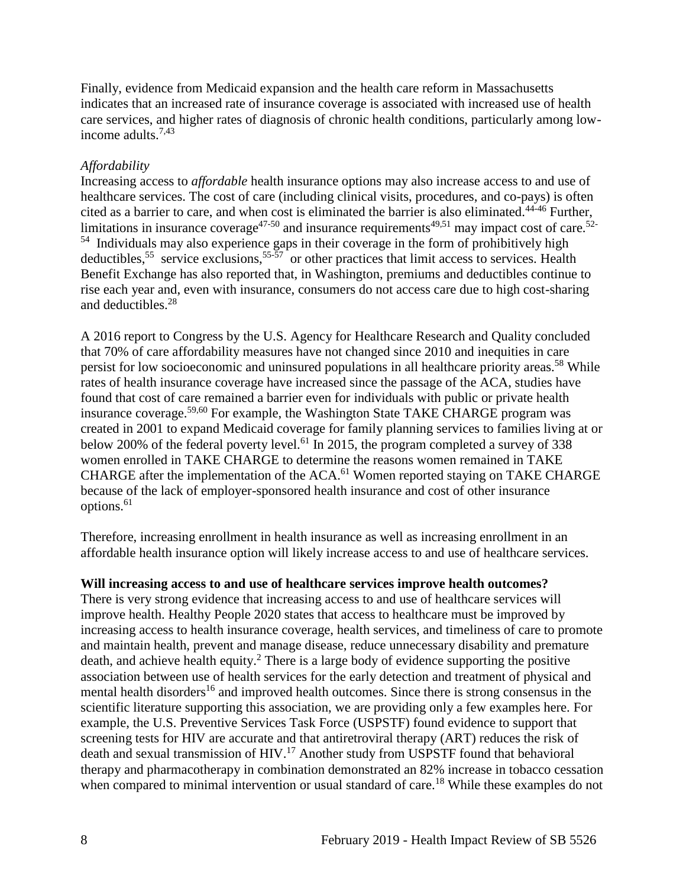Finally, evidence from Medicaid expansion and the health care reform in Massachusetts indicates that an increased rate of insurance coverage is associated with increased use of health care services, and higher rates of diagnosis of chronic health conditions, particularly among low-income adults.[7,43]

*Affordability*

Increasing access to *affordable* health insurance options may also increase access to and use of healthcare services. The cost of care (including clinical visits, procedures, and co-pays) is often cited as a barrier to care, and when cost is eliminated the barrier is also eliminated.[44-46] Further, limitations in insurance coverage[47-50] and insurance requirements[49,51] may impact cost of care.[52-54] Individuals may also experience gaps in their coverage in the form of prohibitively high deductibles,[55] service exclusions,[55-57] or other practices that limit access to services. Health Benefit Exchange has also reported that, in Washington, premiums and deductibles continue to rise each year and, even with insurance, consumers do not access care due to high cost-sharing and deductibles.[28]

A 2016 report to Congress by the U.S. Agency for Healthcare Research and Quality concluded that 70% of care affordability measures have not changed since 2010 and inequities in care persist for low socioeconomic and uninsured populations in all healthcare priority areas.[58] While rates of health insurance coverage have increased since the passage of the ACA, studies have found that cost of care remained a barrier even for individuals with public or private health insurance coverage.[59,60] For example, the Washington State TAKE CHARGE program was created in 2001 to expand Medicaid coverage for family planning services to families living at or below 200% of the federal poverty level.[61] In 2015, the program completed a survey of 338 women enrolled in TAKE CHARGE to determine the reasons women remained in TAKE CHARGE after the implementation of the ACA.[61] Women reported staying on TAKE CHARGE because of the lack of employer-sponsored health insurance and cost of other insurance options.[61]

Therefore, increasing enrollment in health insurance as well as increasing enrollment in an affordable health insurance option will likely increase access to and use of healthcare services.

**Will increasing access to and use of healthcare services improve health outcomes?**

There is very strong evidence that increasing access to and use of healthcare services will improve health. Healthy People 2020 states that access to healthcare must be improved by increasing access to health insurance coverage, health services, and timeliness of care to promote and maintain health, prevent and manage disease, reduce unnecessary disability and premature death, and achieve health equity.[2] There is a large body of evidence supporting the positive association between use of health services for the early detection and treatment of physical and mental health disorders[16] and improved health outcomes. Since there is strong consensus in the scientific literature supporting this association, we are providing only a few examples here. For example, the U.S. Preventive Services Task Force (USPSTF) found evidence to support that screening tests for HIV are accurate and that antiretroviral therapy (ART) reduces the risk of death and sexual transmission of HIV.[17] Another study from USPSTF found that behavioral therapy and pharmacotherapy in combination demonstrated an 82% increase in tobacco cessation when compared to minimal intervention or usual standard of care.[18] While these examples do not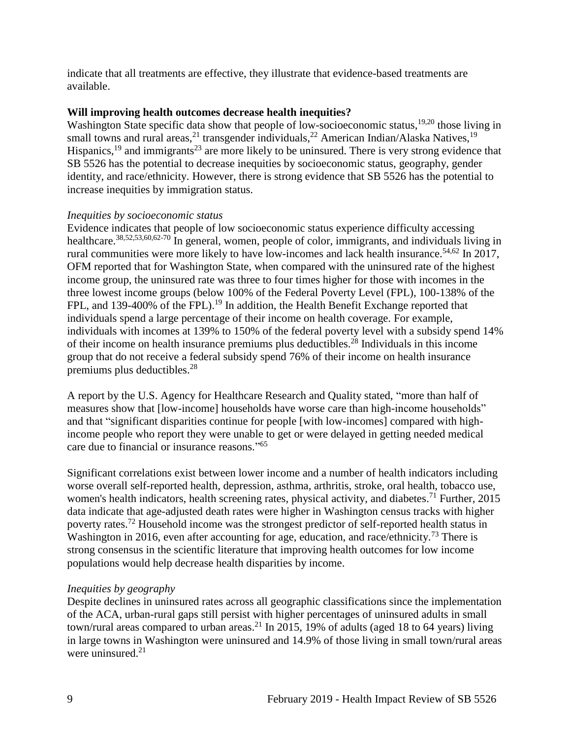indicate that all treatments are effective, they illustrate that evidence-based treatments are available.

**Will improving health outcomes decrease health inequities?**

Washington State specific data show that people of low-socioeconomic status,[19,20] those living in small towns and rural areas,[21] transgender individuals,[22] American Indian/Alaska Natives,[19] Hispanics,[19] and immigrants[23] are more likely to be uninsured. There is very strong evidence that SB 5526 has the potential to decrease inequities by socioeconomic status, geography, gender identity, and race/ethnicity. However, there is strong evidence that SB 5526 has the potential to increase inequities by immigration status.

*Inequities by socioeconomic status*

Evidence indicates that people of low socioeconomic status experience difficulty accessing healthcare.[38,52,53,60,62-70] In general, women, people of color, immigrants, and individuals living in rural communities were more likely to have low-incomes and lack health insurance.[54,62] In 2017, OFM reported that for Washington State, when compared with the uninsured rate of the highest income group, the uninsured rate was three to four times higher for those with incomes in the three lowest income groups (below 100% of the Federal Poverty Level (FPL), 100-138% of the FPL, and 139-400% of the FPL).[19] In addition, the Health Benefit Exchange reported that individuals spend a large percentage of their income on health coverage. For example, individuals with incomes at 139% to 150% of the federal poverty level with a subsidy spend 14% of their income on health insurance premiums plus deductibles.[28] Individuals in this income group that do not receive a federal subsidy spend 76% of their income on health insurance premiums plus deductibles.[28]

A report by the U.S. Agency for Healthcare Research and Quality stated, "more than half of measures show that [low-income] households have worse care than high-income households" and that "significant disparities continue for people [with low-incomes] compared with high-income people who report they were unable to get or were delayed in getting needed medical care due to financial or insurance reasons."[65]

Significant correlations exist between lower income and a number of health indicators including worse overall self-reported health, depression, asthma, arthritis, stroke, oral health, tobacco use, women's health indicators, health screening rates, physical activity, and diabetes.[71] Further, 2015 data indicate that age-adjusted death rates were higher in Washington census tracks with higher poverty rates.[72] Household income was the strongest predictor of self-reported health status in Washington in 2016, even after accounting for age, education, and race/ethnicity.[73] There is strong consensus in the scientific literature that improving health outcomes for low income populations would help decrease health disparities by income.

*Inequities by geography*

Despite declines in uninsured rates across all geographic classifications since the implementation of the ACA, urban-rural gaps still persist with higher percentages of uninsured adults in small town/rural areas compared to urban areas.[21] In 2015, 19% of adults (aged 18 to 64 years) living in large towns in Washington were uninsured and 14.9% of those living in small town/rural areas were uninsured.[21]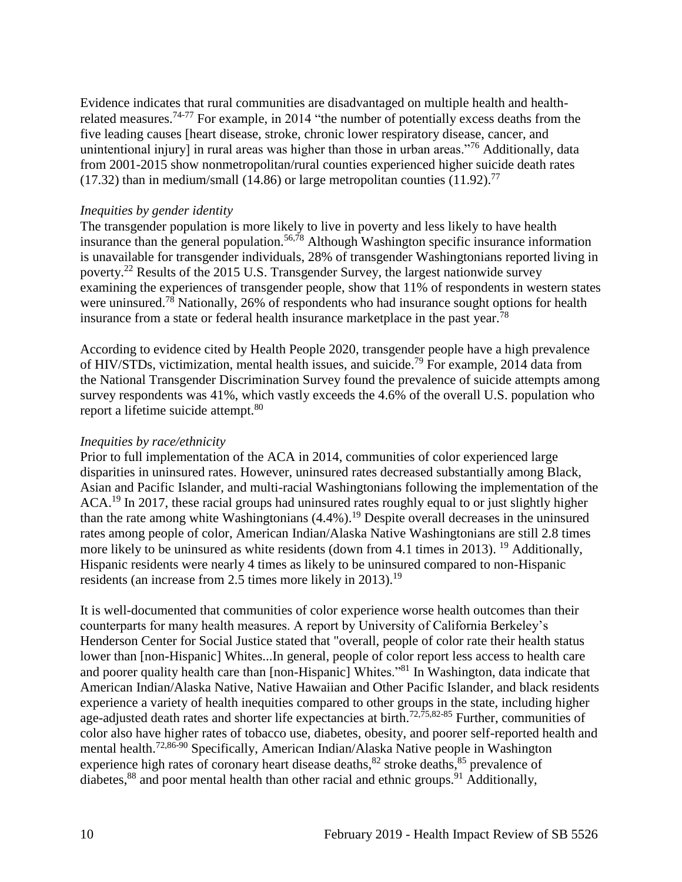Evidence indicates that rural communities are disadvantaged on multiple health and health-related measures.[74-77] For example, in 2014 "the number of potentially excess deaths from the five leading causes [heart disease, stroke, chronic lower respiratory disease, cancer, and unintentional injury] in rural areas was higher than those in urban areas."[76] Additionally, data from 2001-2015 show nonmetropolitan/rural counties experienced higher suicide death rates (17.32) than in medium/small (14.86) or large metropolitan counties (11.92).[77]

*Inequities by gender identity*

The transgender population is more likely to live in poverty and less likely to have health insurance than the general population.[56,78] Although Washington specific insurance information is unavailable for transgender individuals, 28% of transgender Washingtonians reported living in poverty.[22] Results of the 2015 U.S. Transgender Survey, the largest nationwide survey examining the experiences of transgender people, show that 11% of respondents in western states were uninsured.[78] Nationally, 26% of respondents who had insurance sought options for health insurance from a state or federal health insurance marketplace in the past year.[78]

According to evidence cited by Health People 2020, transgender people have a high prevalence of HIV/STDs, victimization, mental health issues, and suicide.[79] For example, 2014 data from the National Transgender Discrimination Survey found the prevalence of suicide attempts among survey respondents was 41%, which vastly exceeds the 4.6% of the overall U.S. population who report a lifetime suicide attempt.[80]

*Inequities by race/ethnicity*

Prior to full implementation of the ACA in 2014, communities of color experienced large disparities in uninsured rates. However, uninsured rates decreased substantially among Black, Asian and Pacific Islander, and multi-racial Washingtonians following the implementation of the ACA.[19] In 2017, these racial groups had uninsured rates roughly equal to or just slightly higher than the rate among white Washingtonians (4.4%).[19] Despite overall decreases in the uninsured rates among people of color, American Indian/Alaska Native Washingtonians are still 2.8 times more likely to be uninsured as white residents (down from 4.1 times in 2013). [19] Additionally, Hispanic residents were nearly 4 times as likely to be uninsured compared to non-Hispanic residents (an increase from 2.5 times more likely in 2013).[19]

It is well-documented that communities of color experience worse health outcomes than their counterparts for many health measures. A report by University of California Berkeley's Henderson Center for Social Justice stated that "overall, people of color rate their health status lower than [non-Hispanic] Whites...In general, people of color report less access to health care and poorer quality health care than [non-Hispanic] Whites."[81] In Washington, data indicate that American Indian/Alaska Native, Native Hawaiian and Other Pacific Islander, and black residents experience a variety of health inequities compared to other groups in the state, including higher age-adjusted death rates and shorter life expectancies at birth.[72,75,82-85] Further, communities of color also have higher rates of tobacco use, diabetes, obesity, and poorer self-reported health and mental health.[72,86-90] Specifically, American Indian/Alaska Native people in Washington experience high rates of coronary heart disease deaths,[82] stroke deaths,[85] prevalence of diabetes,[88] and poor mental health than other racial and ethnic groups.[91] Additionally,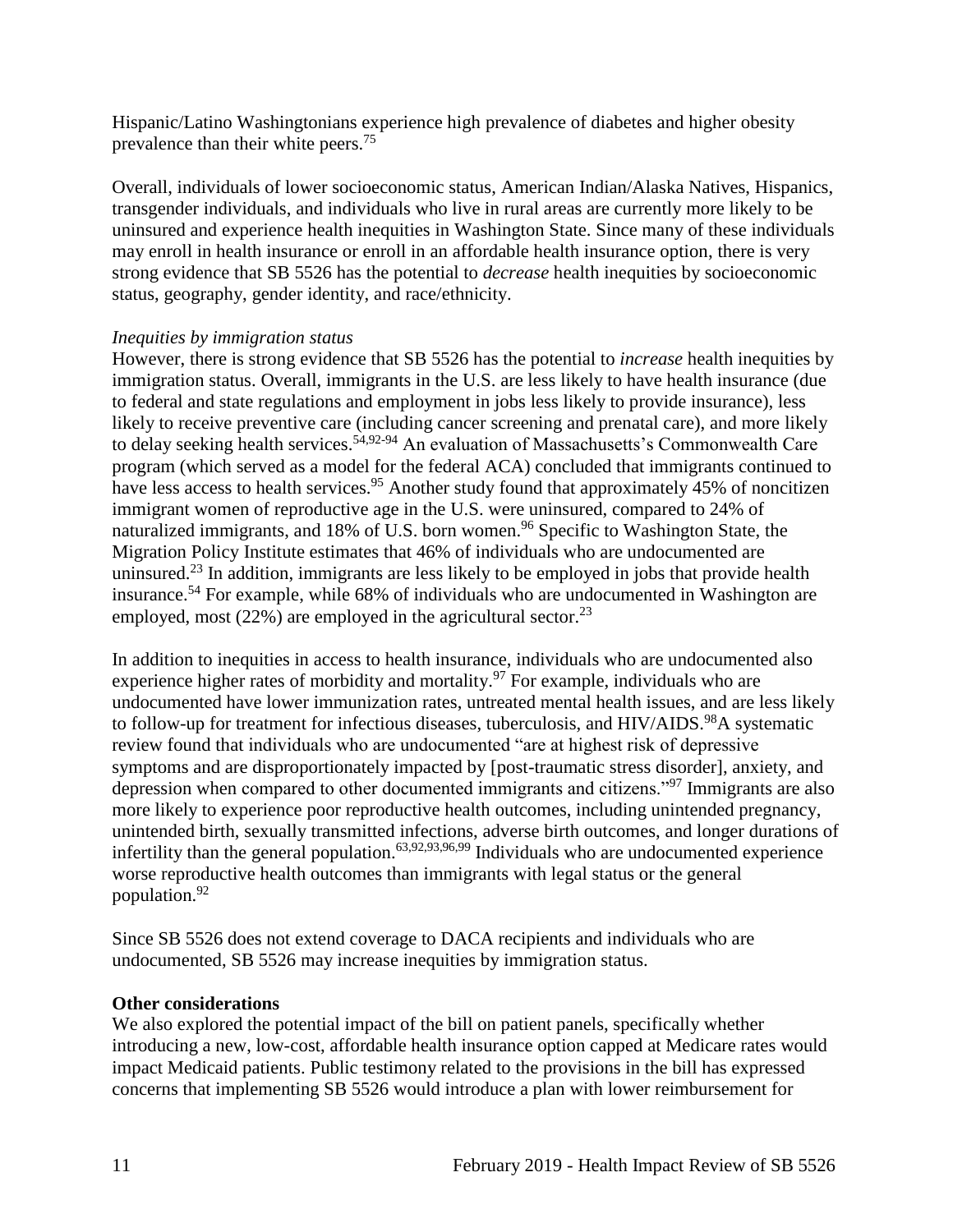Hispanic/Latino Washingtonians experience high prevalence of diabetes and higher obesity prevalence than their white peers.[75]

Overall, individuals of lower socioeconomic status, American Indian/Alaska Natives, Hispanics, transgender individuals, and individuals who live in rural areas are currently more likely to be uninsured and experience health inequities in Washington State. Since many of these individuals may enroll in health insurance or enroll in an affordable health insurance option, there is very strong evidence that SB 5526 has the potential to *decrease* health inequities by socioeconomic status, geography, gender identity, and race/ethnicity.

*Inequities by immigration status*

However, there is strong evidence that SB 5526 has the potential to *increase* health inequities by immigration status. Overall, immigrants in the U.S. are less likely to have health insurance (due to federal and state regulations and employment in jobs less likely to provide insurance), less likely to receive preventive care (including cancer screening and prenatal care), and more likely to delay seeking health services.[54,92-94] An evaluation of Massachusetts's Commonwealth Care program (which served as a model for the federal ACA) concluded that immigrants continued to have less access to health services.[95] Another study found that approximately 45% of noncitizen immigrant women of reproductive age in the U.S. were uninsured, compared to 24% of naturalized immigrants, and 18% of U.S. born women.[96] Specific to Washington State, the Migration Policy Institute estimates that 46% of individuals who are undocumented are uninsured.[23] In addition, immigrants are less likely to be employed in jobs that provide health insurance.[54] For example, while 68% of individuals who are undocumented in Washington are employed, most (22%) are employed in the agricultural sector.[23]

In addition to inequities in access to health insurance, individuals who are undocumented also experience higher rates of morbidity and mortality.[97] For example, individuals who are undocumented have lower immunization rates, untreated mental health issues, and are less likely to follow-up for treatment for infectious diseases, tuberculosis, and HIV/AIDS.[98] A systematic review found that individuals who are undocumented "are at highest risk of depressive symptoms and are disproportionately impacted by [post-traumatic stress disorder], anxiety, and depression when compared to other documented immigrants and citizens."[97] Immigrants are also more likely to experience poor reproductive health outcomes, including unintended pregnancy, unintended birth, sexually transmitted infections, adverse birth outcomes, and longer durations of infertility than the general population.[63,92,93,96,99] Individuals who are undocumented experience worse reproductive health outcomes than immigrants with legal status or the general population.[92]

Since SB 5526 does not extend coverage to DACA recipients and individuals who are undocumented, SB 5526 may increase inequities by immigration status.

**Other considerations**

We also explored the potential impact of the bill on patient panels, specifically whether introducing a new, low-cost, affordable health insurance option capped at Medicare rates would impact Medicaid patients. Public testimony related to the provisions in the bill has expressed concerns that implementing SB 5526 would introduce a plan with lower reimbursement for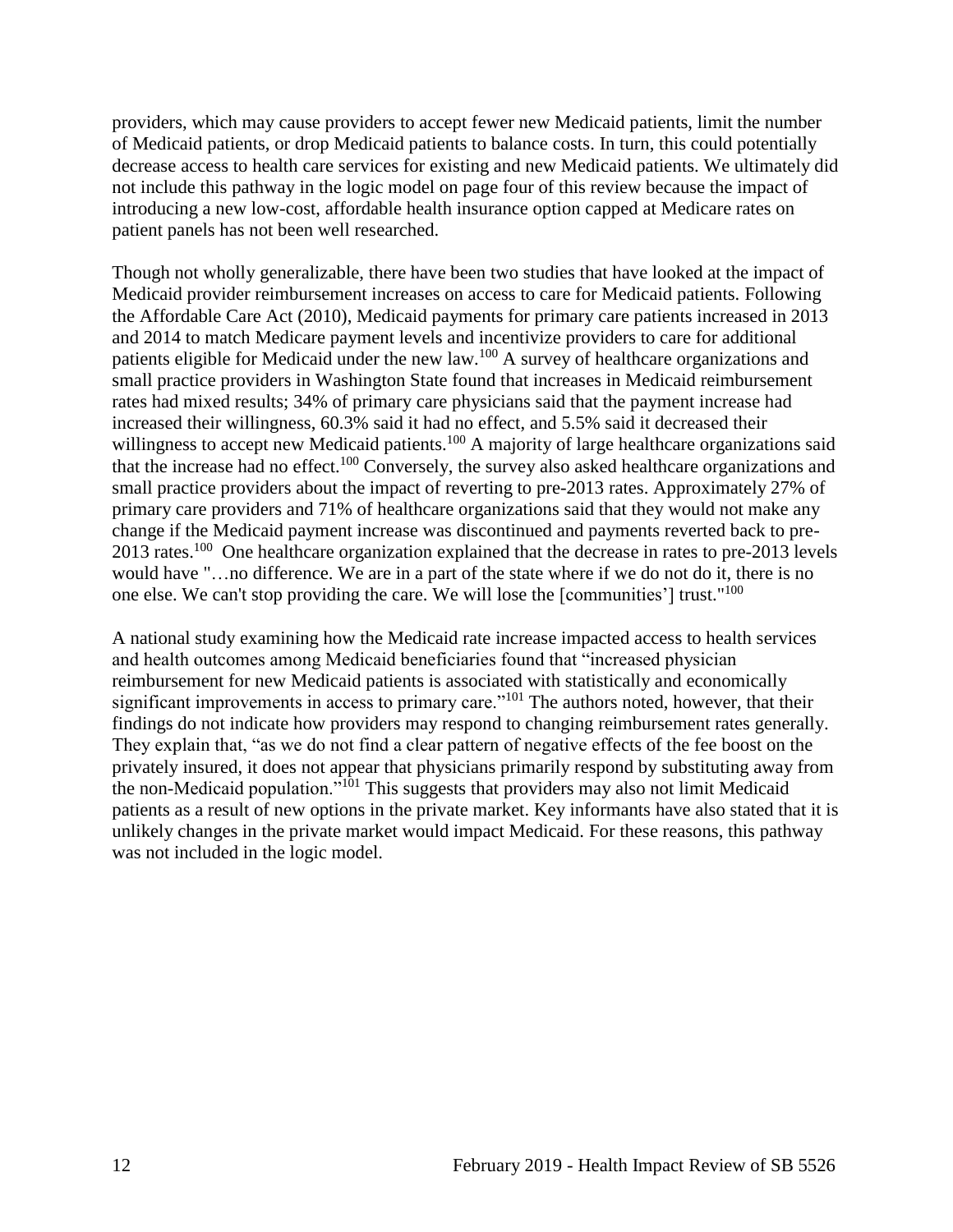providers, which may cause providers to accept fewer new Medicaid patients, limit the number of Medicaid patients, or drop Medicaid patients to balance costs. In turn, this could potentially decrease access to health care services for existing and new Medicaid patients. We ultimately did not include this pathway in the logic model on page four of this review because the impact of introducing a new low-cost, affordable health insurance option capped at Medicare rates on patient panels has not been well researched.

Though not wholly generalizable, there have been two studies that have looked at the impact of Medicaid provider reimbursement increases on access to care for Medicaid patients. Following the Affordable Care Act (2010), Medicaid payments for primary care patients increased in 2013 and 2014 to match Medicare payment levels and incentivize providers to care for additional patients eligible for Medicaid under the new law.[100] A survey of healthcare organizations and small practice providers in Washington State found that increases in Medicaid reimbursement rates had mixed results; 34% of primary care physicians said that the payment increase had increased their willingness, 60.3% said it had no effect, and 5.5% said it decreased their willingness to accept new Medicaid patients.[100] A majority of large healthcare organizations said that the increase had no effect.[100] Conversely, the survey also asked healthcare organizations and small practice providers about the impact of reverting to pre-2013 rates. Approximately 27% of primary care providers and 71% of healthcare organizations said that they would not make any change if the Medicaid payment increase was discontinued and payments reverted back to pre-2013 rates.[100] One healthcare organization explained that the decrease in rates to pre-2013 levels would have "…no difference. We are in a part of the state where if we do not do it, there is no one else. We can't stop providing the care. We will lose the [communities'] trust."[100]

A national study examining how the Medicaid rate increase impacted access to health services and health outcomes among Medicaid beneficiaries found that "increased physician reimbursement for new Medicaid patients is associated with statistically and economically significant improvements in access to primary care."[101] The authors noted, however, that their findings do not indicate how providers may respond to changing reimbursement rates generally. They explain that, "as we do not find a clear pattern of negative effects of the fee boost on the privately insured, it does not appear that physicians primarily respond by substituting away from the non-Medicaid population."[101] This suggests that providers may also not limit Medicaid patients as a result of new options in the private market. Key informants have also stated that it is unlikely changes in the private market would impact Medicaid. For these reasons, this pathway was not included in the logic model.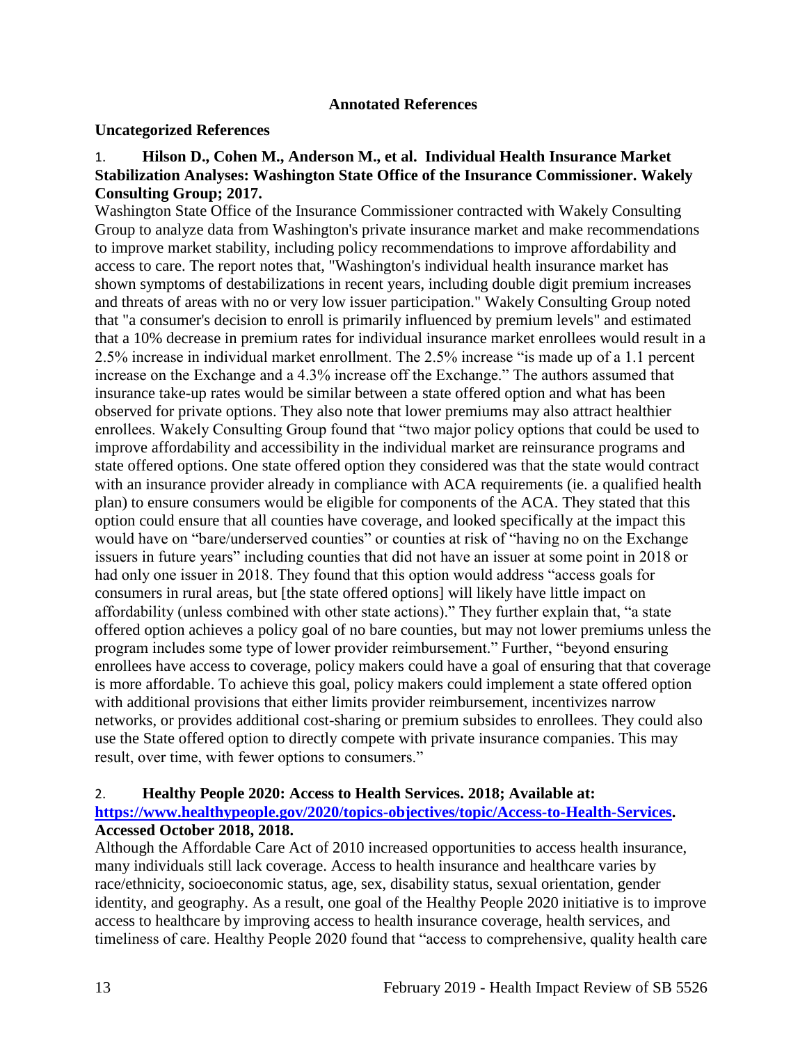## Annotated References

### Uncategorized References

1. **Hilson D., Cohen M., Anderson M., et al. Individual Health Insurance Market Stabilization Analyses: Washington State Office of the Insurance Commissioner. Wakely Consulting Group; 2017.**

Washington State Office of the Insurance Commissioner contracted with Wakely Consulting Group to analyze data from Washington's private insurance market and make recommendations to improve market stability, including policy recommendations to improve affordability and access to care. The report notes that, "Washington's individual health insurance market has shown symptoms of destabilizations in recent years, including double digit premium increases and threats of areas with no or very low issuer participation." Wakely Consulting Group noted that "a consumer's decision to enroll is primarily influenced by premium levels" and estimated that a 10% decrease in premium rates for individual insurance market enrollees would result in a 2.5% increase in individual market enrollment. The 2.5% increase "is made up of a 1.1 percent increase on the Exchange and a 4.3% increase off the Exchange." The authors assumed that insurance take-up rates would be similar between a state offered option and what has been observed for private options. They also note that lower premiums may also attract healthier enrollees. Wakely Consulting Group found that "two major policy options that could be used to improve affordability and accessibility in the individual market are reinsurance programs and state offered options. One state offered option they considered was that the state would contract with an insurance provider already in compliance with ACA requirements (ie. a qualified health plan) to ensure consumers would be eligible for components of the ACA. They stated that this option could ensure that all counties have coverage, and looked specifically at the impact this would have on "bare/underserved counties" or counties at risk of "having no on the Exchange issuers in future years" including counties that did not have an issuer at some point in 2018 or had only one issuer in 2018. They found that this option would address "access goals for consumers in rural areas, but [the state offered options] will likely have little impact on affordability (unless combined with other state actions)." They further explain that, "a state offered option achieves a policy goal of no bare counties, but may not lower premiums unless the program includes some type of lower provider reimbursement." Further, "beyond ensuring enrollees have access to coverage, policy makers could have a goal of ensuring that that coverage is more affordable. To achieve this goal, policy makers could implement a state offered option with additional provisions that either limits provider reimbursement, incentivizes narrow networks, or provides additional cost-sharing or premium subsides to enrollees. They could also use the State offered option to directly compete with private insurance companies. This may result, over time, with fewer options to consumers."

2. **Healthy People 2020: Access to Health Services. 2018; Available at: [https://www.healthypeople.gov/2020/topics-objectives/topic/Access-to-Health-Services](https://www.healthypeople.gov/2020/topics-objectives/topic/Access-to-Health-Services). Accessed October 2018, 2018.**

Although the Affordable Care Act of 2010 increased opportunities to access health insurance, many individuals still lack coverage. Access to health insurance and healthcare varies by race/ethnicity, socioeconomic status, age, sex, disability status, sexual orientation, gender identity, and geography. As a result, one goal of the Healthy People 2020 initiative is to improve access to healthcare by improving access to health insurance coverage, health services, and timeliness of care. Healthy People 2020 found that "access to comprehensive, quality health care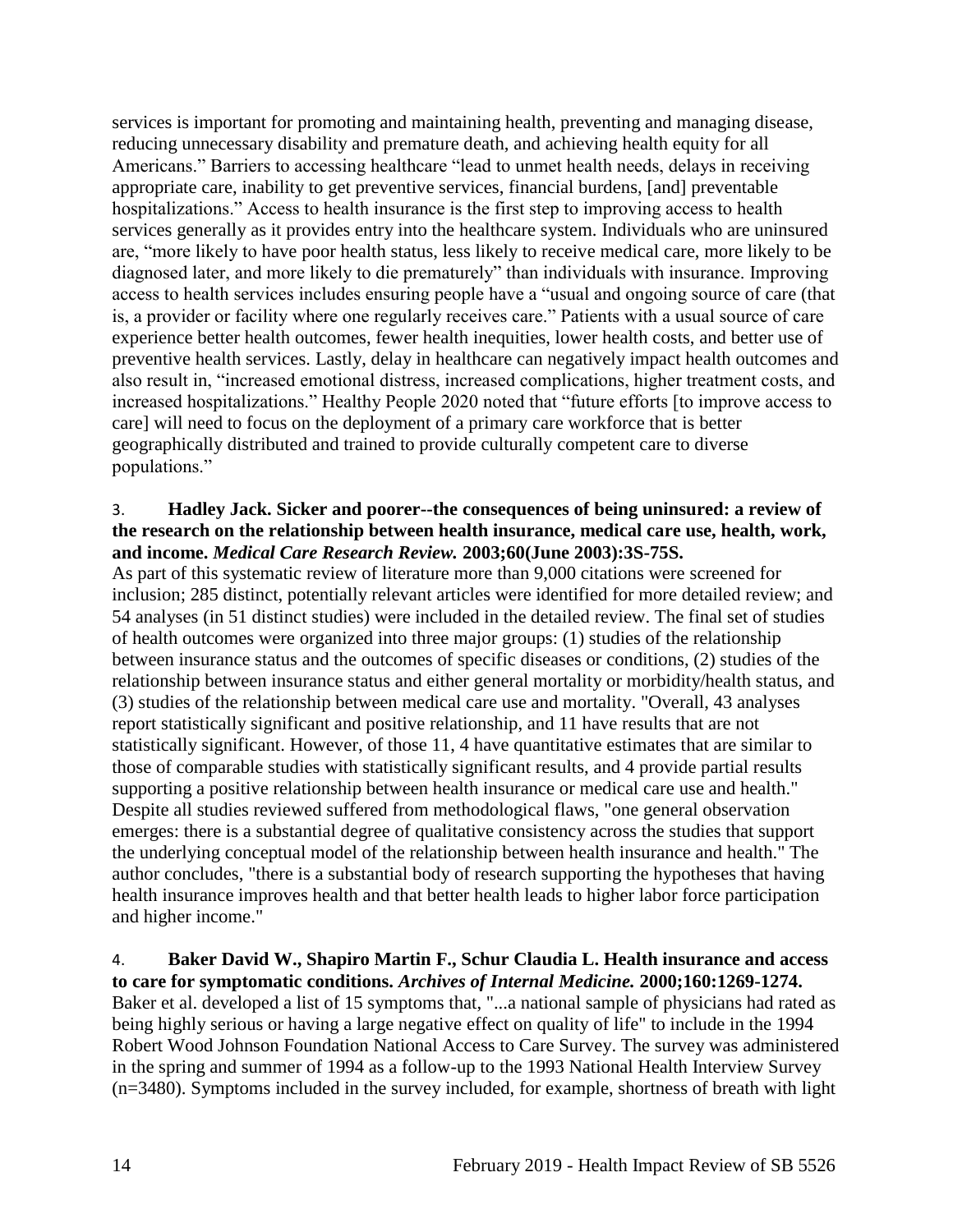services is important for promoting and maintaining health, preventing and managing disease, reducing unnecessary disability and premature death, and achieving health equity for all Americans." Barriers to accessing healthcare "lead to unmet health needs, delays in receiving appropriate care, inability to get preventive services, financial burdens, [and] preventable hospitalizations." Access to health insurance is the first step to improving access to health services generally as it provides entry into the healthcare system. Individuals who are uninsured are, "more likely to have poor health status, less likely to receive medical care, more likely to be diagnosed later, and more likely to die prematurely" than individuals with insurance. Improving access to health services includes ensuring people have a "usual and ongoing source of care (that is, a provider or facility where one regularly receives care." Patients with a usual source of care experience better health outcomes, fewer health inequities, lower health costs, and better use of preventive health services. Lastly, delay in healthcare can negatively impact health outcomes and also result in, "increased emotional distress, increased complications, higher treatment costs, and increased hospitalizations." Healthy People 2020 noted that "future efforts [to improve access to care] will need to focus on the deployment of a primary care workforce that is better geographically distributed and trained to provide culturally competent care to diverse populations."

3. **Hadley Jack. Sicker and poorer--the consequences of being uninsured: a review of the research on the relationship between health insurance, medical care use, health, work, and income. *Medical Care Research Review.* 2003;60(June 2003):3S-75S.**
As part of this systematic review of literature more than 9,000 citations were screened for inclusion; 285 distinct, potentially relevant articles were identified for more detailed review; and 54 analyses (in 51 distinct studies) were included in the detailed review. The final set of studies of health outcomes were organized into three major groups: (1) studies of the relationship between insurance status and the outcomes of specific diseases or conditions, (2) studies of the relationship between insurance status and either general mortality or morbidity/health status, and (3) studies of the relationship between medical care use and mortality. "Overall, 43 analyses report statistically significant and positive relationship, and 11 have results that are not statistically significant. However, of those 11, 4 have quantitative estimates that are similar to those of comparable studies with statistically significant results, and 4 provide partial results supporting a positive relationship between health insurance or medical care use and health." Despite all studies reviewed suffered from methodological flaws, "one general observation emerges: there is a substantial degree of qualitative consistency across the studies that support the underlying conceptual model of the relationship between health insurance and health." The author concludes, "there is a substantial body of research supporting the hypotheses that having health insurance improves health and that better health leads to higher labor force participation and higher income."

4. **Baker David W., Shapiro Martin F., Schur Claudia L. Health insurance and access to care for symptomatic conditions. *Archives of Internal Medicine.* 2000;160:1269-1274.**
Baker et al. developed a list of 15 symptoms that, "...a national sample of physicians had rated as being highly serious or having a large negative effect on quality of life" to include in the 1994 Robert Wood Johnson Foundation National Access to Care Survey. The survey was administered in the spring and summer of 1994 as a follow-up to the 1993 National Health Interview Survey (n=3480). Symptoms included in the survey included, for example, shortness of breath with light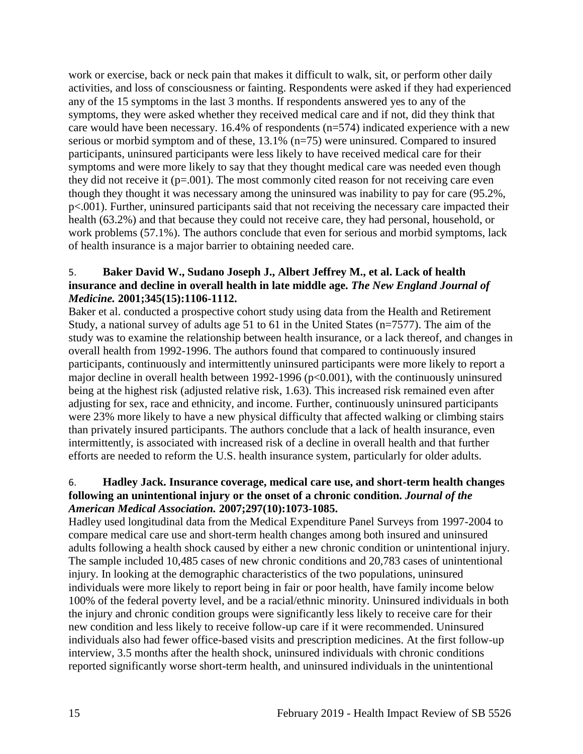work or exercise, back or neck pain that makes it difficult to walk, sit, or perform other daily activities, and loss of consciousness or fainting. Respondents were asked if they had experienced any of the 15 symptoms in the last 3 months. If respondents answered yes to any of the symptoms, they were asked whether they received medical care and if not, did they think that care would have been necessary. 16.4% of respondents (n=574) indicated experience with a new serious or morbid symptom and of these, 13.1% (n=75) were uninsured. Compared to insured participants, uninsured participants were less likely to have received medical care for their symptoms and were more likely to say that they thought medical care was needed even though they did not receive it (p=.001). The most commonly cited reason for not receiving care even though they thought it was necessary among the uninsured was inability to pay for care (95.2%, p<.001). Further, uninsured participants said that not receiving the necessary care impacted their health (63.2%) and that because they could not receive care, they had personal, household, or work problems (57.1%). The authors conclude that even for serious and morbid symptoms, lack of health insurance is a major barrier to obtaining needed care.

5. **Baker David W., Sudano Joseph J., Albert Jeffrey M., et al. Lack of health insurance and decline in overall health in late middle age. *The New England Journal of Medicine.* 2001;345(15):1106-1112.**

Baker et al. conducted a prospective cohort study using data from the Health and Retirement Study, a national survey of adults age 51 to 61 in the United States (n=7577). The aim of the study was to examine the relationship between health insurance, or a lack thereof, and changes in overall health from 1992-1996. The authors found that compared to continuously insured participants, continuously and intermittently uninsured participants were more likely to report a major decline in overall health between 1992-1996 (p<0.001), with the continuously uninsured being at the highest risk (adjusted relative risk, 1.63). This increased risk remained even after adjusting for sex, race and ethnicity, and income. Further, continuously uninsured participants were 23% more likely to have a new physical difficulty that affected walking or climbing stairs than privately insured participants. The authors conclude that a lack of health insurance, even intermittently, is associated with increased risk of a decline in overall health and that further efforts are needed to reform the U.S. health insurance system, particularly for older adults.

6. **Hadley Jack. Insurance coverage, medical care use, and short-term health changes following an unintentional injury or the onset of a chronic condition. *Journal of the American Medical Association.* 2007;297(10):1073-1085.**

Hadley used longitudinal data from the Medical Expenditure Panel Surveys from 1997-2004 to compare medical care use and short-term health changes among both insured and uninsured adults following a health shock caused by either a new chronic condition or unintentional injury. The sample included 10,485 cases of new chronic conditions and 20,783 cases of unintentional injury. In looking at the demographic characteristics of the two populations, uninsured individuals were more likely to report being in fair or poor health, have family income below 100% of the federal poverty level, and be a racial/ethnic minority. Uninsured individuals in both the injury and chronic condition groups were significantly less likely to receive care for their new condition and less likely to receive follow-up care if it were recommended. Uninsured individuals also had fewer office-based visits and prescription medicines. At the first follow-up interview, 3.5 months after the health shock, uninsured individuals with chronic conditions reported significantly worse short-term health, and uninsured individuals in the unintentional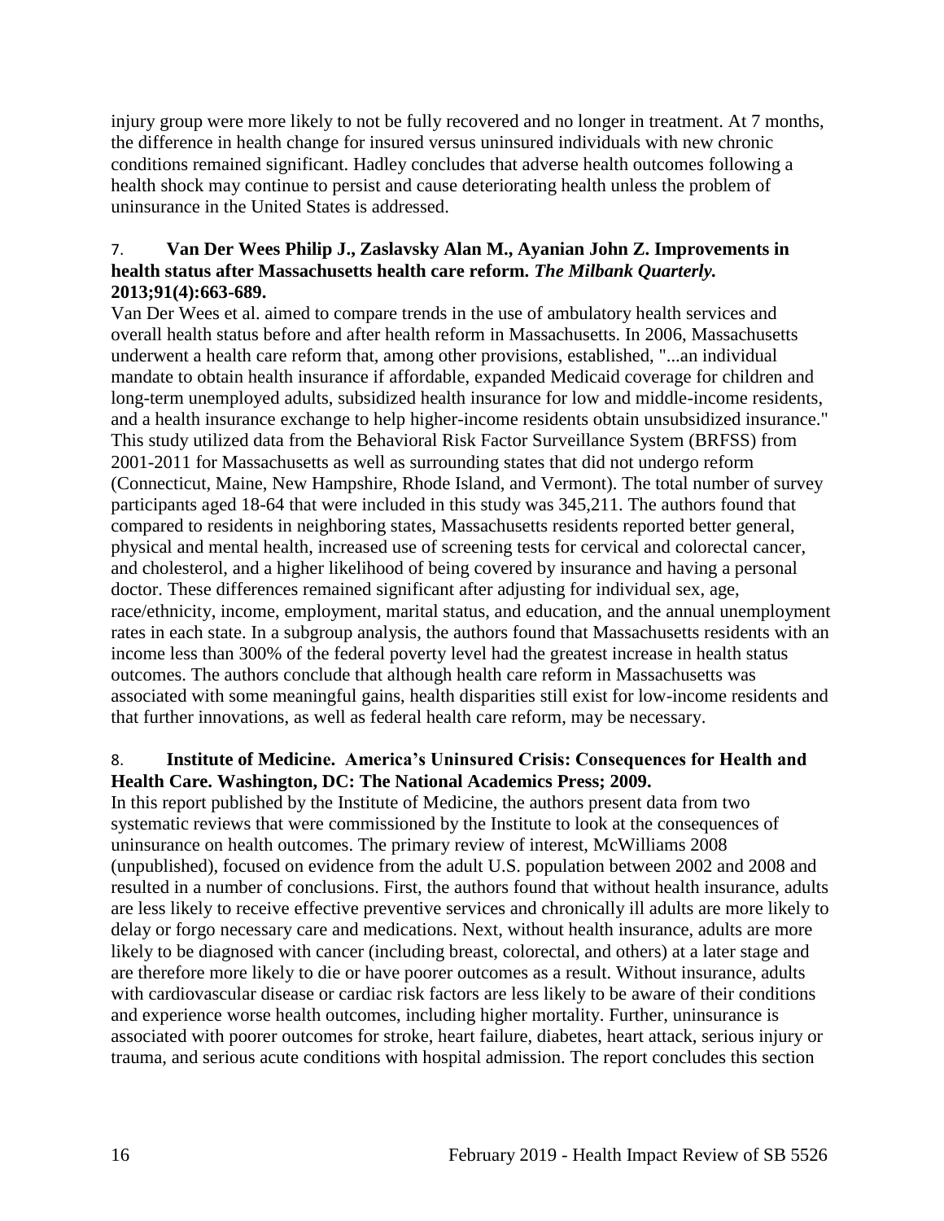injury group were more likely to not be fully recovered and no longer in treatment. At 7 months, the difference in health change for insured versus uninsured individuals with new chronic conditions remained significant. Hadley concludes that adverse health outcomes following a health shock may continue to persist and cause deteriorating health unless the problem of uninsurance in the United States is addressed.

7. **Van Der Wees Philip J., Zaslavsky Alan M., Ayanian John Z. Improvements in health status after Massachusetts health care reform. *The Milbank Quarterly.* 2013;91(4):663-689.**

Van Der Wees et al. aimed to compare trends in the use of ambulatory health services and overall health status before and after health reform in Massachusetts. In 2006, Massachusetts underwent a health care reform that, among other provisions, established, "...an individual mandate to obtain health insurance if affordable, expanded Medicaid coverage for children and long-term unemployed adults, subsidized health insurance for low and middle-income residents, and a health insurance exchange to help higher-income residents obtain unsubsidized insurance." This study utilized data from the Behavioral Risk Factor Surveillance System (BRFSS) from 2001-2011 for Massachusetts as well as surrounding states that did not undergo reform (Connecticut, Maine, New Hampshire, Rhode Island, and Vermont). The total number of survey participants aged 18-64 that were included in this study was 345,211. The authors found that compared to residents in neighboring states, Massachusetts residents reported better general, physical and mental health, increased use of screening tests for cervical and colorectal cancer, and cholesterol, and a higher likelihood of being covered by insurance and having a personal doctor. These differences remained significant after adjusting for individual sex, age, race/ethnicity, income, employment, marital status, and education, and the annual unemployment rates in each state. In a subgroup analysis, the authors found that Massachusetts residents with an income less than 300% of the federal poverty level had the greatest increase in health status outcomes. The authors conclude that although health care reform in Massachusetts was associated with some meaningful gains, health disparities still exist for low-income residents and that further innovations, as well as federal health care reform, may be necessary.

8. **Institute of Medicine. America's Uninsured Crisis: Consequences for Health and Health Care. Washington, DC: The National Academics Press; 2009.**

In this report published by the Institute of Medicine, the authors present data from two systematic reviews that were commissioned by the Institute to look at the consequences of uninsurance on health outcomes. The primary review of interest, McWilliams 2008 (unpublished), focused on evidence from the adult U.S. population between 2002 and 2008 and resulted in a number of conclusions. First, the authors found that without health insurance, adults are less likely to receive effective preventive services and chronically ill adults are more likely to delay or forgo necessary care and medications. Next, without health insurance, adults are more likely to be diagnosed with cancer (including breast, colorectal, and others) at a later stage and are therefore more likely to die or have poorer outcomes as a result. Without insurance, adults with cardiovascular disease or cardiac risk factors are less likely to be aware of their conditions and experience worse health outcomes, including higher mortality. Further, uninsurance is associated with poorer outcomes for stroke, heart failure, diabetes, heart attack, serious injury or trauma, and serious acute conditions with hospital admission. The report concludes this section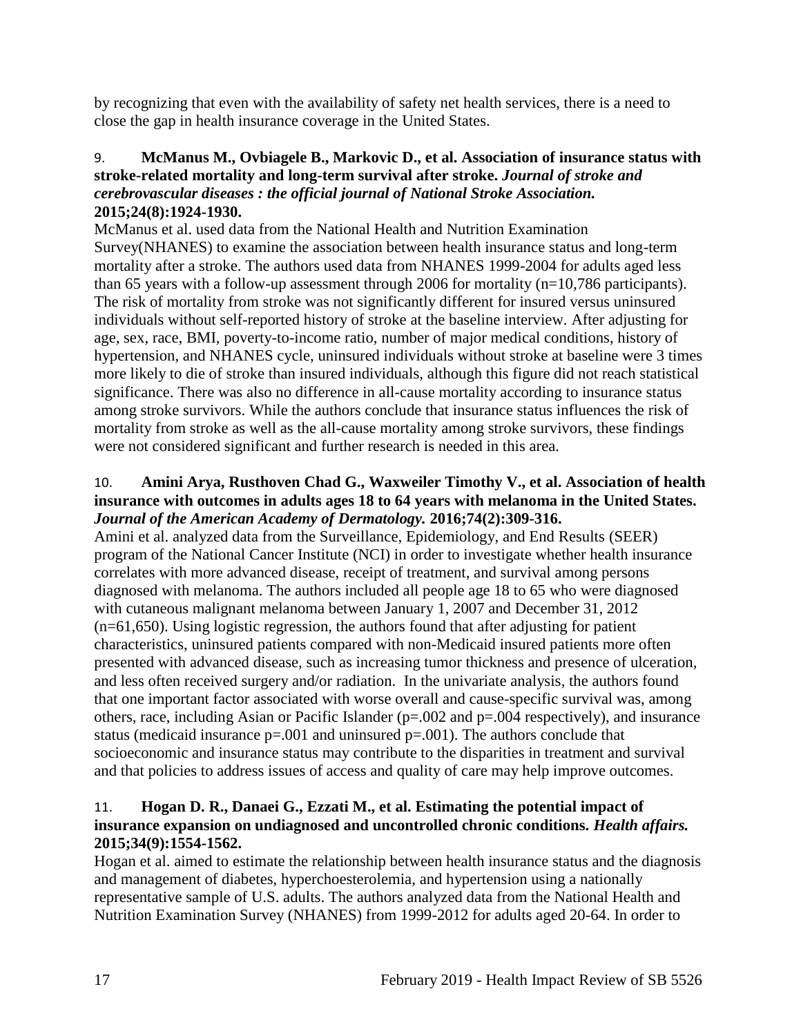by recognizing that even with the availability of safety net health services, there is a need to close the gap in health insurance coverage in the United States.

9. **McManus M., Ovbiagele B., Markovic D., et al. Association of insurance status with stroke-related mortality and long-term survival after stroke. *Journal of stroke and cerebrovascular diseases : the official journal of National Stroke Association.* 2015;24(8):1924-1930.**

McManus et al. used data from the National Health and Nutrition Examination Survey(NHANES) to examine the association between health insurance status and long-term mortality after a stroke. The authors used data from NHANES 1999-2004 for adults aged less than 65 years with a follow-up assessment through 2006 for mortality (n=10,786 participants). The risk of mortality from stroke was not significantly different for insured versus uninsured individuals without self-reported history of stroke at the baseline interview. After adjusting for age, sex, race, BMI, poverty-to-income ratio, number of major medical conditions, history of hypertension, and NHANES cycle, uninsured individuals without stroke at baseline were 3 times more likely to die of stroke than insured individuals, although this figure did not reach statistical significance. There was also no difference in all-cause mortality according to insurance status among stroke survivors. While the authors conclude that insurance status influences the risk of mortality from stroke as well as the all-cause mortality among stroke survivors, these findings were not considered significant and further research is needed in this area.

10. **Amini Arya, Rusthoven Chad G., Waxweiler Timothy V., et al. Association of health insurance with outcomes in adults ages 18 to 64 years with melanoma in the United States. *Journal of the American Academy of Dermatology.* 2016;74(2):309-316.**

Amini et al. analyzed data from the Surveillance, Epidemiology, and End Results (SEER) program of the National Cancer Institute (NCI) in order to investigate whether health insurance correlates with more advanced disease, receipt of treatment, and survival among persons diagnosed with melanoma. The authors included all people age 18 to 65 who were diagnosed with cutaneous malignant melanoma between January 1, 2007 and December 31, 2012 (n=61,650). Using logistic regression, the authors found that after adjusting for patient characteristics, uninsured patients compared with non-Medicaid insured patients more often presented with advanced disease, such as increasing tumor thickness and presence of ulceration, and less often received surgery and/or radiation. In the univariate analysis, the authors found that one important factor associated with worse overall and cause-specific survival was, among others, race, including Asian or Pacific Islander ($p=.002$ and $p=.004$ respectively), and insurance status (medicaid insurance $p=.001$ and uninsured $p=.001$). The authors conclude that socioeconomic and insurance status may contribute to the disparities in treatment and survival and that policies to address issues of access and quality of care may help improve outcomes.

11. **Hogan D. R., Danaei G., Ezzati M., et al. Estimating the potential impact of insurance expansion on undiagnosed and uncontrolled chronic conditions. *Health affairs.* 2015;34(9):1554-1562.**

Hogan et al. aimed to estimate the relationship between health insurance status and the diagnosis and management of diabetes, hyperchoesterolemia, and hypertension using a nationally representative sample of U.S. adults. The authors analyzed data from the National Health and Nutrition Examination Survey (NHANES) from 1999-2012 for adults aged 20-64. In order to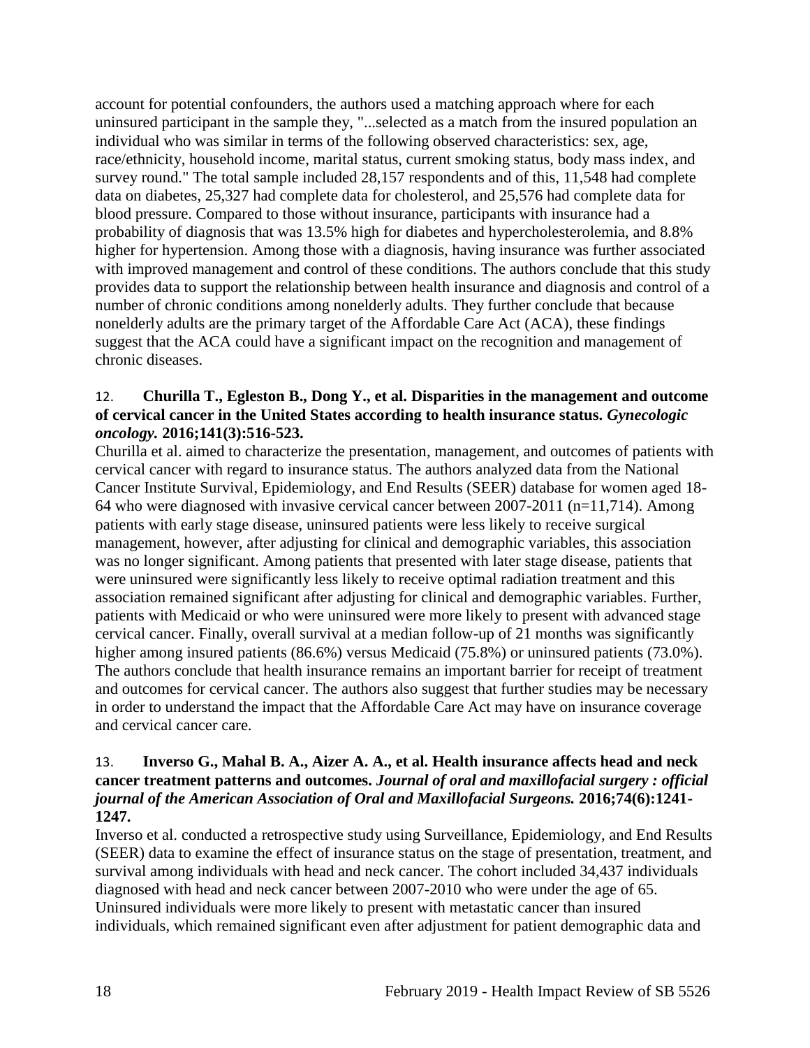account for potential confounders, the authors used a matching approach where for each uninsured participant in the sample they, "...selected as a match from the insured population an individual who was similar in terms of the following observed characteristics: sex, age, race/ethnicity, household income, marital status, current smoking status, body mass index, and survey round." The total sample included 28,157 respondents and of this, 11,548 had complete data on diabetes, 25,327 had complete data for cholesterol, and 25,576 had complete data for blood pressure. Compared to those without insurance, participants with insurance had a probability of diagnosis that was 13.5% high for diabetes and hypercholesterolemia, and 8.8% higher for hypertension. Among those with a diagnosis, having insurance was further associated with improved management and control of these conditions. The authors conclude that this study provides data to support the relationship between health insurance and diagnosis and control of a number of chronic conditions among nonelderly adults. They further conclude that because nonelderly adults are the primary target of the Affordable Care Act (ACA), these findings suggest that the ACA could have a significant impact on the recognition and management of chronic diseases.

12. **Churilla T., Egleston B., Dong Y., et al. Disparities in the management and outcome of cervical cancer in the United States according to health insurance status.** ***Gynecologic oncology.*** **2016;141(3):516-523.**

Churilla et al. aimed to characterize the presentation, management, and outcomes of patients with cervical cancer with regard to insurance status. The authors analyzed data from the National Cancer Institute Survival, Epidemiology, and End Results (SEER) database for women aged 18-64 who were diagnosed with invasive cervical cancer between 2007-2011 (n=11,714). Among patients with early stage disease, uninsured patients were less likely to receive surgical management, however, after adjusting for clinical and demographic variables, this association was no longer significant. Among patients that presented with later stage disease, patients that were uninsured were significantly less likely to receive optimal radiation treatment and this association remained significant after adjusting for clinical and demographic variables. Further, patients with Medicaid or who were uninsured were more likely to present with advanced stage cervical cancer. Finally, overall survival at a median follow-up of 21 months was significantly higher among insured patients (86.6%) versus Medicaid (75.8%) or uninsured patients (73.0%). The authors conclude that health insurance remains an important barrier for receipt of treatment and outcomes for cervical cancer. The authors also suggest that further studies may be necessary in order to understand the impact that the Affordable Care Act may have on insurance coverage and cervical cancer care.

13. **Inverso G., Mahal B. A., Aizer A. A., et al. Health insurance affects head and neck cancer treatment patterns and outcomes.** ***Journal of oral and maxillofacial surgery : official journal of the American Association of Oral and Maxillofacial Surgeons.*** **2016;74(6):1241-1247.**

Inverso et al. conducted a retrospective study using Surveillance, Epidemiology, and End Results (SEER) data to examine the effect of insurance status on the stage of presentation, treatment, and survival among individuals with head and neck cancer. The cohort included 34,437 individuals diagnosed with head and neck cancer between 2007-2010 who were under the age of 65. Uninsured individuals were more likely to present with metastatic cancer than insured individuals, which remained significant even after adjustment for patient demographic data and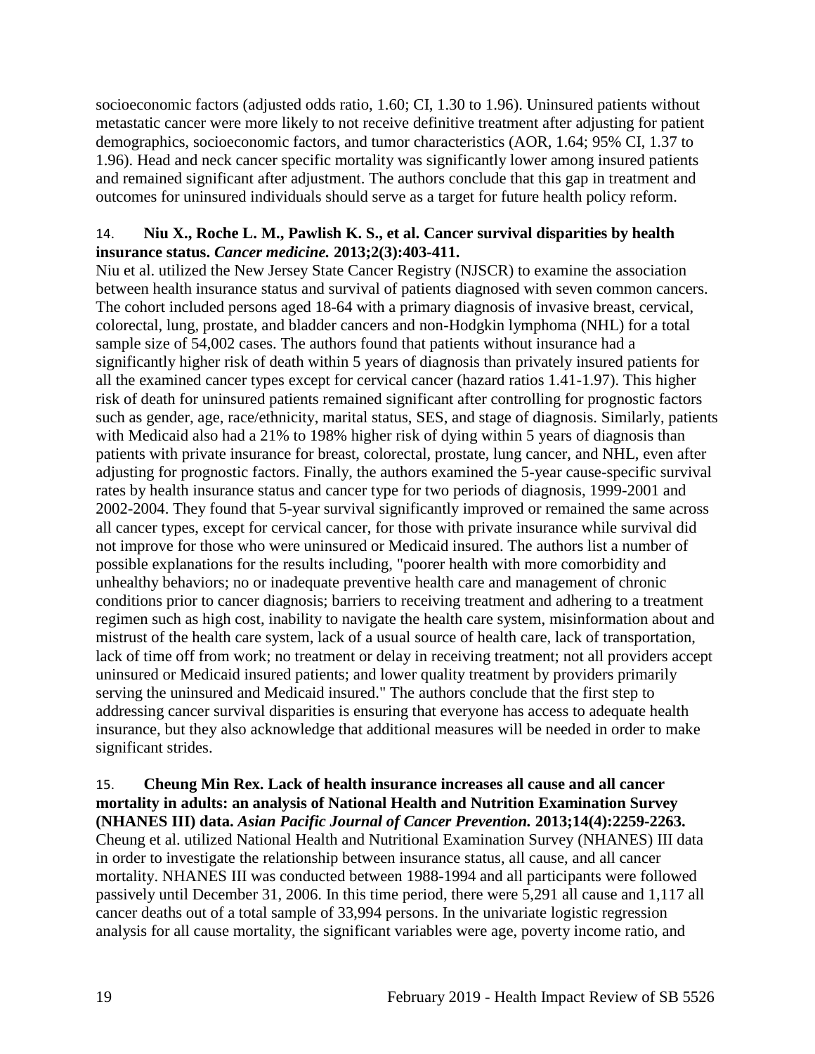socioeconomic factors (adjusted odds ratio, 1.60; CI, 1.30 to 1.96). Uninsured patients without metastatic cancer were more likely to not receive definitive treatment after adjusting for patient demographics, socioeconomic factors, and tumor characteristics (AOR, 1.64; 95% CI, 1.37 to 1.96). Head and neck cancer specific mortality was significantly lower among insured patients and remained significant after adjustment. The authors conclude that this gap in treatment and outcomes for uninsured individuals should serve as a target for future health policy reform.

14. **Niu X., Roche L. M., Pawlish K. S., et al. Cancer survival disparities by health insurance status.** ***Cancer medicine.*** **2013;2(3):403-411.**
Niu et al. utilized the New Jersey State Cancer Registry (NJSCR) to examine the association between health insurance status and survival of patients diagnosed with seven common cancers. The cohort included persons aged 18-64 with a primary diagnosis of invasive breast, cervical, colorectal, lung, prostate, and bladder cancers and non-Hodgkin lymphoma (NHL) for a total sample size of 54,002 cases. The authors found that patients without insurance had a significantly higher risk of death within 5 years of diagnosis than privately insured patients for all the examined cancer types except for cervical cancer (hazard ratios 1.41-1.97). This higher risk of death for uninsured patients remained significant after controlling for prognostic factors such as gender, age, race/ethnicity, marital status, SES, and stage of diagnosis. Similarly, patients with Medicaid also had a 21% to 198% higher risk of dying within 5 years of diagnosis than patients with private insurance for breast, colorectal, prostate, lung cancer, and NHL, even after adjusting for prognostic factors. Finally, the authors examined the 5-year cause-specific survival rates by health insurance status and cancer type for two periods of diagnosis, 1999-2001 and 2002-2004. They found that 5-year survival significantly improved or remained the same across all cancer types, except for cervical cancer, for those with private insurance while survival did not improve for those who were uninsured or Medicaid insured. The authors list a number of possible explanations for the results including, "poorer health with more comorbidity and unhealthy behaviors; no or inadequate preventive health care and management of chronic conditions prior to cancer diagnosis; barriers to receiving treatment and adhering to a treatment regimen such as high cost, inability to navigate the health care system, misinformation about and mistrust of the health care system, lack of a usual source of health care, lack of transportation, lack of time off from work; no treatment or delay in receiving treatment; not all providers accept uninsured or Medicaid insured patients; and lower quality treatment by providers primarily serving the uninsured and Medicaid insured." The authors conclude that the first step to addressing cancer survival disparities is ensuring that everyone has access to adequate health insurance, but they also acknowledge that additional measures will be needed in order to make significant strides.

15. **Cheung Min Rex. Lack of health insurance increases all cause and all cancer mortality in adults: an analysis of National Health and Nutrition Examination Survey (NHANES III) data.** ***Asian Pacific Journal of Cancer Prevention.*** **2013;14(4):2259-2263.**
Cheung et al. utilized National Health and Nutritional Examination Survey (NHANES) III data in order to investigate the relationship between insurance status, all cause, and all cancer mortality. NHANES III was conducted between 1988-1994 and all participants were followed passively until December 31, 2006. In this time period, there were 5,291 all cause and 1,117 all cancer deaths out of a total sample of 33,994 persons. In the univariate logistic regression analysis for all cause mortality, the significant variables were age, poverty income ratio, and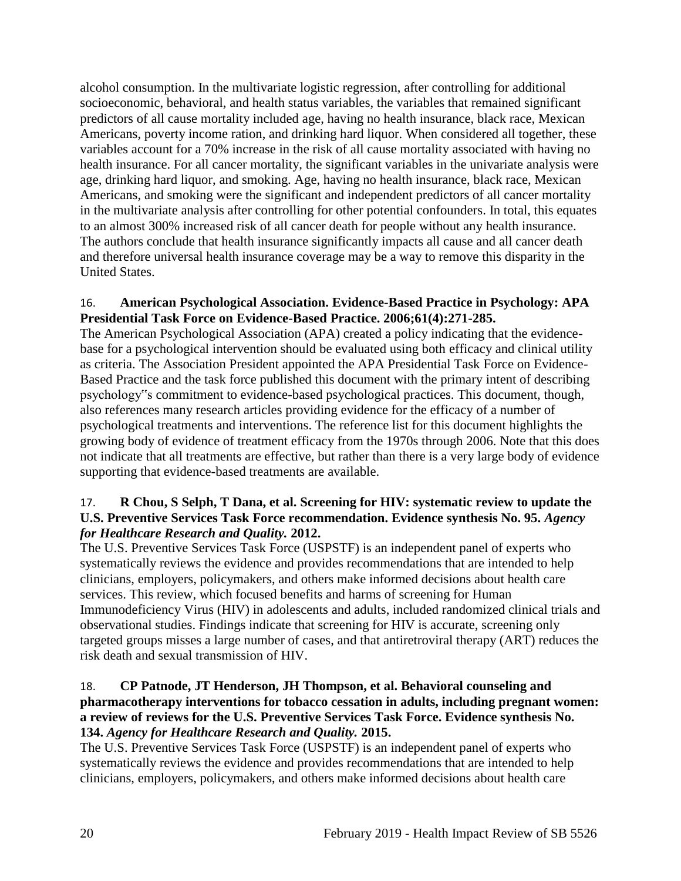alcohol consumption. In the multivariate logistic regression, after controlling for additional socioeconomic, behavioral, and health status variables, the variables that remained significant predictors of all cause mortality included age, having no health insurance, black race, Mexican Americans, poverty income ration, and drinking hard liquor. When considered all together, these variables account for a 70% increase in the risk of all cause mortality associated with having no health insurance. For all cancer mortality, the significant variables in the univariate analysis were age, drinking hard liquor, and smoking. Age, having no health insurance, black race, Mexican Americans, and smoking were the significant and independent predictors of all cancer mortality in the multivariate analysis after controlling for other potential confounders. In total, this equates to an almost 300% increased risk of all cancer death for people without any health insurance. The authors conclude that health insurance significantly impacts all cause and all cancer death and therefore universal health insurance coverage may be a way to remove this disparity in the United States.

16. **American Psychological Association. Evidence-Based Practice in Psychology: APA Presidential Task Force on Evidence-Based Practice. 2006;61(4):271-285.**

The American Psychological Association (APA) created a policy indicating that the evidence-base for a psychological intervention should be evaluated using both efficacy and clinical utility as criteria. The Association President appointed the APA Presidential Task Force on Evidence-Based Practice and the task force published this document with the primary intent of describing psychology"s commitment to evidence-based psychological practices. This document, though, also references many research articles providing evidence for the efficacy of a number of psychological treatments and interventions. The reference list for this document highlights the growing body of evidence of treatment efficacy from the 1970s through 2006. Note that this does not indicate that all treatments are effective, but rather than there is a very large body of evidence supporting that evidence-based treatments are available.

17. **R Chou, S Selph, T Dana, et al. Screening for HIV: systematic review to update the U.S. Preventive Services Task Force recommendation. Evidence synthesis No. 95. *Agency for Healthcare Research and Quality.* 2012.**

The U.S. Preventive Services Task Force (USPSTF) is an independent panel of experts who systematically reviews the evidence and provides recommendations that are intended to help clinicians, employers, policymakers, and others make informed decisions about health care services. This review, which focused benefits and harms of screening for Human Immunodeficiency Virus (HIV) in adolescents and adults, included randomized clinical trials and observational studies. Findings indicate that screening for HIV is accurate, screening only targeted groups misses a large number of cases, and that antiretroviral therapy (ART) reduces the risk death and sexual transmission of HIV.

18. **CP Patnode, JT Henderson, JH Thompson, et al. Behavioral counseling and pharmacotherapy interventions for tobacco cessation in adults, including pregnant women: a review of reviews for the U.S. Preventive Services Task Force. Evidence synthesis No. 134. *Agency for Healthcare Research and Quality.* 2015.**

The U.S. Preventive Services Task Force (USPSTF) is an independent panel of experts who systematically reviews the evidence and provides recommendations that are intended to help clinicians, employers, policymakers, and others make informed decisions about health care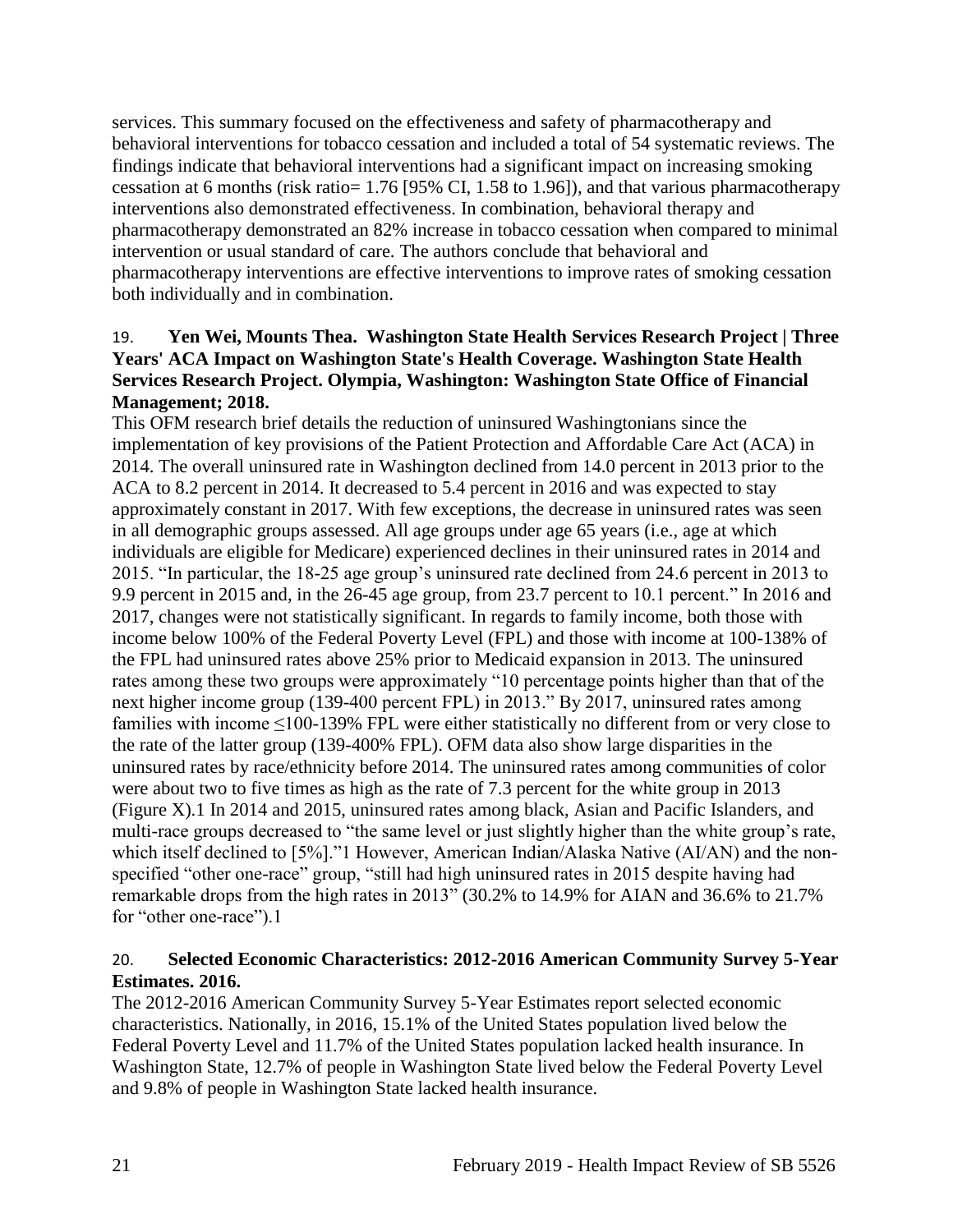services. This summary focused on the effectiveness and safety of pharmacotherapy and behavioral interventions for tobacco cessation and included a total of 54 systematic reviews. The findings indicate that behavioral interventions had a significant impact on increasing smoking cessation at 6 months (risk ratio= 1.76 [95% CI, 1.58 to 1.96]), and that various pharmacotherapy interventions also demonstrated effectiveness. In combination, behavioral therapy and pharmacotherapy demonstrated an 82% increase in tobacco cessation when compared to minimal intervention or usual standard of care. The authors conclude that behavioral and pharmacotherapy interventions are effective interventions to improve rates of smoking cessation both individually and in combination.

19. **Yen Wei, Mounts Thea. Washington State Health Services Research Project | Three Years' ACA Impact on Washington State's Health Coverage. Washington State Health Services Research Project. Olympia, Washington: Washington State Office of Financial Management; 2018.**

This OFM research brief details the reduction of uninsured Washingtonians since the implementation of key provisions of the Patient Protection and Affordable Care Act (ACA) in 2014. The overall uninsured rate in Washington declined from 14.0 percent in 2013 prior to the ACA to 8.2 percent in 2014. It decreased to 5.4 percent in 2016 and was expected to stay approximately constant in 2017. With few exceptions, the decrease in uninsured rates was seen in all demographic groups assessed. All age groups under age 65 years (i.e., age at which individuals are eligible for Medicare) experienced declines in their uninsured rates in 2014 and 2015. "In particular, the 18-25 age group's uninsured rate declined from 24.6 percent in 2013 to 9.9 percent in 2015 and, in the 26-45 age group, from 23.7 percent to 10.1 percent." In 2016 and 2017, changes were not statistically significant. In regards to family income, both those with income below 100% of the Federal Poverty Level (FPL) and those with income at 100-138% of the FPL had uninsured rates above 25% prior to Medicaid expansion in 2013. The uninsured rates among these two groups were approximately "10 percentage points higher than that of the next higher income group (139-400 percent FPL) in 2013." By 2017, uninsured rates among families with income ≤100-139% FPL were either statistically no different from or very close to the rate of the latter group (139-400% FPL). OFM data also show large disparities in the uninsured rates by race/ethnicity before 2014. The uninsured rates among communities of color were about two to five times as high as the rate of 7.3 percent for the white group in 2013 (Figure X).1 In 2014 and 2015, uninsured rates among black, Asian and Pacific Islanders, and multi-race groups decreased to "the same level or just slightly higher than the white group's rate, which itself declined to [5%]."1 However, American Indian/Alaska Native (AI/AN) and the non-specified "other one-race" group, "still had high uninsured rates in 2015 despite having had remarkable drops from the high rates in 2013" (30.2% to 14.9% for AIAN and 36.6% to 21.7% for "other one-race").1

20. **Selected Economic Characteristics: 2012-2016 American Community Survey 5-Year Estimates. 2016.**

The 2012-2016 American Community Survey 5-Year Estimates report selected economic characteristics. Nationally, in 2016, 15.1% of the United States population lived below the Federal Poverty Level and 11.7% of the United States population lacked health insurance. In Washington State, 12.7% of people in Washington State lived below the Federal Poverty Level and 9.8% of people in Washington State lacked health insurance.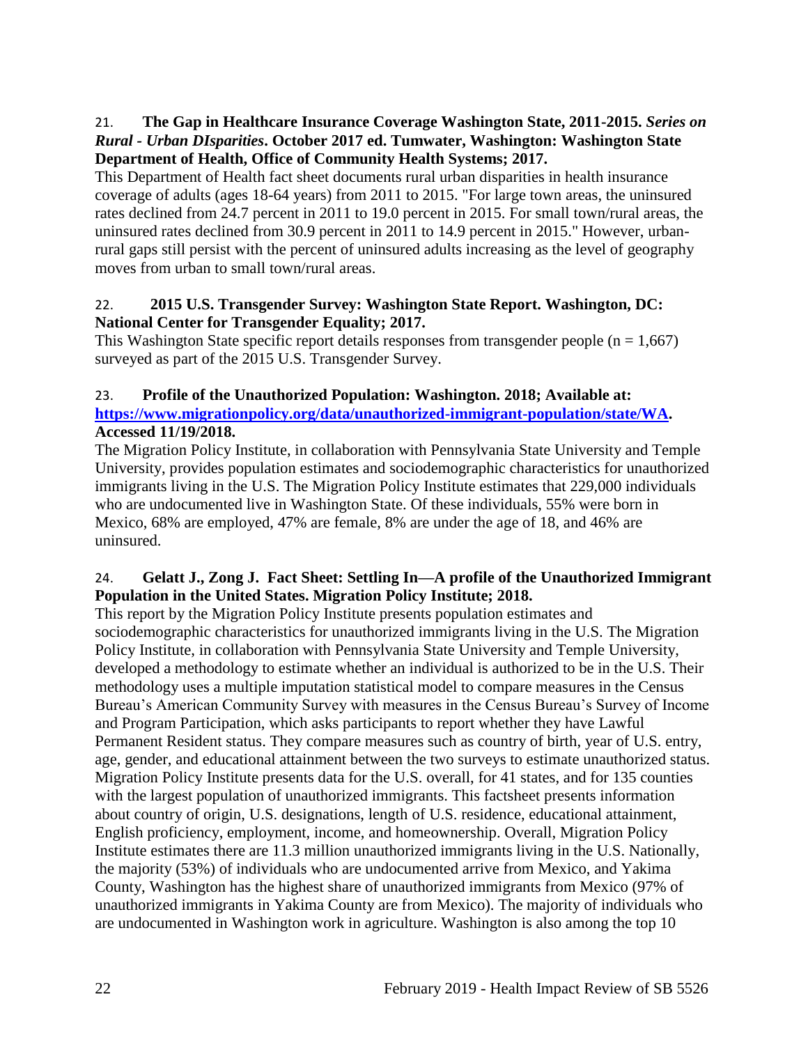21. **The Gap in Healthcare Insurance Coverage Washington State, 2011-2015. *Series on Rural - Urban DIsparities*. October 2017 ed. Tumwater, Washington: Washington State Department of Health, Office of Community Health Systems; 2017.**

This Department of Health fact sheet documents rural urban disparities in health insurance coverage of adults (ages 18-64 years) from 2011 to 2015. "For large town areas, the uninsured rates declined from 24.7 percent in 2011 to 19.0 percent in 2015. For small town/rural areas, the uninsured rates declined from 30.9 percent in 2011 to 14.9 percent in 2015." However, urban-rural gaps still persist with the percent of uninsured adults increasing as the level of geography moves from urban to small town/rural areas.

22. **2015 U.S. Transgender Survey: Washington State Report. Washington, DC: National Center for Transgender Equality; 2017.**

This Washington State specific report details responses from transgender people (n = 1,667) surveyed as part of the 2015 U.S. Transgender Survey.

23. **Profile of the Unauthorized Population: Washington. 2018; Available at: [https://www.migrationpolicy.org/data/unauthorized-immigrant-population/state/WA](https://www.migrationpolicy.org/data/unauthorized-immigrant-population/state/WA). Accessed 11/19/2018.**

The Migration Policy Institute, in collaboration with Pennsylvania State University and Temple University, provides population estimates and sociodemographic characteristics for unauthorized immigrants living in the U.S. The Migration Policy Institute estimates that 229,000 individuals who are undocumented live in Washington State. Of these individuals, 55% were born in Mexico, 68% are employed, 47% are female, 8% are under the age of 18, and 46% are uninsured.

24. **Gelatt J., Zong J. Fact Sheet: Settling In—A profile of the Unauthorized Immigrant Population in the United States. Migration Policy Institute; 2018.**

This report by the Migration Policy Institute presents population estimates and sociodemographic characteristics for unauthorized immigrants living in the U.S. The Migration Policy Institute, in collaboration with Pennsylvania State University and Temple University, developed a methodology to estimate whether an individual is authorized to be in the U.S. Their methodology uses a multiple imputation statistical model to compare measures in the Census Bureau's American Community Survey with measures in the Census Bureau's Survey of Income and Program Participation, which asks participants to report whether they have Lawful Permanent Resident status. They compare measures such as country of birth, year of U.S. entry, age, gender, and educational attainment between the two surveys to estimate unauthorized status. Migration Policy Institute presents data for the U.S. overall, for 41 states, and for 135 counties with the largest population of unauthorized immigrants. This factsheet presents information about country of origin, U.S. designations, length of U.S. residence, educational attainment, English proficiency, employment, income, and homeownership. Overall, Migration Policy Institute estimates there are 11.3 million unauthorized immigrants living in the U.S. Nationally, the majority (53%) of individuals who are undocumented arrive from Mexico, and Yakima County, Washington has the highest share of unauthorized immigrants from Mexico (97% of unauthorized immigrants in Yakima County are from Mexico). The majority of individuals who are undocumented in Washington work in agriculture. Washington is also among the top 10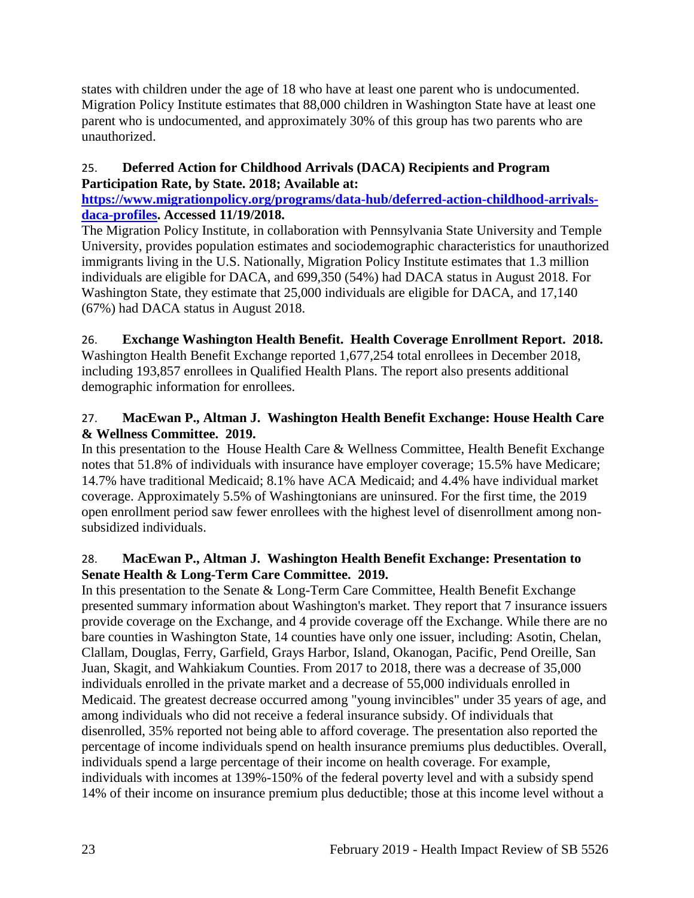states with children under the age of 18 who have at least one parent who is undocumented. Migration Policy Institute estimates that 88,000 children in Washington State have at least one parent who is undocumented, and approximately 30% of this group has two parents who are unauthorized.

25. **Deferred Action for Childhood Arrivals (DACA) Recipients and Program Participation Rate, by State. 2018; Available at: [https://www.migrationpolicy.org/programs/data-hub/deferred-action-childhood-arrivals-daca-profiles](https://www.migrationpolicy.org/programs/data-hub/deferred-action-childhood-arrivals-daca-profiles). Accessed 11/19/2018.**

The Migration Policy Institute, in collaboration with Pennsylvania State University and Temple University, provides population estimates and sociodemographic characteristics for unauthorized immigrants living in the U.S. Nationally, Migration Policy Institute estimates that 1.3 million individuals are eligible for DACA, and 699,350 (54%) had DACA status in August 2018. For Washington State, they estimate that 25,000 individuals are eligible for DACA, and 17,140 (67%) had DACA status in August 2018.

26. **Exchange Washington Health Benefit. Health Coverage Enrollment Report. 2018.**

Washington Health Benefit Exchange reported 1,677,254 total enrollees in December 2018, including 193,857 enrollees in Qualified Health Plans. The report also presents additional demographic information for enrollees.

27. **MacEwan P., Altman J. Washington Health Benefit Exchange: House Health Care & Wellness Committee. 2019.**

In this presentation to the House Health Care & Wellness Committee, Health Benefit Exchange notes that 51.8% of individuals with insurance have employer coverage; 15.5% have Medicare; 14.7% have traditional Medicaid; 8.1% have ACA Medicaid; and 4.4% have individual market coverage. Approximately 5.5% of Washingtonians are uninsured. For the first time, the 2019 open enrollment period saw fewer enrollees with the highest level of disenrollment among non-subsidized individuals.

28. **MacEwan P., Altman J. Washington Health Benefit Exchange: Presentation to Senate Health & Long-Term Care Committee. 2019.**

In this presentation to the Senate & Long-Term Care Committee, Health Benefit Exchange presented summary information about Washington's market. They report that 7 insurance issuers provide coverage on the Exchange, and 4 provide coverage off the Exchange. While there are no bare counties in Washington State, 14 counties have only one issuer, including: Asotin, Chelan, Clallam, Douglas, Ferry, Garfield, Grays Harbor, Island, Okanogan, Pacific, Pend Oreille, San Juan, Skagit, and Wahkiakum Counties. From 2017 to 2018, there was a decrease of 35,000 individuals enrolled in the private market and a decrease of 55,000 individuals enrolled in Medicaid. The greatest decrease occurred among "young invincibles" under 35 years of age, and among individuals who did not receive a federal insurance subsidy. Of individuals that disenrolled, 35% reported not being able to afford coverage. The presentation also reported the percentage of income individuals spend on health insurance premiums plus deductibles. Overall, individuals spend a large percentage of their income on health coverage. For example, individuals with incomes at 139%-150% of the federal poverty level and with a subsidy spend 14% of their income on insurance premium plus deductible; those at this income level without a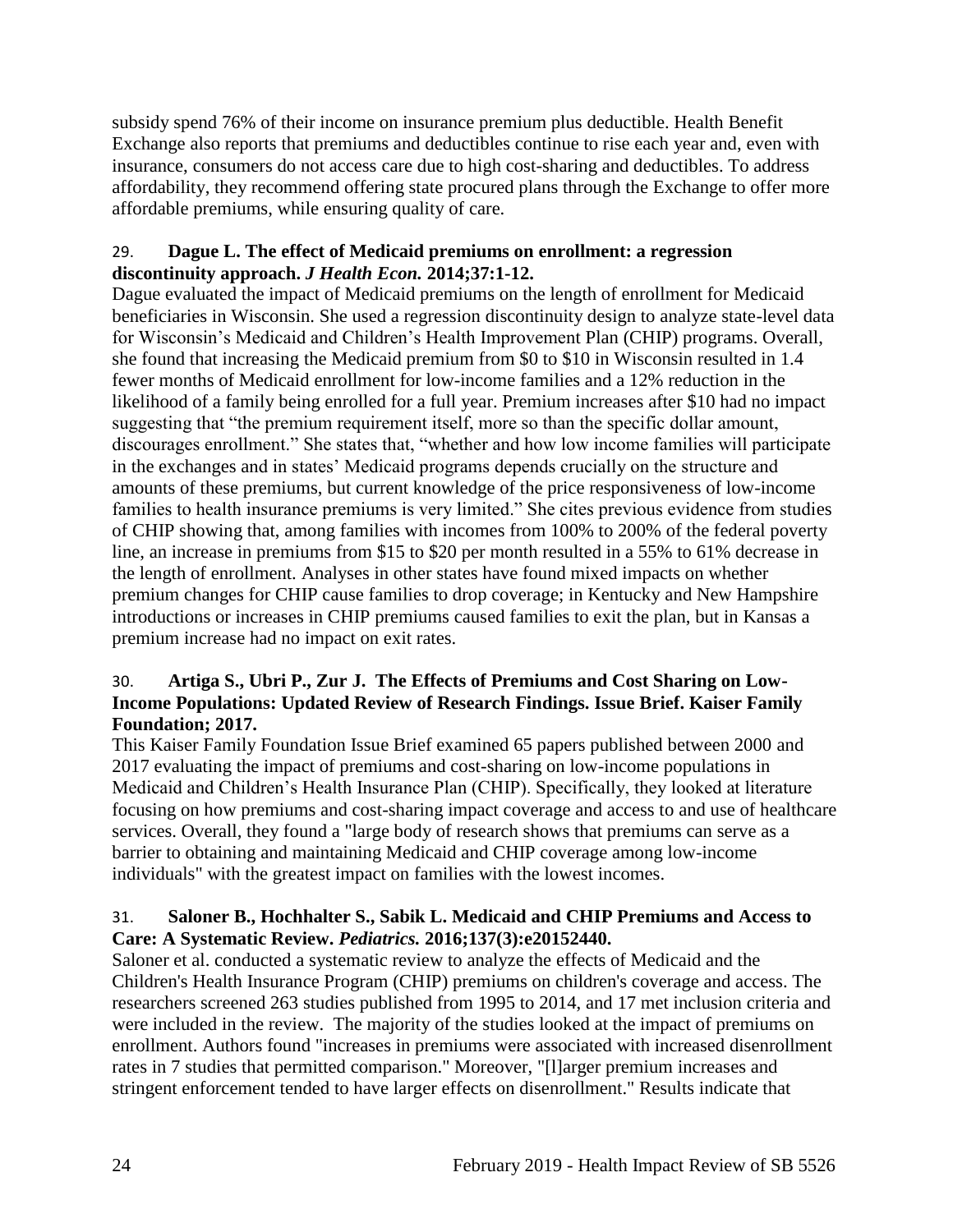subsidy spend 76% of their income on insurance premium plus deductible. Health Benefit Exchange also reports that premiums and deductibles continue to rise each year and, even with insurance, consumers do not access care due to high cost-sharing and deductibles. To address affordability, they recommend offering state procured plans through the Exchange to offer more affordable premiums, while ensuring quality of care.

29. **Dague L. The effect of Medicaid premiums on enrollment: a regression discontinuity approach.** ***J Health Econ.*** **2014;37:1-12.**

Dague evaluated the impact of Medicaid premiums on the length of enrollment for Medicaid beneficiaries in Wisconsin. She used a regression discontinuity design to analyze state-level data for Wisconsin's Medicaid and Children's Health Improvement Plan (CHIP) programs. Overall, she found that increasing the Medicaid premium from $0 to $10 in Wisconsin resulted in 1.4 fewer months of Medicaid enrollment for low-income families and a 12% reduction in the likelihood of a family being enrolled for a full year. Premium increases after $10 had no impact suggesting that "the premium requirement itself, more so than the specific dollar amount, discourages enrollment." She states that, "whether and how low income families will participate in the exchanges and in states' Medicaid programs depends crucially on the structure and amounts of these premiums, but current knowledge of the price responsiveness of low-income families to health insurance premiums is very limited." She cites previous evidence from studies of CHIP showing that, among families with incomes from 100% to 200% of the federal poverty line, an increase in premiums from $15 to $20 per month resulted in a 55% to 61% decrease in the length of enrollment. Analyses in other states have found mixed impacts on whether premium changes for CHIP cause families to drop coverage; in Kentucky and New Hampshire introductions or increases in CHIP premiums caused families to exit the plan, but in Kansas a premium increase had no impact on exit rates.

30. **Artiga S., Ubri P., Zur J. The Effects of Premiums and Cost Sharing on Low-Income Populations: Updated Review of Research Findings. Issue Brief. Kaiser Family Foundation; 2017.**

This Kaiser Family Foundation Issue Brief examined 65 papers published between 2000 and 2017 evaluating the impact of premiums and cost-sharing on low-income populations in Medicaid and Children's Health Insurance Plan (CHIP). Specifically, they looked at literature focusing on how premiums and cost-sharing impact coverage and access to and use of healthcare services. Overall, they found a "large body of research shows that premiums can serve as a barrier to obtaining and maintaining Medicaid and CHIP coverage among low-income individuals" with the greatest impact on families with the lowest incomes.

31. **Saloner B., Hochhalter S., Sabik L. Medicaid and CHIP Premiums and Access to Care: A Systematic Review.** ***Pediatrics.*** **2016;137(3):e20152440.**

Saloner et al. conducted a systematic review to analyze the effects of Medicaid and the Children's Health Insurance Program (CHIP) premiums on children's coverage and access. The researchers screened 263 studies published from 1995 to 2014, and 17 met inclusion criteria and were included in the review. The majority of the studies looked at the impact of premiums on enrollment. Authors found "increases in premiums were associated with increased disenrollment rates in 7 studies that permitted comparison." Moreover, "[l]arger premium increases and stringent enforcement tended to have larger effects on disenrollment." Results indicate that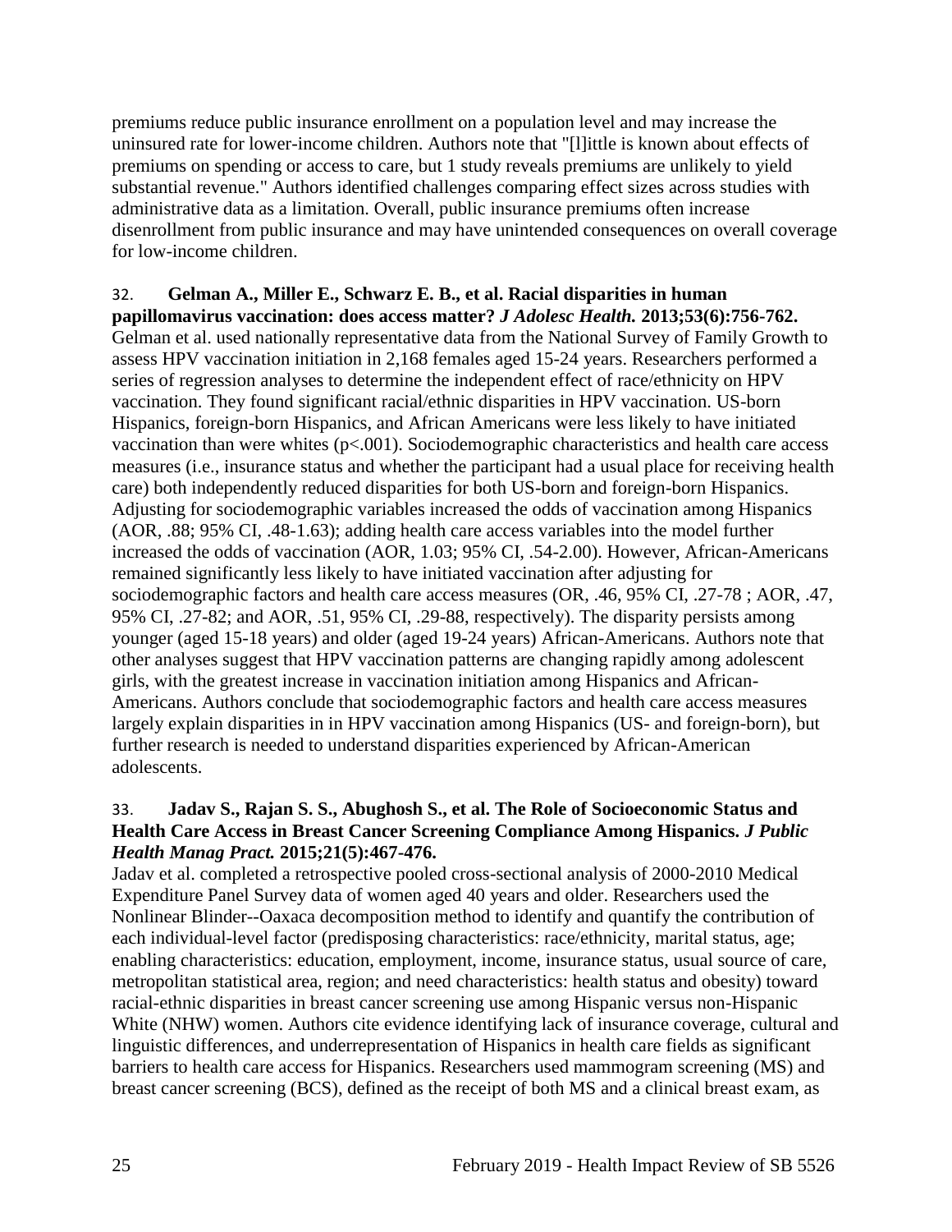premiums reduce public insurance enrollment on a population level and may increase the uninsured rate for lower-income children. Authors note that "[l]ittle is known about effects of premiums on spending or access to care, but 1 study reveals premiums are unlikely to yield substantial revenue." Authors identified challenges comparing effect sizes across studies with administrative data as a limitation. Overall, public insurance premiums often increase disenrollment from public insurance and may have unintended consequences on overall coverage for low-income children.

32. **Gelman A., Miller E., Schwarz E. B., et al. Racial disparities in human papillomavirus vaccination: does access matter?** ***J Adolesc Health.*** **2013;53(6):756-762.**
Gelman et al. used nationally representative data from the National Survey of Family Growth to assess HPV vaccination initiation in 2,168 females aged 15-24 years. Researchers performed a series of regression analyses to determine the independent effect of race/ethnicity on HPV vaccination. They found significant racial/ethnic disparities in HPV vaccination. US-born Hispanics, foreign-born Hispanics, and African Americans were less likely to have initiated vaccination than were whites ($p<.001$). Sociodemographic characteristics and health care access measures (i.e., insurance status and whether the participant had a usual place for receiving health care) both independently reduced disparities for both US-born and foreign-born Hispanics. Adjusting for sociodemographic variables increased the odds of vaccination among Hispanics (AOR, .88; 95% CI, .48-1.63); adding health care access variables into the model further increased the odds of vaccination (AOR, 1.03; 95% CI, .54-2.00). However, African-Americans remained significantly less likely to have initiated vaccination after adjusting for sociodemographic factors and health care access measures (OR, .46, 95% CI, .27-78 ; AOR, .47, 95% CI, .27-82; and AOR, .51, 95% CI, .29-88, respectively). The disparity persists among younger (aged 15-18 years) and older (aged 19-24 years) African-Americans. Authors note that other analyses suggest that HPV vaccination patterns are changing rapidly among adolescent girls, with the greatest increase in vaccination initiation among Hispanics and African-Americans. Authors conclude that sociodemographic factors and health care access measures largely explain disparities in in HPV vaccination among Hispanics (US- and foreign-born), but further research is needed to understand disparities experienced by African-American adolescents.

33. **Jadav S., Rajan S. S., Abughosh S., et al. The Role of Socioeconomic Status and Health Care Access in Breast Cancer Screening Compliance Among Hispanics.** ***J Public Health Manag Pract.*** **2015;21(5):467-476.**
Jadav et al. completed a retrospective pooled cross-sectional analysis of 2000-2010 Medical Expenditure Panel Survey data of women aged 40 years and older. Researchers used the Nonlinear Blinder--Oaxaca decomposition method to identify and quantify the contribution of each individual-level factor (predisposing characteristics: race/ethnicity, marital status, age; enabling characteristics: education, employment, income, insurance status, usual source of care, metropolitan statistical area, region; and need characteristics: health status and obesity) toward racial-ethnic disparities in breast cancer screening use among Hispanic versus non-Hispanic White (NHW) women. Authors cite evidence identifying lack of insurance coverage, cultural and linguistic differences, and underrepresentation of Hispanics in health care fields as significant barriers to health care access for Hispanics. Researchers used mammogram screening (MS) and breast cancer screening (BCS), defined as the receipt of both MS and a clinical breast exam, as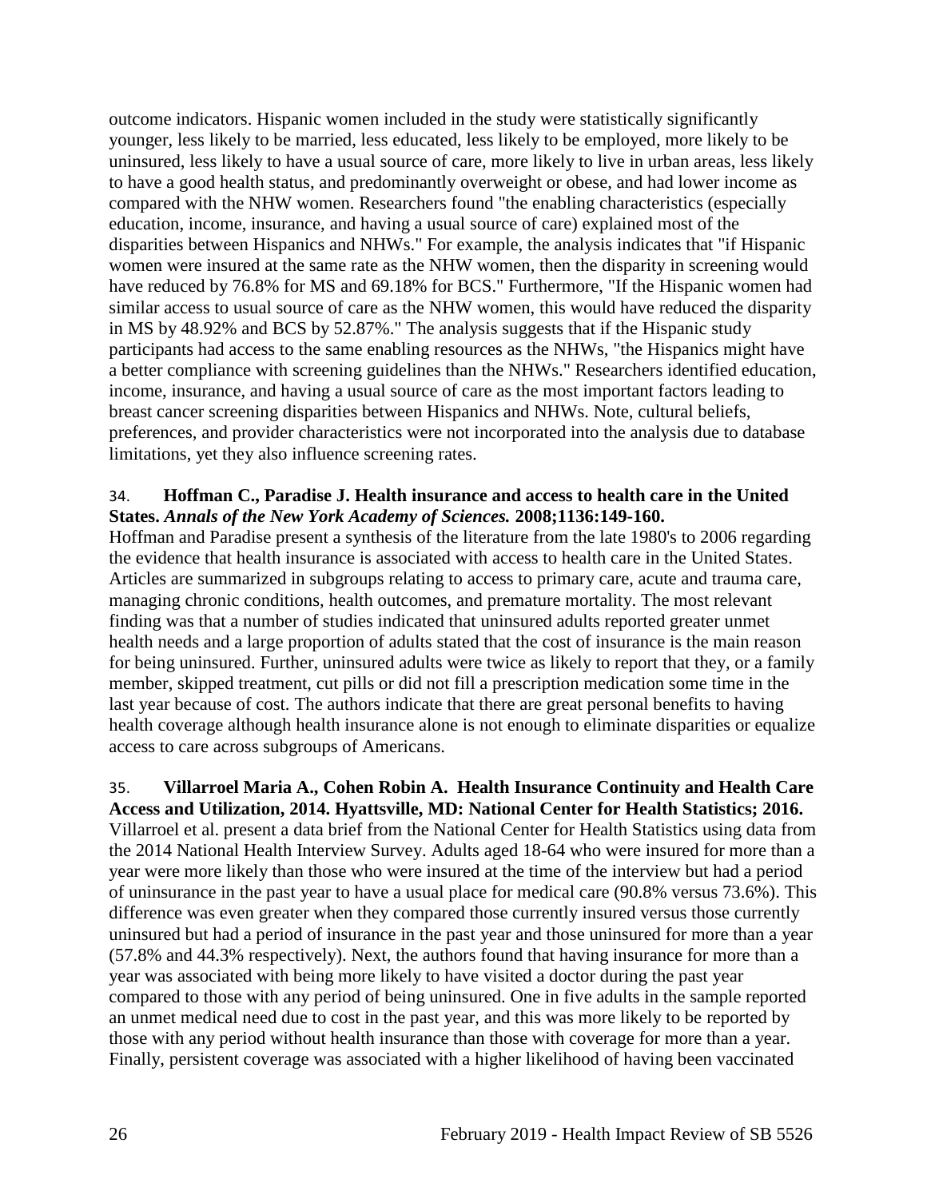outcome indicators. Hispanic women included in the study were statistically significantly younger, less likely to be married, less educated, less likely to be employed, more likely to be uninsured, less likely to have a usual source of care, more likely to live in urban areas, less likely to have a good health status, and predominantly overweight or obese, and had lower income as compared with the NHW women. Researchers found "the enabling characteristics (especially education, income, insurance, and having a usual source of care) explained most of the disparities between Hispanics and NHWs." For example, the analysis indicates that "if Hispanic women were insured at the same rate as the NHW women, then the disparity in screening would have reduced by 76.8% for MS and 69.18% for BCS." Furthermore, "If the Hispanic women had similar access to usual source of care as the NHW women, this would have reduced the disparity in MS by 48.92% and BCS by 52.87%." The analysis suggests that if the Hispanic study participants had access to the same enabling resources as the NHWs, "the Hispanics might have a better compliance with screening guidelines than the NHWs." Researchers identified education, income, insurance, and having a usual source of care as the most important factors leading to breast cancer screening disparities between Hispanics and NHWs. Note, cultural beliefs, preferences, and provider characteristics were not incorporated into the analysis due to database limitations, yet they also influence screening rates.

34. **Hoffman C., Paradise J. Health insurance and access to health care in the United States.** ***Annals of the New York Academy of Sciences.*** **2008;1136:149-160.**
Hoffman and Paradise present a synthesis of the literature from the late 1980's to 2006 regarding the evidence that health insurance is associated with access to health care in the United States. Articles are summarized in subgroups relating to access to primary care, acute and trauma care, managing chronic conditions, health outcomes, and premature mortality. The most relevant finding was that a number of studies indicated that uninsured adults reported greater unmet health needs and a large proportion of adults stated that the cost of insurance is the main reason for being uninsured. Further, uninsured adults were twice as likely to report that they, or a family member, skipped treatment, cut pills or did not fill a prescription medication some time in the last year because of cost. The authors indicate that there are great personal benefits to having health coverage although health insurance alone is not enough to eliminate disparities or equalize access to care across subgroups of Americans.

35. **Villarroel Maria A., Cohen Robin A. Health Insurance Continuity and Health Care Access and Utilization, 2014. Hyattsville, MD: National Center for Health Statistics; 2016.**
Villarroel et al. present a data brief from the National Center for Health Statistics using data from the 2014 National Health Interview Survey. Adults aged 18-64 who were insured for more than a year were more likely than those who were insured at the time of the interview but had a period of uninsurance in the past year to have a usual place for medical care (90.8% versus 73.6%). This difference was even greater when they compared those currently insured versus those currently uninsured but had a period of insurance in the past year and those uninsured for more than a year (57.8% and 44.3% respectively). Next, the authors found that having insurance for more than a year was associated with being more likely to have visited a doctor during the past year compared to those with any period of being uninsured. One in five adults in the sample reported an unmet medical need due to cost in the past year, and this was more likely to be reported by those with any period without health insurance than those with coverage for more than a year. Finally, persistent coverage was associated with a higher likelihood of having been vaccinated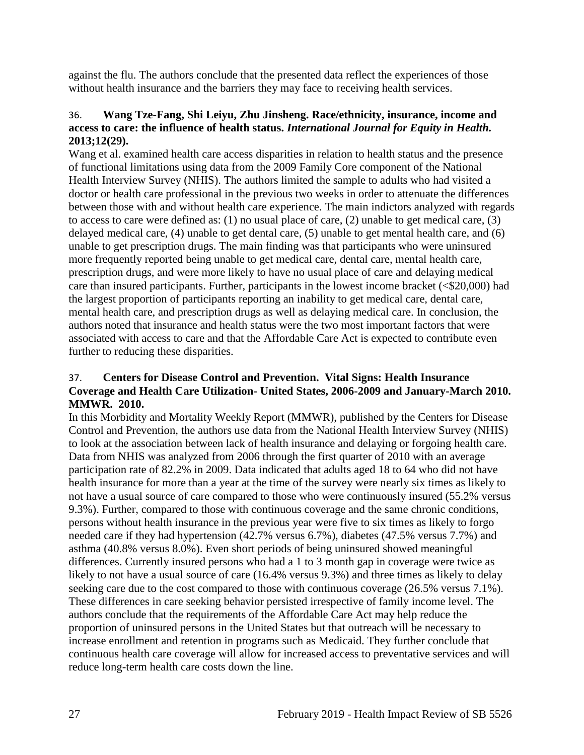against the flu. The authors conclude that the presented data reflect the experiences of those without health insurance and the barriers they may face to receiving health services.

36. **Wang Tze-Fang, Shi Leiyu, Zhu Jinsheng. Race/ethnicity, insurance, income and access to care: the influence of health status.** ***International Journal for Equity in Health.*** **2013;12(29).**

Wang et al. examined health care access disparities in relation to health status and the presence of functional limitations using data from the 2009 Family Core component of the National Health Interview Survey (NHIS). The authors limited the sample to adults who had visited a doctor or health care professional in the previous two weeks in order to attenuate the differences between those with and without health care experience. The main indictors analyzed with regards to access to care were defined as: (1) no usual place of care, (2) unable to get medical care, (3) delayed medical care, (4) unable to get dental care, (5) unable to get mental health care, and (6) unable to get prescription drugs. The main finding was that participants who were uninsured more frequently reported being unable to get medical care, dental care, mental health care, prescription drugs, and were more likely to have no usual place of care and delaying medical care than insured participants. Further, participants in the lowest income bracket (<$20,000) had the largest proportion of participants reporting an inability to get medical care, dental care, mental health care, and prescription drugs as well as delaying medical care. In conclusion, the authors noted that insurance and health status were the two most important factors that were associated with access to care and that the Affordable Care Act is expected to contribute even further to reducing these disparities.

37. **Centers for Disease Control and Prevention. Vital Signs: Health Insurance Coverage and Health Care Utilization- United States, 2006-2009 and January-March 2010. MMWR. 2010.**

In this Morbidity and Mortality Weekly Report (MMWR), published by the Centers for Disease Control and Prevention, the authors use data from the National Health Interview Survey (NHIS) to look at the association between lack of health insurance and delaying or forgoing health care. Data from NHIS was analyzed from 2006 through the first quarter of 2010 with an average participation rate of 82.2% in 2009. Data indicated that adults aged 18 to 64 who did not have health insurance for more than a year at the time of the survey were nearly six times as likely to not have a usual source of care compared to those who were continuously insured (55.2% versus 9.3%). Further, compared to those with continuous coverage and the same chronic conditions, persons without health insurance in the previous year were five to six times as likely to forgo needed care if they had hypertension (42.7% versus 6.7%), diabetes (47.5% versus 7.7%) and asthma (40.8% versus 8.0%). Even short periods of being uninsured showed meaningful differences. Currently insured persons who had a 1 to 3 month gap in coverage were twice as likely to not have a usual source of care (16.4% versus 9.3%) and three times as likely to delay seeking care due to the cost compared to those with continuous coverage (26.5% versus 7.1%). These differences in care seeking behavior persisted irrespective of family income level. The authors conclude that the requirements of the Affordable Care Act may help reduce the proportion of uninsured persons in the United States but that outreach will be necessary to increase enrollment and retention in programs such as Medicaid. They further conclude that continuous health care coverage will allow for increased access to preventative services and will reduce long-term health care costs down the line.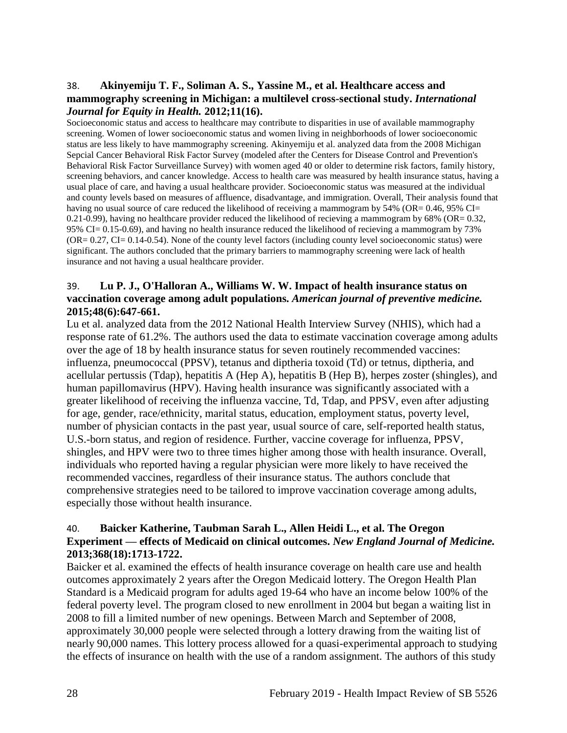38. **Akinyemiju T. F., Soliman A. S., Yassine M., et al. Healthcare access and mammography screening in Michigan: a multilevel cross-sectional study.** ***International Journal for Equity in Health.*** **2012;11(16).**

Socioeconomic status and access to healthcare may contribute to disparities in use of available mammography screening. Women of lower socioeconomic status and women living in neighborhoods of lower socioeconomic status are less likely to have mammography screening. Akinyemiju et al. analyzed data from the 2008 Michigan Sepcial Cancer Behavioral Risk Factor Survey (modeled after the Centers for Disease Control and Prevention's Behavioral Risk Factor Surveillance Survey) with women aged 40 or older to determine risk factors, family history, screening behaviors, and cancer knowledge. Access to health care was measured by health insurance status, having a usual place of care, and having a usual healthcare provider. Socioeconomic status was measured at the individual and county levels based on measures of affluence, disadvantage, and immigration. Overall, Their analysis found that having no usual source of care reduced the likelihood of receiving a mammogram by 54% (OR= 0.46, 95% CI= 0.21-0.99), having no healthcare provider reduced the likelihood of recieving a mammogram by 68% (OR= 0.32, 95% CI= 0.15-0.69), and having no health insurance reduced the likelihood of recieving a mammogram by 73% (OR= 0.27, CI= 0.14-0.54). None of the county level factors (including county level socioeconomic status) were significant. The authors concluded that the primary barriers to mammography screening were lack of health insurance and not having a usual healthcare provider.

39. **Lu P. J., O'Halloran A., Williams W. W. Impact of health insurance status on vaccination coverage among adult populations.** ***American journal of preventive medicine.*** **2015;48(6):647-661.**

Lu et al. analyzed data from the 2012 National Health Interview Survey (NHIS), which had a response rate of 61.2%. The authors used the data to estimate vaccination coverage among adults over the age of 18 by health insurance status for seven routinely recommended vaccines: influenza, pneumococcal (PPSV), tetanus and diptheria toxoid (Td) or tetnus, diptheria, and acellular pertussis (Tdap), hepatitis A (Hep A), hepatitis B (Hep B), herpes zoster (shingles), and human papillomavirus (HPV). Having health insurance was significantly associated with a greater likelihood of receiving the influenza vaccine, Td, Tdap, and PPSV, even after adjusting for age, gender, race/ethnicity, marital status, education, employment status, poverty level, number of physician contacts in the past year, usual source of care, self-reported health status, U.S.-born status, and region of residence. Further, vaccine coverage for influenza, PPSV, shingles, and HPV were two to three times higher among those with health insurance. Overall, individuals who reported having a regular physician were more likely to have received the recommended vaccines, regardless of their insurance status. The authors conclude that comprehensive strategies need to be tailored to improve vaccination coverage among adults, especially those without health insurance.

40. **Baicker Katherine, Taubman Sarah L., Allen Heidi L., et al. The Oregon Experiment — effects of Medicaid on clinical outcomes.** ***New England Journal of Medicine.*** **2013;368(18):1713-1722.**

Baicker et al. examined the effects of health insurance coverage on health care use and health outcomes approximately 2 years after the Oregon Medicaid lottery. The Oregon Health Plan Standard is a Medicaid program for adults aged 19-64 who have an income below 100% of the federal poverty level. The program closed to new enrollment in 2004 but began a waiting list in 2008 to fill a limited number of new openings. Between March and September of 2008, approximately 30,000 people were selected through a lottery drawing from the waiting list of nearly 90,000 names. This lottery process allowed for a quasi-experimental approach to studying the effects of insurance on health with the use of a random assignment. The authors of this study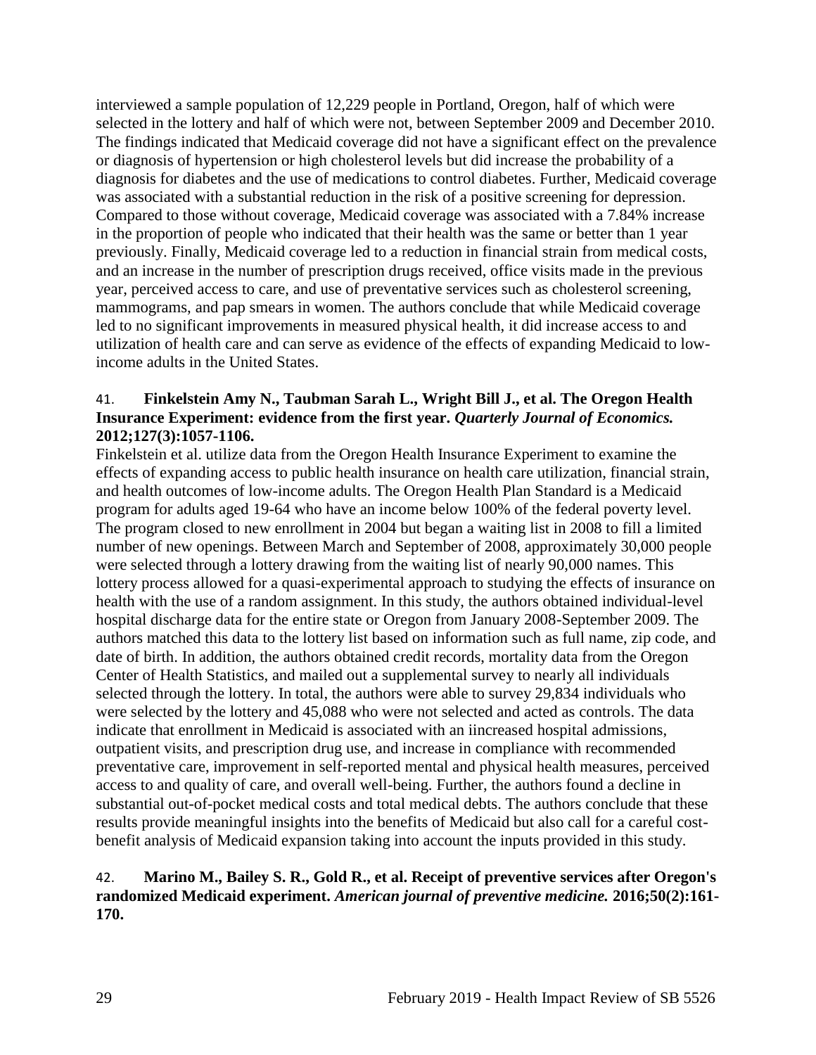interviewed a sample population of 12,229 people in Portland, Oregon, half of which were selected in the lottery and half of which were not, between September 2009 and December 2010. The findings indicated that Medicaid coverage did not have a significant effect on the prevalence or diagnosis of hypertension or high cholesterol levels but did increase the probability of a diagnosis for diabetes and the use of medications to control diabetes. Further, Medicaid coverage was associated with a substantial reduction in the risk of a positive screening for depression. Compared to those without coverage, Medicaid coverage was associated with a 7.84% increase in the proportion of people who indicated that their health was the same or better than 1 year previously. Finally, Medicaid coverage led to a reduction in financial strain from medical costs, and an increase in the number of prescription drugs received, office visits made in the previous year, perceived access to care, and use of preventative services such as cholesterol screening, mammograms, and pap smears in women. The authors conclude that while Medicaid coverage led to no significant improvements in measured physical health, it did increase access to and utilization of health care and can serve as evidence of the effects of expanding Medicaid to low-income adults in the United States.

41. **Finkelstein Amy N., Taubman Sarah L., Wright Bill J., et al. The Oregon Health Insurance Experiment: evidence from the first year. *Quarterly Journal of Economics.* 2012;127(3):1057-1106.**

Finkelstein et al. utilize data from the Oregon Health Insurance Experiment to examine the effects of expanding access to public health insurance on health care utilization, financial strain, and health outcomes of low-income adults. The Oregon Health Plan Standard is a Medicaid program for adults aged 19-64 who have an income below 100% of the federal poverty level. The program closed to new enrollment in 2004 but began a waiting list in 2008 to fill a limited number of new openings. Between March and September of 2008, approximately 30,000 people were selected through a lottery drawing from the waiting list of nearly 90,000 names. This lottery process allowed for a quasi-experimental approach to studying the effects of insurance on health with the use of a random assignment. In this study, the authors obtained individual-level hospital discharge data for the entire state or Oregon from January 2008-September 2009. The authors matched this data to the lottery list based on information such as full name, zip code, and date of birth. In addition, the authors obtained credit records, mortality data from the Oregon Center of Health Statistics, and mailed out a supplemental survey to nearly all individuals selected through the lottery. In total, the authors were able to survey 29,834 individuals who were selected by the lottery and 45,088 who were not selected and acted as controls. The data indicate that enrollment in Medicaid is associated with an iincreased hospital admissions, outpatient visits, and prescription drug use, and increase in compliance with recommended preventative care, improvement in self-reported mental and physical health measures, perceived access to and quality of care, and overall well-being. Further, the authors found a decline in substantial out-of-pocket medical costs and total medical debts. The authors conclude that these results provide meaningful insights into the benefits of Medicaid but also call for a careful cost-benefit analysis of Medicaid expansion taking into account the inputs provided in this study.

42. **Marino M., Bailey S. R., Gold R., et al. Receipt of preventive services after Oregon's randomized Medicaid experiment. *American journal of preventive medicine.* 2016;50(2):161-170.**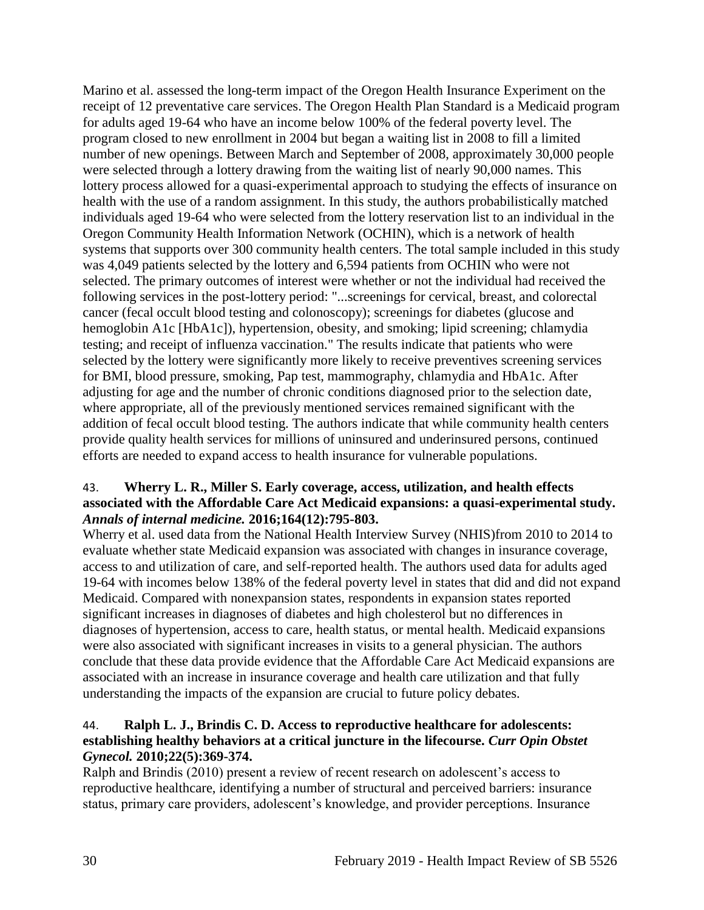Marino et al. assessed the long-term impact of the Oregon Health Insurance Experiment on the receipt of 12 preventative care services. The Oregon Health Plan Standard is a Medicaid program for adults aged 19-64 who have an income below 100% of the federal poverty level. The program closed to new enrollment in 2004 but began a waiting list in 2008 to fill a limited number of new openings. Between March and September of 2008, approximately 30,000 people were selected through a lottery drawing from the waiting list of nearly 90,000 names. This lottery process allowed for a quasi-experimental approach to studying the effects of insurance on health with the use of a random assignment. In this study, the authors probabilistically matched individuals aged 19-64 who were selected from the lottery reservation list to an individual in the Oregon Community Health Information Network (OCHIN), which is a network of health systems that supports over 300 community health centers. The total sample included in this study was 4,049 patients selected by the lottery and 6,594 patients from OCHIN who were not selected. The primary outcomes of interest were whether or not the individual had received the following services in the post-lottery period: "...screenings for cervical, breast, and colorectal cancer (fecal occult blood testing and colonoscopy); screenings for diabetes (glucose and hemoglobin A1c [HbA1c]), hypertension, obesity, and smoking; lipid screening; chlamydia testing; and receipt of influenza vaccination." The results indicate that patients who were selected by the lottery were significantly more likely to receive preventives screening services for BMI, blood pressure, smoking, Pap test, mammography, chlamydia and HbA1c. After adjusting for age and the number of chronic conditions diagnosed prior to the selection date, where appropriate, all of the previously mentioned services remained significant with the addition of fecal occult blood testing. The authors indicate that while community health centers provide quality health services for millions of uninsured and underinsured persons, continued efforts are needed to expand access to health insurance for vulnerable populations.

43. **Wherry L. R., Miller S. Early coverage, access, utilization, and health effects associated with the Affordable Care Act Medicaid expansions: a quasi-experimental study. *Annals of internal medicine.* 2016;164(12):795-803.**

Wherry et al. used data from the National Health Interview Survey (NHIS)from 2010 to 2014 to evaluate whether state Medicaid expansion was associated with changes in insurance coverage, access to and utilization of care, and self-reported health. The authors used data for adults aged 19-64 with incomes below 138% of the federal poverty level in states that did and did not expand Medicaid. Compared with nonexpansion states, respondents in expansion states reported significant increases in diagnoses of diabetes and high cholesterol but no differences in diagnoses of hypertension, access to care, health status, or mental health. Medicaid expansions were also associated with significant increases in visits to a general physician. The authors conclude that these data provide evidence that the Affordable Care Act Medicaid expansions are associated with an increase in insurance coverage and health care utilization and that fully understanding the impacts of the expansion are crucial to future policy debates.

44. **Ralph L. J., Brindis C. D. Access to reproductive healthcare for adolescents: establishing healthy behaviors at a critical juncture in the lifecourse. *Curr Opin Obstet Gynecol.* 2010;22(5):369-374.**

Ralph and Brindis (2010) present a review of recent research on adolescent's access to reproductive healthcare, identifying a number of structural and perceived barriers: insurance status, primary care providers, adolescent's knowledge, and provider perceptions. Insurance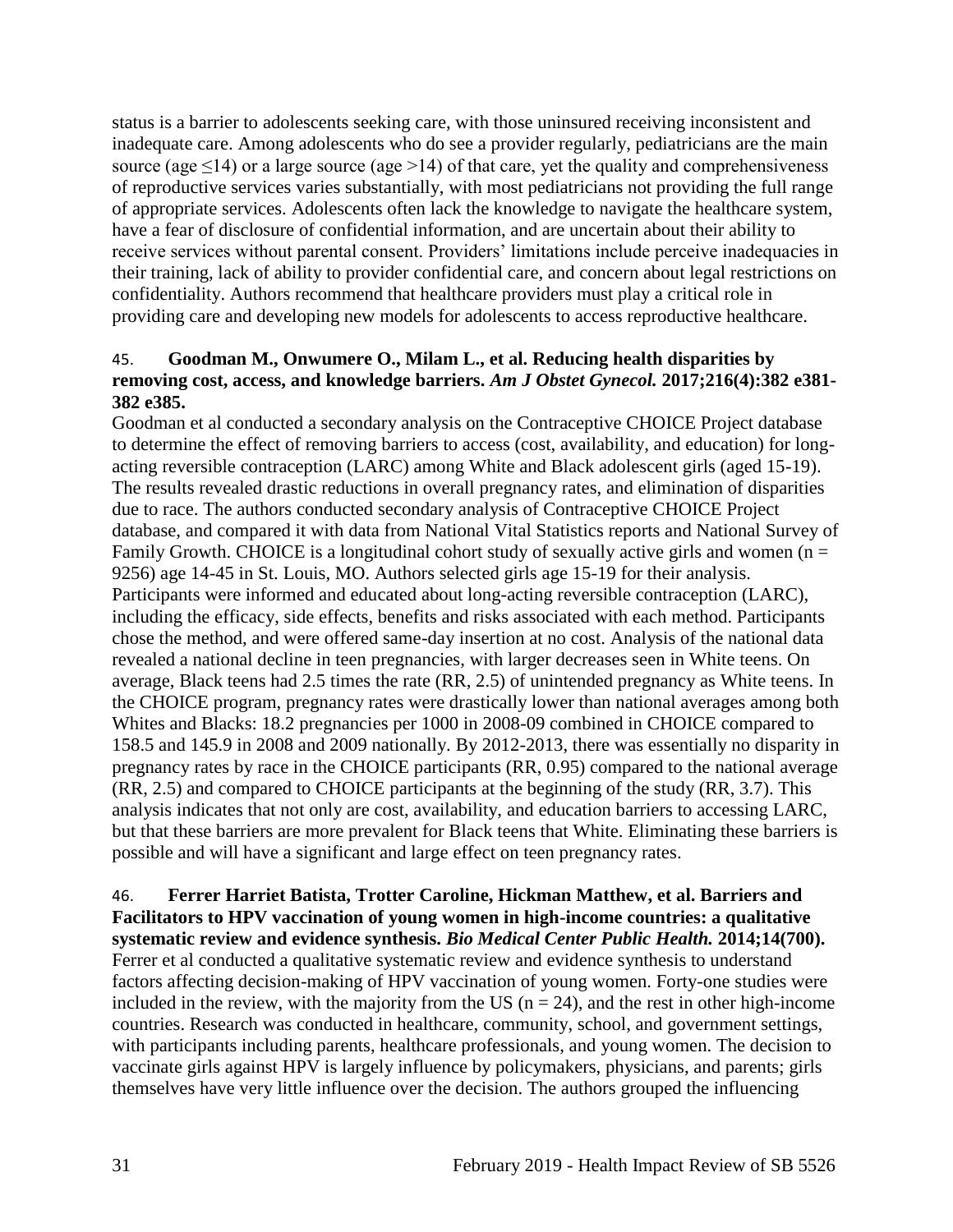status is a barrier to adolescents seeking care, with those uninsured receiving inconsistent and inadequate care. Among adolescents who do see a provider regularly, pediatricians are the main source (age ≤14) or a large source (age >14) of that care, yet the quality and comprehensiveness of reproductive services varies substantially, with most pediatricians not providing the full range of appropriate services. Adolescents often lack the knowledge to navigate the healthcare system, have a fear of disclosure of confidential information, and are uncertain about their ability to receive services without parental consent. Providers' limitations include perceive inadequacies in their training, lack of ability to provider confidential care, and concern about legal restrictions on confidentiality. Authors recommend that healthcare providers must play a critical role in providing care and developing new models for adolescents to access reproductive healthcare.

45. **Goodman M., Onwumere O., Milam L., et al. Reducing health disparities by removing cost, access, and knowledge barriers.** ***Am J Obstet Gynecol.*** **2017;216(4):382 e381-382 e385.**

Goodman et al conducted a secondary analysis on the Contraceptive CHOICE Project database to determine the effect of removing barriers to access (cost, availability, and education) for long-acting reversible contraception (LARC) among White and Black adolescent girls (aged 15-19). The results revealed drastic reductions in overall pregnancy rates, and elimination of disparities due to race. The authors conducted secondary analysis of Contraceptive CHOICE Project database, and compared it with data from National Vital Statistics reports and National Survey of Family Growth. CHOICE is a longitudinal cohort study of sexually active girls and women (n = 9256) age 14-45 in St. Louis, MO. Authors selected girls age 15-19 for their analysis. Participants were informed and educated about long-acting reversible contraception (LARC), including the efficacy, side effects, benefits and risks associated with each method. Participants chose the method, and were offered same-day insertion at no cost. Analysis of the national data revealed a national decline in teen pregnancies, with larger decreases seen in White teens. On average, Black teens had 2.5 times the rate (RR, 2.5) of unintended pregnancy as White teens. In the CHOICE program, pregnancy rates were drastically lower than national averages among both Whites and Blacks: 18.2 pregnancies per 1000 in 2008-09 combined in CHOICE compared to 158.5 and 145.9 in 2008 and 2009 nationally. By 2012-2013, there was essentially no disparity in pregnancy rates by race in the CHOICE participants (RR, 0.95) compared to the national average (RR, 2.5) and compared to CHOICE participants at the beginning of the study (RR, 3.7). This analysis indicates that not only are cost, availability, and education barriers to accessing LARC, but that these barriers are more prevalent for Black teens that White. Eliminating these barriers is possible and will have a significant and large effect on teen pregnancy rates.

46. **Ferrer Harriet Batista, Trotter Caroline, Hickman Matthew, et al. Barriers and Facilitators to HPV vaccination of young women in high-income countries: a qualitative systematic review and evidence synthesis.** ***Bio Medical Center Public Health.*** **2014;14(700).**

Ferrer et al conducted a qualitative systematic review and evidence synthesis to understand factors affecting decision-making of HPV vaccination of young women. Forty-one studies were included in the review, with the majority from the US (n = 24), and the rest in other high-income countries. Research was conducted in healthcare, community, school, and government settings, with participants including parents, healthcare professionals, and young women. The decision to vaccinate girls against HPV is largely influence by policymakers, physicians, and parents; girls themselves have very little influence over the decision. The authors grouped the influencing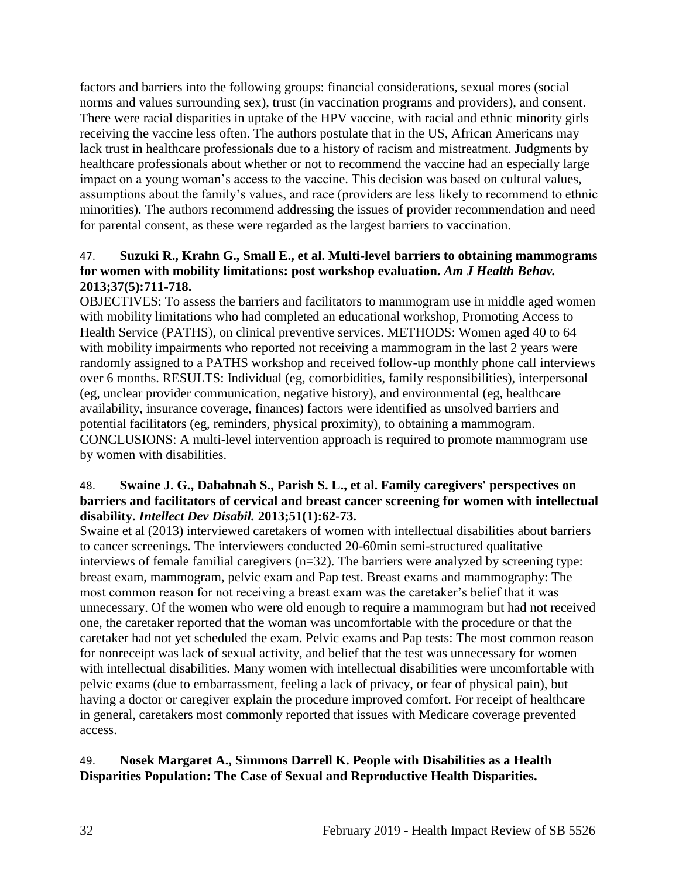factors and barriers into the following groups: financial considerations, sexual mores (social norms and values surrounding sex), trust (in vaccination programs and providers), and consent. There were racial disparities in uptake of the HPV vaccine, with racial and ethnic minority girls receiving the vaccine less often. The authors postulate that in the US, African Americans may lack trust in healthcare professionals due to a history of racism and mistreatment. Judgments by healthcare professionals about whether or not to recommend the vaccine had an especially large impact on a young woman's access to the vaccine. This decision was based on cultural values, assumptions about the family's values, and race (providers are less likely to recommend to ethnic minorities). The authors recommend addressing the issues of provider recommendation and need for parental consent, as these were regarded as the largest barriers to vaccination.

47. **Suzuki R., Krahn G., Small E., et al. Multi-level barriers to obtaining mammograms for women with mobility limitations: post workshop evaluation. *Am J Health Behav.* 2013;37(5):711-718.**

OBJECTIVES: To assess the barriers and facilitators to mammogram use in middle aged women with mobility limitations who had completed an educational workshop, Promoting Access to Health Service (PATHS), on clinical preventive services. METHODS: Women aged 40 to 64 with mobility impairments who reported not receiving a mammogram in the last 2 years were randomly assigned to a PATHS workshop and received follow-up monthly phone call interviews over 6 months. RESULTS: Individual (eg, comorbidities, family responsibilities), interpersonal (eg, unclear provider communication, negative history), and environmental (eg, healthcare availability, insurance coverage, finances) factors were identified as unsolved barriers and potential facilitators (eg, reminders, physical proximity), to obtaining a mammogram. CONCLUSIONS: A multi-level intervention approach is required to promote mammogram use by women with disabilities.

48. **Swaine J. G., Dababnah S., Parish S. L., et al. Family caregivers' perspectives on barriers and facilitators of cervical and breast cancer screening for women with intellectual disability. *Intellect Dev Disabil.* 2013;51(1):62-73.**

Swaine et al (2013) interviewed caretakers of women with intellectual disabilities about barriers to cancer screenings. The interviewers conducted 20-60min semi-structured qualitative interviews of female familial caregivers (n=32). The barriers were analyzed by screening type: breast exam, mammogram, pelvic exam and Pap test. Breast exams and mammography: The most common reason for not receiving a breast exam was the caretaker's belief that it was unnecessary. Of the women who were old enough to require a mammogram but had not received one, the caretaker reported that the woman was uncomfortable with the procedure or that the caretaker had not yet scheduled the exam. Pelvic exams and Pap tests: The most common reason for nonreceipt was lack of sexual activity, and belief that the test was unnecessary for women with intellectual disabilities. Many women with intellectual disabilities were uncomfortable with pelvic exams (due to embarrassment, feeling a lack of privacy, or fear of physical pain), but having a doctor or caregiver explain the procedure improved comfort. For receipt of healthcare in general, caretakers most commonly reported that issues with Medicare coverage prevented access.

49. **Nosek Margaret A., Simmons Darrell K. People with Disabilities as a Health Disparities Population: The Case of Sexual and Reproductive Health Disparities.**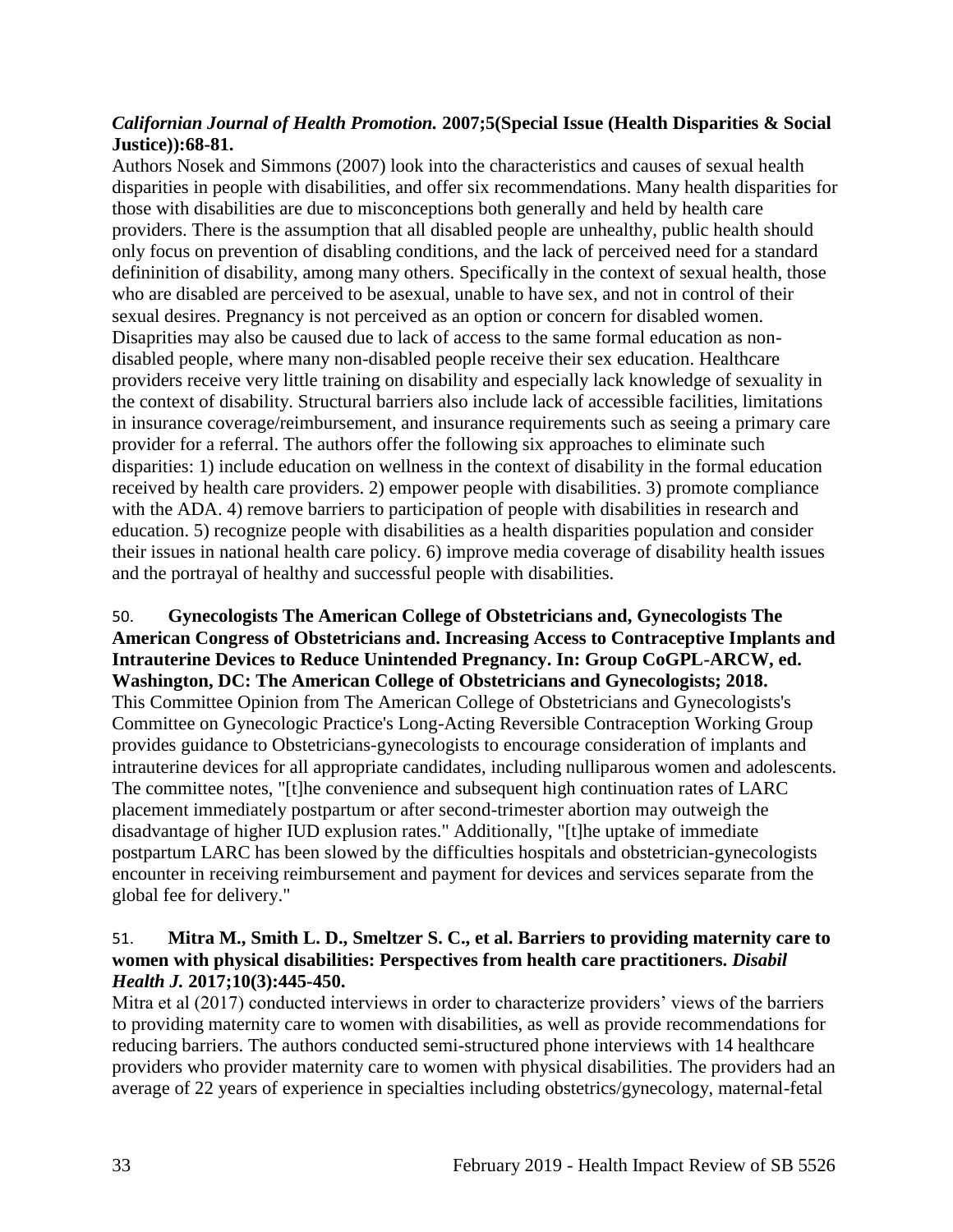***Californian Journal of Health Promotion.* 2007;5(Special Issue (Health Disparities & Social Justice)):68-81.**

Authors Nosek and Simmons (2007) look into the characteristics and causes of sexual health disparities in people with disabilities, and offer six recommendations. Many health disparities for those with disabilities are due to misconceptions both generally and held by health care providers. There is the assumption that all disabled people are unhealthy, public health should only focus on prevention of disabling conditions, and the lack of perceived need for a standard defininition of disability, among many others. Specifically in the context of sexual health, those who are disabled are perceived to be asexual, unable to have sex, and not in control of their sexual desires. Pregnancy is not perceived as an option or concern for disabled women. Disaprities may also be caused due to lack of access to the same formal education as non-disabled people, where many non-disabled people receive their sex education. Healthcare providers receive very little training on disability and especially lack knowledge of sexuality in the context of disability. Structural barriers also include lack of accessible facilities, limitations in insurance coverage/reimbursement, and insurance requirements such as seeing a primary care provider for a referral. The authors offer the following six approaches to eliminate such disparities: 1) include education on wellness in the context of disability in the formal education received by health care providers. 2) empower people with disabilities. 3) promote compliance with the ADA. 4) remove barriers to participation of people with disabilities in research and education. 5) recognize people with disabilities as a health disparities population and consider their issues in national health care policy. 6) improve media coverage of disability health issues and the portrayal of healthy and successful people with disabilities.

50. **Gynecologists The American College of Obstetricians and, Gynecologists The American Congress of Obstetricians and. Increasing Access to Contraceptive Implants and Intrauterine Devices to Reduce Unintended Pregnancy. In: Group CoGPL-ARCW, ed. Washington, DC: The American College of Obstetricians and Gynecologists; 2018.**

This Committee Opinion from The American College of Obstetricians and Gynecologists's Committee on Gynecologic Practice's Long-Acting Reversible Contraception Working Group provides guidance to Obstetricians-gynecologists to encourage consideration of implants and intrauterine devices for all appropriate candidates, including nulliparous women and adolescents. The committee notes, "[t]he convenience and subsequent high continuation rates of LARC placement immediately postpartum or after second-trimester abortion may outweigh the disadvantage of higher IUD explusion rates." Additionally, "[t]he uptake of immediate postpartum LARC has been slowed by the difficulties hospitals and obstetrician-gynecologists encounter in receiving reimbursement and payment for devices and services separate from the global fee for delivery."

51. **Mitra M., Smith L. D., Smeltzer S. C., et al. Barriers to providing maternity care to women with physical disabilities: Perspectives from health care practitioners. *Disabil Health J.* 2017;10(3):445-450.**

Mitra et al (2017) conducted interviews in order to characterize providers' views of the barriers to providing maternity care to women with disabilities, as well as provide recommendations for reducing barriers. The authors conducted semi-structured phone interviews with 14 healthcare providers who provider maternity care to women with physical disabilities. The providers had an average of 22 years of experience in specialties including obstetrics/gynecology, maternal-fetal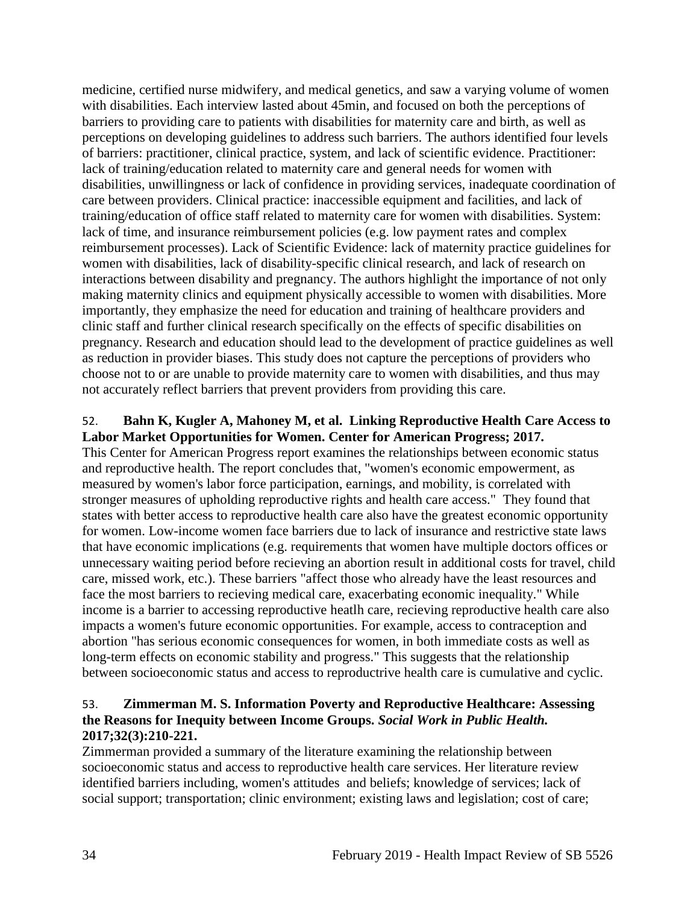medicine, certified nurse midwifery, and medical genetics, and saw a varying volume of women with disabilities. Each interview lasted about 45min, and focused on both the perceptions of barriers to providing care to patients with disabilities for maternity care and birth, as well as perceptions on developing guidelines to address such barriers. The authors identified four levels of barriers: practitioner, clinical practice, system, and lack of scientific evidence. Practitioner: lack of training/education related to maternity care and general needs for women with disabilities, unwillingness or lack of confidence in providing services, inadequate coordination of care between providers. Clinical practice: inaccessible equipment and facilities, and lack of training/education of office staff related to maternity care for women with disabilities. System: lack of time, and insurance reimbursement policies (e.g. low payment rates and complex reimbursement processes). Lack of Scientific Evidence: lack of maternity practice guidelines for women with disabilities, lack of disability-specific clinical research, and lack of research on interactions between disability and pregnancy. The authors highlight the importance of not only making maternity clinics and equipment physically accessible to women with disabilities. More importantly, they emphasize the need for education and training of healthcare providers and clinic staff and further clinical research specifically on the effects of specific disabilities on pregnancy. Research and education should lead to the development of practice guidelines as well as reduction in provider biases. This study does not capture the perceptions of providers who choose not to or are unable to provide maternity care to women with disabilities, and thus may not accurately reflect barriers that prevent providers from providing this care.

52. **Bahn K, Kugler A, Mahoney M, et al. Linking Reproductive Health Care Access to Labor Market Opportunities for Women. Center for American Progress; 2017.**

This Center for American Progress report examines the relationships between economic status and reproductive health. The report concludes that, "women's economic empowerment, as measured by women's labor force participation, earnings, and mobility, is correlated with stronger measures of upholding reproductive rights and health care access." They found that states with better access to reproductive health care also have the greatest economic opportunity for women. Low-income women face barriers due to lack of insurance and restrictive state laws that have economic implications (e.g. requirements that women have multiple doctors offices or unnecessary waiting period before recieving an abortion result in additional costs for travel, child care, missed work, etc.). These barriers "affect those who already have the least resources and face the most barriers to recieving medical care, exacerbating economic inequality." While income is a barrier to accessing reproductive heatlh care, recieving reproductive health care also impacts a women's future economic opportunities. For example, access to contraception and abortion "has serious economic consequences for women, in both immediate costs as well as long-term effects on economic stability and progress." This suggests that the relationship between socioeconomic status and access to reproductrive health care is cumulative and cyclic.

53. **Zimmerman M. S. Information Poverty and Reproductive Healthcare: Assessing the Reasons for Inequity between Income Groups. *Social Work in Public Health.* 2017;32(3):210-221.**

Zimmerman provided a summary of the literature examining the relationship between socioeconomic status and access to reproductive health care services. Her literature review identified barriers including, women's attitudes and beliefs; knowledge of services; lack of social support; transportation; clinic environment; existing laws and legislation; cost of care;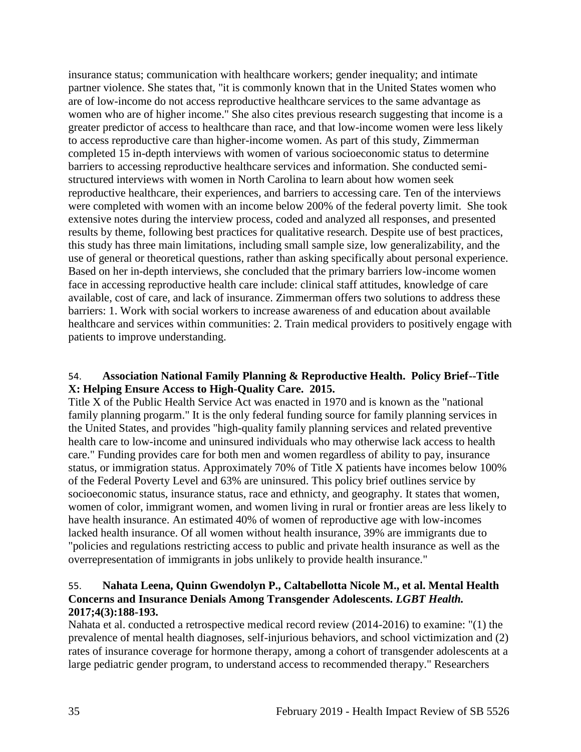insurance status; communication with healthcare workers; gender inequality; and intimate partner violence. She states that, "it is commonly known that in the United States women who are of low-income do not access reproductive healthcare services to the same advantage as women who are of higher income." She also cites previous research suggesting that income is a greater predictor of access to healthcare than race, and that low-income women were less likely to access reproductive care than higher-income women. As part of this study, Zimmerman completed 15 in-depth interviews with women of various socioeconomic status to determine barriers to accessing reproductive healthcare services and information. She conducted semi-structured interviews with women in North Carolina to learn about how women seek reproductive healthcare, their experiences, and barriers to accessing care. Ten of the interviews were completed with women with an income below 200% of the federal poverty limit. She took extensive notes during the interview process, coded and analyzed all responses, and presented results by theme, following best practices for qualitative research. Despite use of best practices, this study has three main limitations, including small sample size, low generalizability, and the use of general or theoretical questions, rather than asking specifically about personal experience. Based on her in-depth interviews, she concluded that the primary barriers low-income women face in accessing reproductive health care include: clinical staff attitudes, knowledge of care available, cost of care, and lack of insurance. Zimmerman offers two solutions to address these barriers: 1. Work with social workers to increase awareness of and education about available healthcare and services within communities: 2. Train medical providers to positively engage with patients to improve understanding.

54. **Association National Family Planning & Reproductive Health. Policy Brief--Title X: Helping Ensure Access to High-Quality Care. 2015.**

Title X of the Public Health Service Act was enacted in 1970 and is known as the "national family planning progarm." It is the only federal funding source for family planning services in the United States, and provides "high-quality family planning services and related preventive health care to low-income and uninsured individuals who may otherwise lack access to health care." Funding provides care for both men and women regardless of ability to pay, insurance status, or immigration status. Approximately 70% of Title X patients have incomes below 100% of the Federal Poverty Level and 63% are uninsured. This policy brief outlines service by socioeconomic status, insurance status, race and ethnicty, and geography. It states that women, women of color, immigrant women, and women living in rural or frontier areas are less likely to have health insurance. An estimated 40% of women of reproductive age with low-incomes lacked health insurance. Of all women without health insurance, 39% are immigrants due to "policies and regulations restricting access to public and private health insurance as well as the overrepresentation of immigrants in jobs unlikely to provide health insurance."

55. **Nahata Leena, Quinn Gwendolyn P., Caltabellotta Nicole M., et al. Mental Health Concerns and Insurance Denials Among Transgender Adolescents. *LGBT Health.* 2017;4(3):188-193.**

Nahata et al. conducted a retrospective medical record review (2014-2016) to examine: "(1) the prevalence of mental health diagnoses, self-injurious behaviors, and school victimization and (2) rates of insurance coverage for hormone therapy, among a cohort of transgender adolescents at a large pediatric gender program, to understand access to recommended therapy." Researchers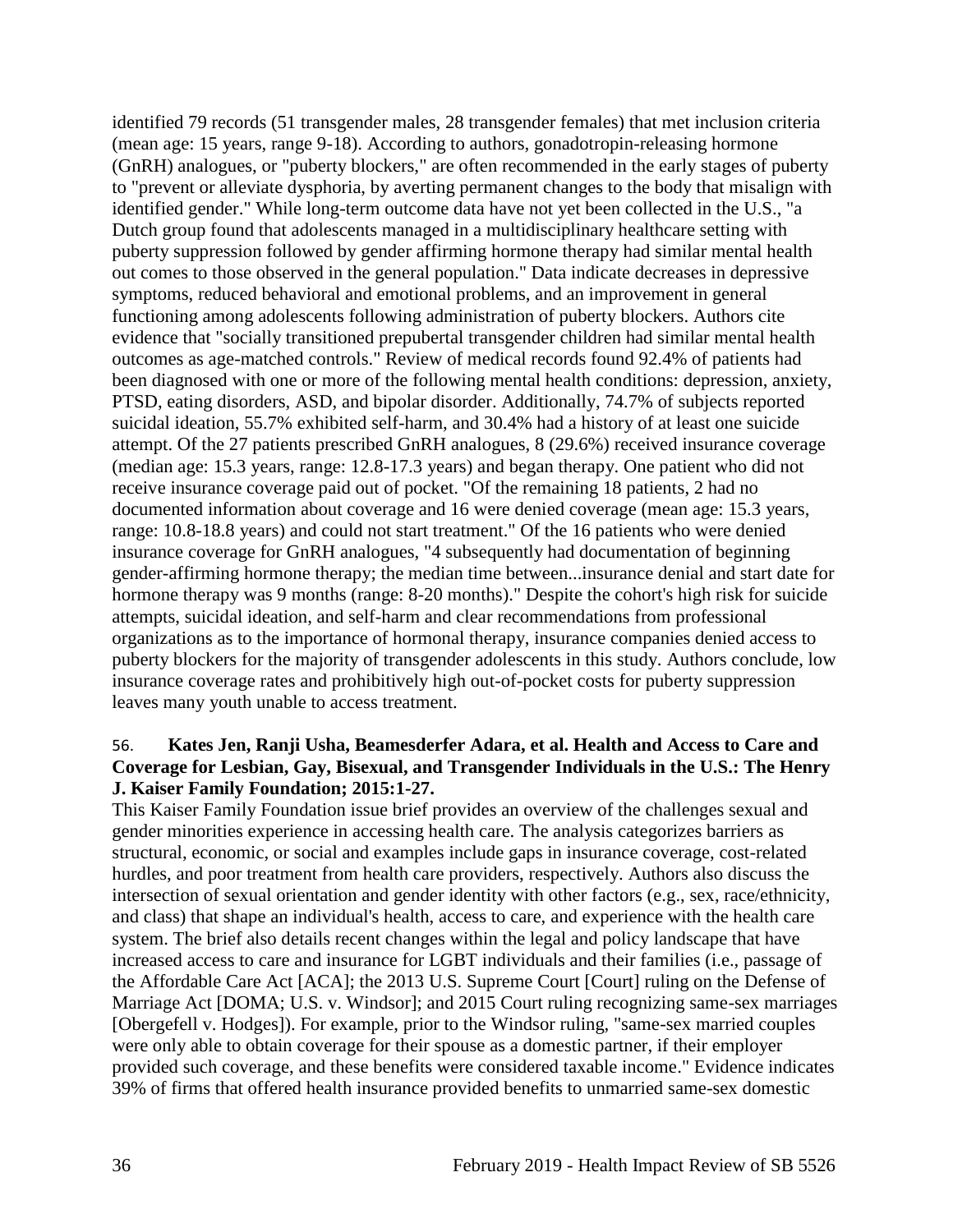identified 79 records (51 transgender males, 28 transgender females) that met inclusion criteria (mean age: 15 years, range 9-18). According to authors, gonadotropin-releasing hormone (GnRH) analogues, or "puberty blockers," are often recommended in the early stages of puberty to "prevent or alleviate dysphoria, by averting permanent changes to the body that misalign with identified gender." While long-term outcome data have not yet been collected in the U.S., "a Dutch group found that adolescents managed in a multidisciplinary healthcare setting with puberty suppression followed by gender affirming hormone therapy had similar mental health out comes to those observed in the general population." Data indicate decreases in depressive symptoms, reduced behavioral and emotional problems, and an improvement in general functioning among adolescents following administration of puberty blockers. Authors cite evidence that "socially transitioned prepubertal transgender children had similar mental health outcomes as age-matched controls." Review of medical records found 92.4% of patients had been diagnosed with one or more of the following mental health conditions: depression, anxiety, PTSD, eating disorders, ASD, and bipolar disorder. Additionally, 74.7% of subjects reported suicidal ideation, 55.7% exhibited self-harm, and 30.4% had a history of at least one suicide attempt. Of the 27 patients prescribed GnRH analogues, 8 (29.6%) received insurance coverage (median age: 15.3 years, range: 12.8-17.3 years) and began therapy. One patient who did not receive insurance coverage paid out of pocket. "Of the remaining 18 patients, 2 had no documented information about coverage and 16 were denied coverage (mean age: 15.3 years, range: 10.8-18.8 years) and could not start treatment." Of the 16 patients who were denied insurance coverage for GnRH analogues, "4 subsequently had documentation of beginning gender-affirming hormone therapy; the median time between...insurance denial and start date for hormone therapy was 9 months (range: 8-20 months)." Despite the cohort's high risk for suicide attempts, suicidal ideation, and self-harm and clear recommendations from professional organizations as to the importance of hormonal therapy, insurance companies denied access to puberty blockers for the majority of transgender adolescents in this study. Authors conclude, low insurance coverage rates and prohibitively high out-of-pocket costs for puberty suppression leaves many youth unable to access treatment.

56. **Kates Jen, Ranji Usha, Beamesderfer Adara, et al. Health and Access to Care and Coverage for Lesbian, Gay, Bisexual, and Transgender Individuals in the U.S.: The Henry J. Kaiser Family Foundation; 2015:1-27.**

This Kaiser Family Foundation issue brief provides an overview of the challenges sexual and gender minorities experience in accessing health care. The analysis categorizes barriers as structural, economic, or social and examples include gaps in insurance coverage, cost-related hurdles, and poor treatment from health care providers, respectively. Authors also discuss the intersection of sexual orientation and gender identity with other factors (e.g., sex, race/ethnicity, and class) that shape an individual's health, access to care, and experience with the health care system. The brief also details recent changes within the legal and policy landscape that have increased access to care and insurance for LGBT individuals and their families (i.e., passage of the Affordable Care Act [ACA]; the 2013 U.S. Supreme Court [Court] ruling on the Defense of Marriage Act [DOMA; U.S. v. Windsor]; and 2015 Court ruling recognizing same-sex marriages [Obergefell v. Hodges]). For example, prior to the Windsor ruling, "same-sex married couples were only able to obtain coverage for their spouse as a domestic partner, if their employer provided such coverage, and these benefits were considered taxable income." Evidence indicates 39% of firms that offered health insurance provided benefits to unmarried same-sex domestic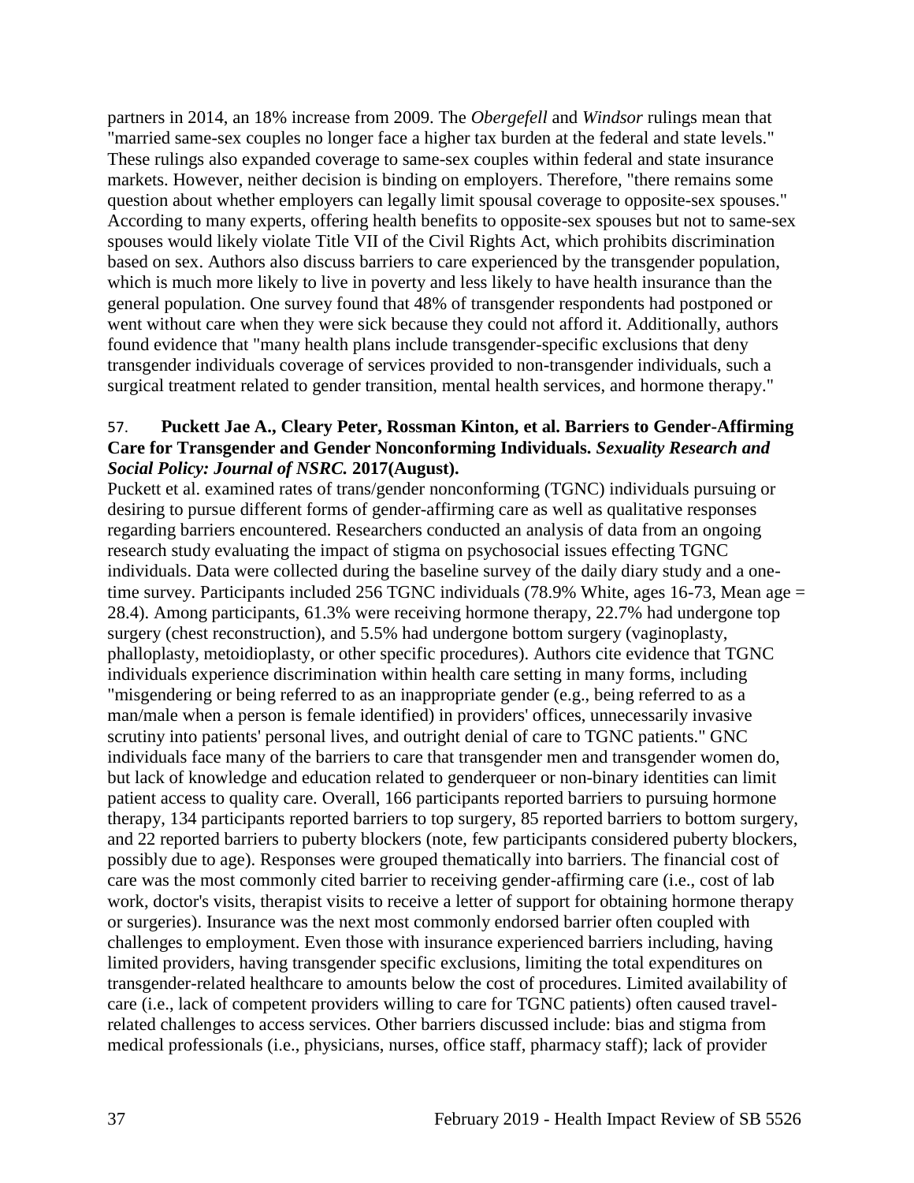partners in 2014, an 18% increase from 2009. The *Obergefell* and *Windsor* rulings mean that "married same-sex couples no longer face a higher tax burden at the federal and state levels." These rulings also expanded coverage to same-sex couples within federal and state insurance markets. However, neither decision is binding on employers. Therefore, "there remains some question about whether employers can legally limit spousal coverage to opposite-sex spouses." According to many experts, offering health benefits to opposite-sex spouses but not to same-sex spouses would likely violate Title VII of the Civil Rights Act, which prohibits discrimination based on sex. Authors also discuss barriers to care experienced by the transgender population, which is much more likely to live in poverty and less likely to have health insurance than the general population. One survey found that 48% of transgender respondents had postponed or went without care when they were sick because they could not afford it. Additionally, authors found evidence that "many health plans include transgender-specific exclusions that deny transgender individuals coverage of services provided to non-transgender individuals, such a surgical treatment related to gender transition, mental health services, and hormone therapy."

57. **Puckett Jae A., Cleary Peter, Rossman Kinton, et al. Barriers to Gender-Affirming Care for Transgender and Gender Nonconforming Individuals. *Sexuality Research and Social Policy: Journal of NSRC.* 2017(August).**

Puckett et al. examined rates of trans/gender nonconforming (TGNC) individuals pursuing or desiring to pursue different forms of gender-affirming care as well as qualitative responses regarding barriers encountered. Researchers conducted an analysis of data from an ongoing research study evaluating the impact of stigma on psychosocial issues effecting TGNC individuals. Data were collected during the baseline survey of the daily diary study and a one-time survey. Participants included 256 TGNC individuals (78.9% White, ages 16-73, Mean age = 28.4). Among participants, 61.3% were receiving hormone therapy, 22.7% had undergone top surgery (chest reconstruction), and 5.5% had undergone bottom surgery (vaginoplasty, phalloplasty, metoidioplasty, or other specific procedures). Authors cite evidence that TGNC individuals experience discrimination within health care setting in many forms, including "misgendering or being referred to as an inappropriate gender (e.g., being referred to as a man/male when a person is female identified) in providers' offices, unnecessarily invasive scrutiny into patients' personal lives, and outright denial of care to TGNC patients." GNC individuals face many of the barriers to care that transgender men and transgender women do, but lack of knowledge and education related to genderqueer or non-binary identities can limit patient access to quality care. Overall, 166 participants reported barriers to pursuing hormone therapy, 134 participants reported barriers to top surgery, 85 reported barriers to bottom surgery, and 22 reported barriers to puberty blockers (note, few participants considered puberty blockers, possibly due to age). Responses were grouped thematically into barriers. The financial cost of care was the most commonly cited barrier to receiving gender-affirming care (i.e., cost of lab work, doctor's visits, therapist visits to receive a letter of support for obtaining hormone therapy or surgeries). Insurance was the next most commonly endorsed barrier often coupled with challenges to employment. Even those with insurance experienced barriers including, having limited providers, having transgender specific exclusions, limiting the total expenditures on transgender-related healthcare to amounts below the cost of procedures. Limited availability of care (i.e., lack of competent providers willing to care for TGNC patients) often caused travel-related challenges to access services. Other barriers discussed include: bias and stigma from medical professionals (i.e., physicians, nurses, office staff, pharmacy staff); lack of provider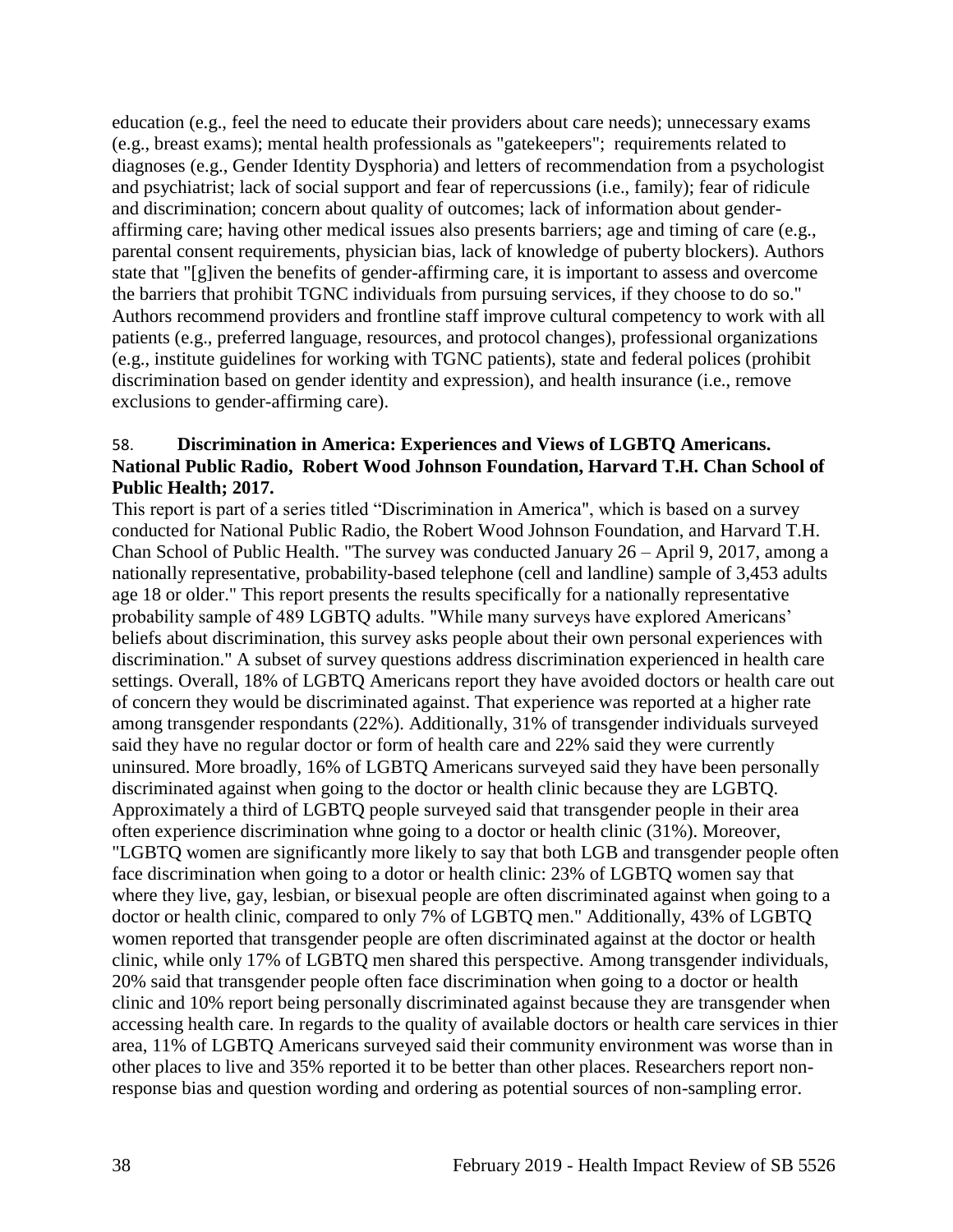education (e.g., feel the need to educate their providers about care needs); unnecessary exams (e.g., breast exams); mental health professionals as "gatekeepers"; requirements related to diagnoses (e.g., Gender Identity Dysphoria) and letters of recommendation from a psychologist and psychiatrist; lack of social support and fear of repercussions (i.e., family); fear of ridicule and discrimination; concern about quality of outcomes; lack of information about gender-affirming care; having other medical issues also presents barriers; age and timing of care (e.g., parental consent requirements, physician bias, lack of knowledge of puberty blockers). Authors state that "[g]iven the benefits of gender-affirming care, it is important to assess and overcome the barriers that prohibit TGNC individuals from pursuing services, if they choose to do so." Authors recommend providers and frontline staff improve cultural competency to work with all patients (e.g., preferred language, resources, and protocol changes), professional organizations (e.g., institute guidelines for working with TGNC patients), state and federal polices (prohibit discrimination based on gender identity and expression), and health insurance (i.e., remove exclusions to gender-affirming care).

58. **Discrimination in America: Experiences and Views of LGBTQ Americans. National Public Radio, Robert Wood Johnson Foundation, Harvard T.H. Chan School of Public Health; 2017.**

This report is part of a series titled "Discrimination in America", which is based on a survey conducted for National Public Radio, the Robert Wood Johnson Foundation, and Harvard T.H. Chan School of Public Health. "The survey was conducted January 26 – April 9, 2017, among a nationally representative, probability-based telephone (cell and landline) sample of 3,453 adults age 18 or older." This report presents the results specifically for a nationally representative probability sample of 489 LGBTQ adults. "While many surveys have explored Americans' beliefs about discrimination, this survey asks people about their own personal experiences with discrimination." A subset of survey questions address discrimination experienced in health care settings. Overall, 18% of LGBTQ Americans report they have avoided doctors or health care out of concern they would be discriminated against. That experience was reported at a higher rate among transgender respondants (22%). Additionally, 31% of transgender individuals surveyed said they have no regular doctor or form of health care and 22% said they were currently uninsured. More broadly, 16% of LGBTQ Americans surveyed said they have been personally discriminated against when going to the doctor or health clinic because they are LGBTQ. Approximately a third of LGBTQ people surveyed said that transgender people in their area often experience discrimination whne going to a doctor or health clinic (31%). Moreover, "LGBTQ women are significantly more likely to say that both LGB and transgender people often face discrimination when going to a dotor or health clinic: 23% of LGBTQ women say that where they live, gay, lesbian, or bisexual people are often discriminated against when going to a doctor or health clinic, compared to only 7% of LGBTQ men." Additionally, 43% of LGBTQ women reported that transgender people are often discriminated against at the doctor or health clinic, while only 17% of LGBTQ men shared this perspective. Among transgender individuals, 20% said that transgender people often face discrimination when going to a doctor or health clinic and 10% report being personally discriminated against because they are transgender when accessing health care. In regards to the quality of available doctors or health care services in thier area, 11% of LGBTQ Americans surveyed said their community environment was worse than in other places to live and 35% reported it to be better than other places. Researchers report non-response bias and question wording and ordering as potential sources of non-sampling error.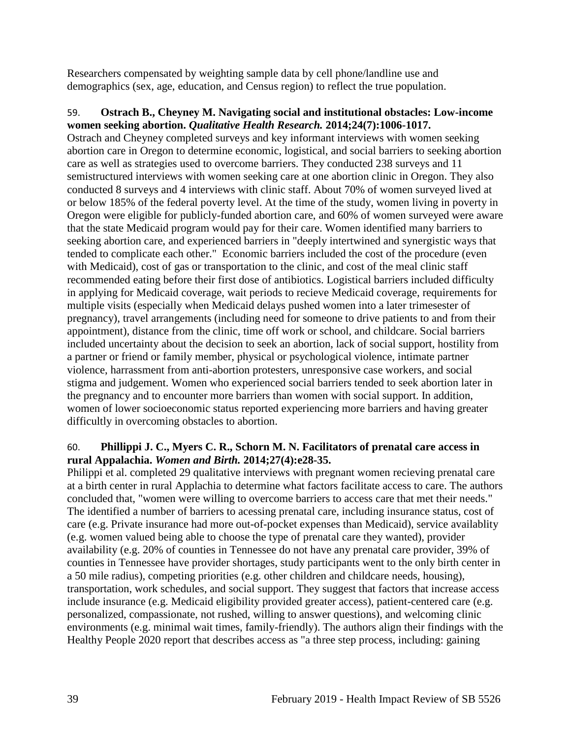Researchers compensated by weighting sample data by cell phone/landline use and demographics (sex, age, education, and Census region) to reflect the true population.

59. **Ostrach B., Cheyney M. Navigating social and institutional obstacles: Low-income women seeking abortion.** ***Qualitative Health Research.*** **2014;24(7):1006-1017.**
Ostrach and Cheyney completed surveys and key informant interviews with women seeking abortion care in Oregon to determine economic, logistical, and social barriers to seeking abortion care as well as strategies used to overcome barriers. They conducted 238 surveys and 11 semistructured interviews with women seeking care at one abortion clinic in Oregon. They also conducted 8 surveys and 4 interviews with clinic staff. About 70% of women surveyed lived at or below 185% of the federal poverty level. At the time of the study, women living in poverty in Oregon were eligible for publicly-funded abortion care, and 60% of women surveyed were aware that the state Medicaid program would pay for their care. Women identified many barriers to seeking abortion care, and experienced barriers in "deeply intertwined and synergistic ways that tended to complicate each other." Economic barriers included the cost of the procedure (even with Medicaid), cost of gas or transportation to the clinic, and cost of the meal clinic staff recommended eating before their first dose of antibiotics. Logistical barriers included difficulty in applying for Medicaid coverage, wait periods to recieve Medicaid coverage, requirements for multiple visits (especially when Medicaid delays pushed women into a later trimesester of pregnancy), travel arrangements (including need for someone to drive patients to and from their appointment), distance from the clinic, time off work or school, and childcare. Social barriers included uncertainty about the decision to seek an abortion, lack of social support, hostility from a partner or friend or family member, physical or psychological violence, intimate partner violence, harrassment from anti-abortion protesters, unresponsive case workers, and social stigma and judgement. Women who experienced social barriers tended to seek abortion later in the pregnancy and to encounter more barriers than women with social support. In addition, women of lower socioeconomic status reported experiencing more barriers and having greater difficultly in overcoming obstacles to abortion.

60. **Phillippi J. C., Myers C. R., Schorn M. N. Facilitators of prenatal care access in rural Appalachia.** ***Women and Birth.*** **2014;27(4):e28-35.**
Philippi et al. completed 29 qualitative interviews with pregnant women recieving prenatal care at a birth center in rural Applachia to determine what factors facilitate access to care. The authors concluded that, "women were willing to overcome barriers to access care that met their needs." The identified a number of barriers to acessing prenatal care, including insurance status, cost of care (e.g. Private insurance had more out-of-pocket expenses than Medicaid), service availablity (e.g. women valued being able to choose the type of prenatal care they wanted), provider availability (e.g. 20% of counties in Tennessee do not have any prenatal care provider, 39% of counties in Tennessee have provider shortages, study participants went to the only birth center in a 50 mile radius), competing priorities (e.g. other children and childcare needs, housing), transportation, work schedules, and social support. They suggest that factors that increase access include insurance (e.g. Medicaid eligibility provided greater access), patient-centered care (e.g. personalized, compassionate, not rushed, willing to answer questions), and welcoming clinic environments (e.g. minimal wait times, family-friendly). The authors align their findings with the Healthy People 2020 report that describes access as "a three step process, including: gaining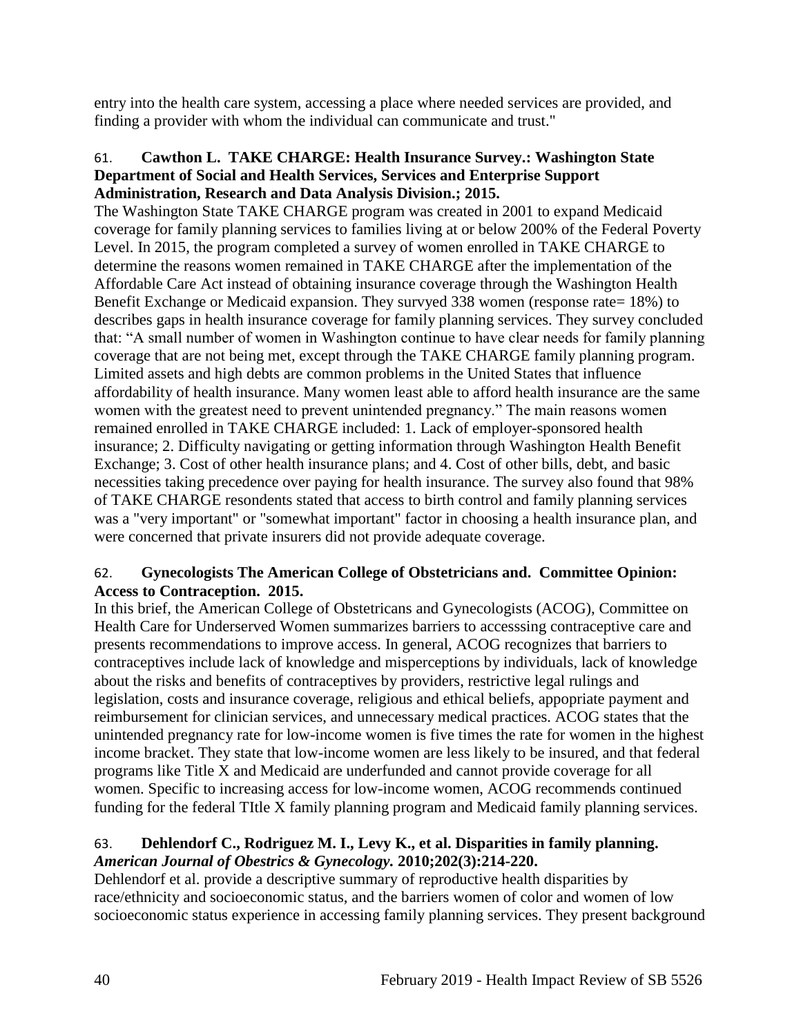entry into the health care system, accessing a place where needed services are provided, and finding a provider with whom the individual can communicate and trust."

61. **Cawthon L. TAKE CHARGE: Health Insurance Survey.: Washington State Department of Social and Health Services, Services and Enterprise Support Administration, Research and Data Analysis Division.; 2015.**

The Washington State TAKE CHARGE program was created in 2001 to expand Medicaid coverage for family planning services to families living at or below 200% of the Federal Poverty Level. In 2015, the program completed a survey of women enrolled in TAKE CHARGE to determine the reasons women remained in TAKE CHARGE after the implementation of the Affordable Care Act instead of obtaining insurance coverage through the Washington Health Benefit Exchange or Medicaid expansion. They survyed 338 women (response rate= 18%) to describes gaps in health insurance coverage for family planning services. They survey concluded that: "A small number of women in Washington continue to have clear needs for family planning coverage that are not being met, except through the TAKE CHARGE family planning program. Limited assets and high debts are common problems in the United States that influence affordability of health insurance. Many women least able to afford health insurance are the same women with the greatest need to prevent unintended pregnancy." The main reasons women remained enrolled in TAKE CHARGE included: 1. Lack of employer-sponsored health insurance; 2. Difficulty navigating or getting information through Washington Health Benefit Exchange; 3. Cost of other health insurance plans; and 4. Cost of other bills, debt, and basic necessities taking precedence over paying for health insurance. The survey also found that 98% of TAKE CHARGE resondents stated that access to birth control and family planning services was a "very important" or "somewhat important" factor in choosing a health insurance plan, and were concerned that private insurers did not provide adequate coverage.

62. **Gynecologists The American College of Obstetricians and. Committee Opinion: Access to Contraception. 2015.**

In this brief, the American College of Obstetricans and Gynecologists (ACOG), Committee on Health Care for Underserved Women summarizes barriers to accesssing contraceptive care and presents recommendations to improve access. In general, ACOG recognizes that barriers to contraceptives include lack of knowledge and misperceptions by individuals, lack of knowledge about the risks and benefits of contraceptives by providers, restrictive legal rulings and legislation, costs and insurance coverage, religious and ethical beliefs, appopriate payment and reimbursement for clinician services, and unnecessary medical practices. ACOG states that the unintended pregnancy rate for low-income women is five times the rate for women in the highest income bracket. They state that low-income women are less likely to be insured, and that federal programs like Title X and Medicaid are underfunded and cannot provide coverage for all women. Specific to increasing access for low-income women, ACOG recommends continued funding for the federal TItle X family planning program and Medicaid family planning services.

63. **Dehlendorf C., Rodriguez M. I., Levy K., et al. Disparities in family planning. *American Journal of Obestrics & Gynecology.* 2010;202(3):214-220.**

Dehlendorf et al. provide a descriptive summary of reproductive health disparities by race/ethnicity and socioeconomic status, and the barriers women of color and women of low socioeconomic status experience in accessing family planning services. They present background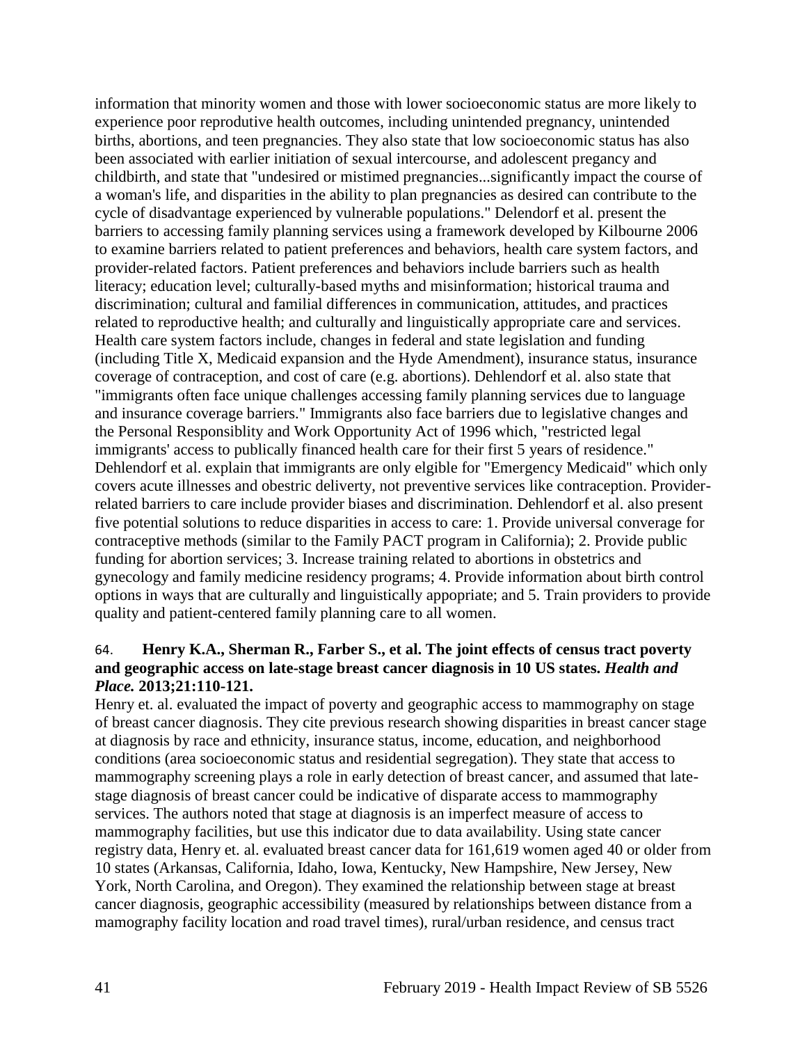information that minority women and those with lower socioeconomic status are more likely to experience poor reprodutive health outcomes, including unintended pregnancy, unintended births, abortions, and teen pregnancies. They also state that low socioeconomic status has also been associated with earlier initiation of sexual intercourse, and adolescent pregancy and childbirth, and state that "undesired or mistimed pregnancies...significantly impact the course of a woman's life, and disparities in the ability to plan pregnancies as desired can contribute to the cycle of disadvantage experienced by vulnerable populations." Delendorf et al. present the barriers to accessing family planning services using a framework developed by Kilbourne 2006 to examine barriers related to patient preferences and behaviors, health care system factors, and provider-related factors. Patient preferences and behaviors include barriers such as health literacy; education level; culturally-based myths and misinformation; historical trauma and discrimination; cultural and familial differences in communication, attitudes, and practices related to reproductive health; and culturally and linguistically appropriate care and services. Health care system factors include, changes in federal and state legislation and funding (including Title X, Medicaid expansion and the Hyde Amendment), insurance status, insurance coverage of contraception, and cost of care (e.g. abortions). Dehlendorf et al. also state that "immigrants often face unique challenges accessing family planning services due to language and insurance coverage barriers." Immigrants also face barriers due to legislative changes and the Personal Responsiblity and Work Opportunity Act of 1996 which, "restricted legal immigrants' access to publically financed health care for their first 5 years of residence." Dehlendorf et al. explain that immigrants are only elgible for "Emergency Medicaid" which only covers acute illnesses and obestric deliverty, not preventive services like contraception. Provider-related barriers to care include provider biases and discrimination. Dehlendorf et al. also present five potential solutions to reduce disparities in access to care: 1. Provide universal converage for contraceptive methods (similar to the Family PACT program in California); 2. Provide public funding for abortion services; 3. Increase training related to abortions in obstetrics and gynecology and family medicine residency programs; 4. Provide information about birth control options in ways that are culturally and linguistically appopriate; and 5. Train providers to provide quality and patient-centered family planning care to all women.

64. **Henry K.A., Sherman R., Farber S., et al. The joint effects of census tract poverty and geographic access on late-stage breast cancer diagnosis in 10 US states. *Health and Place.* 2013;21:110-121.**

Henry et. al. evaluated the impact of poverty and geographic access to mammography on stage of breast cancer diagnosis. They cite previous research showing disparities in breast cancer stage at diagnosis by race and ethnicity, insurance status, income, education, and neighborhood conditions (area socioeconomic status and residential segregation). They state that access to mammography screening plays a role in early detection of breast cancer, and assumed that late-stage diagnosis of breast cancer could be indicative of disparate access to mammography services. The authors noted that stage at diagnosis is an imperfect measure of access to mammography facilities, but use this indicator due to data availability. Using state cancer registry data, Henry et. al. evaluated breast cancer data for 161,619 women aged 40 or older from 10 states (Arkansas, California, Idaho, Iowa, Kentucky, New Hampshire, New Jersey, New York, North Carolina, and Oregon). They examined the relationship between stage at breast cancer diagnosis, geographic accessibility (measured by relationships between distance from a mamography facility location and road travel times), rural/urban residence, and census tract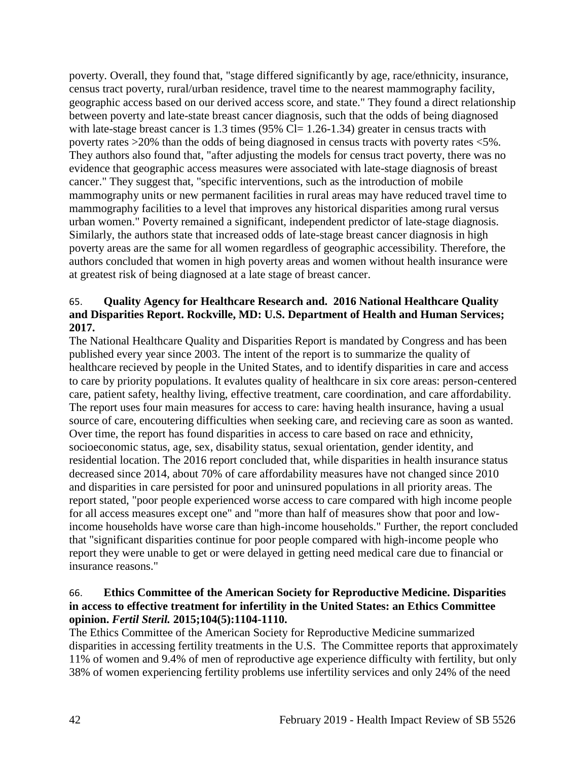poverty. Overall, they found that, "stage differed significantly by age, race/ethnicity, insurance, census tract poverty, rural/urban residence, travel time to the nearest mammography facility, geographic access based on our derived access score, and state." They found a direct relationship between poverty and late-state breast cancer diagnosis, such that the odds of being diagnosed with late-stage breast cancer is 1.3 times (95% Cl= 1.26-1.34) greater in census tracts with poverty rates >20% than the odds of being diagnosed in census tracts with poverty rates <5%. They authors also found that, "after adjusting the models for census tract poverty, there was no evidence that geographic access measures were associated with late-stage diagnosis of breast cancer." They suggest that, "specific interventions, such as the introduction of mobile mammography units or new permanent facilities in rural areas may have reduced travel time to mammography facilities to a level that improves any historical disparities among rural versus urban women." Poverty remained a significant, independent predictor of late-stage diagnosis. Similarly, the authors state that increased odds of late-stage breast cancer diagnosis in high poverty areas are the same for all women regardless of geographic accessibility. Therefore, the authors concluded that women in high poverty areas and women without health insurance were at greatest risk of being diagnosed at a late stage of breast cancer.

65. **Quality Agency for Healthcare Research and. 2016 National Healthcare Quality and Disparities Report. Rockville, MD: U.S. Department of Health and Human Services; 2017.**

The National Healthcare Quality and Disparities Report is mandated by Congress and has been published every year since 2003. The intent of the report is to summarize the quality of healthcare recieved by people in the United States, and to identify disparities in care and access to care by priority populations. It evalutes quality of healthcare in six core areas: person-centered care, patient safety, healthy living, effective treatment, care coordination, and care affordability. The report uses four main measures for access to care: having health insurance, having a usual source of care, encoutering difficulties when seeking care, and recieving care as soon as wanted. Over time, the report has found disparities in access to care based on race and ethnicity, socioeconomic status, age, sex, disability status, sexual orientation, gender identity, and residential location. The 2016 report concluded that, while disparities in health insurance status decreased since 2014, about 70% of care affordability measures have not changed since 2010 and disparities in care persisted for poor and uninsured populations in all priority areas. The report stated, "poor people experienced worse access to care compared with high income people for all access measures except one" and "more than half of measures show that poor and low-income households have worse care than high-income households." Further, the report concluded that "significant disparities continue for poor people compared with high-income people who report they were unable to get or were delayed in getting need medical care due to financial or insurance reasons."

66. **Ethics Committee of the American Society for Reproductive Medicine. Disparities in access to effective treatment for infertility in the United States: an Ethics Committee opinion. *Fertil Steril.* 2015;104(5):1104-1110.**

The Ethics Committee of the American Society for Reproductive Medicine summarized disparities in accessing fertility treatments in the U.S. The Committee reports that approximately 11% of women and 9.4% of men of reproductive age experience difficulty with fertility, but only 38% of women experiencing fertility problems use infertility services and only 24% of the need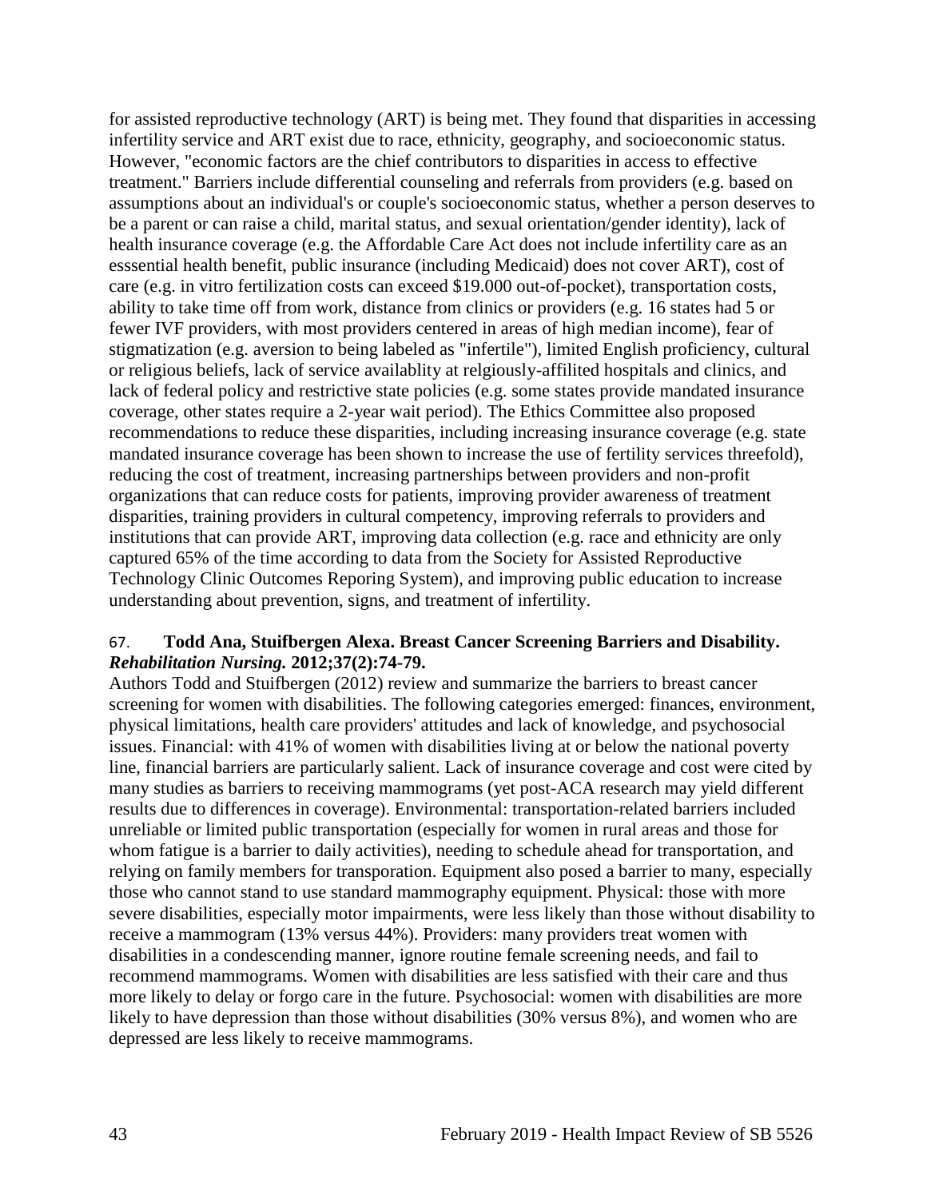for assisted reproductive technology (ART) is being met. They found that disparities in accessing infertility service and ART exist due to race, ethnicity, geography, and socioeconomic status. However, "economic factors are the chief contributors to disparities in access to effective treatment." Barriers include differential counseling and referrals from providers (e.g. based on assumptions about an individual's or couple's socioeconomic status, whether a person deserves to be a parent or can raise a child, marital status, and sexual orientation/gender identity), lack of health insurance coverage (e.g. the Affordable Care Act does not include infertility care as an esssential health benefit, public insurance (including Medicaid) does not cover ART), cost of care (e.g. in vitro fertilization costs can exceed $19.000 out-of-pocket), transportation costs, ability to take time off from work, distance from clinics or providers (e.g. 16 states had 5 or fewer IVF providers, with most providers centered in areas of high median income), fear of stigmatization (e.g. aversion to being labeled as "infertile"), limited English proficiency, cultural or religious beliefs, lack of service availablity at relgiously-affilited hospitals and clinics, and lack of federal policy and restrictive state policies (e.g. some states provide mandated insurance coverage, other states require a 2-year wait period). The Ethics Committee also proposed recommendations to reduce these disparities, including increasing insurance coverage (e.g. state mandated insurance coverage has been shown to increase the use of fertility services threefold), reducing the cost of treatment, increasing partnerships between providers and non-profit organizations that can reduce costs for patients, improving provider awareness of treatment disparities, training providers in cultural competency, improving referrals to providers and institutions that can provide ART, improving data collection (e.g. race and ethnicity are only captured 65% of the time according to data from the Society for Assisted Reproductive Technology Clinic Outcomes Reporing System), and improving public education to increase understanding about prevention, signs, and treatment of infertility.

67. **Todd Ana, Stuifbergen Alexa. Breast Cancer Screening Barriers and Disability. *Rehabilitation Nursing.* 2012;37(2):74-79.**

Authors Todd and Stuifbergen (2012) review and summarize the barriers to breast cancer screening for women with disabilities. The following categories emerged: finances, environment, physical limitations, health care providers' attitudes and lack of knowledge, and psychosocial issues. Financial: with 41% of women with disabilities living at or below the national poverty line, financial barriers are particularly salient. Lack of insurance coverage and cost were cited by many studies as barriers to receiving mammograms (yet post-ACA research may yield different results due to differences in coverage). Environmental: transportation-related barriers included unreliable or limited public transportation (especially for women in rural areas and those for whom fatigue is a barrier to daily activities), needing to schedule ahead for transportation, and relying on family members for transporation. Equipment also posed a barrier to many, especially those who cannot stand to use standard mammography equipment. Physical: those with more severe disabilities, especially motor impairments, were less likely than those without disability to receive a mammogram (13% versus 44%). Providers: many providers treat women with disabilities in a condescending manner, ignore routine female screening needs, and fail to recommend mammograms. Women with disabilities are less satisfied with their care and thus more likely to delay or forgo care in the future. Psychosocial: women with disabilities are more likely to have depression than those without disabilities (30% versus 8%), and women who are depressed are less likely to receive mammograms.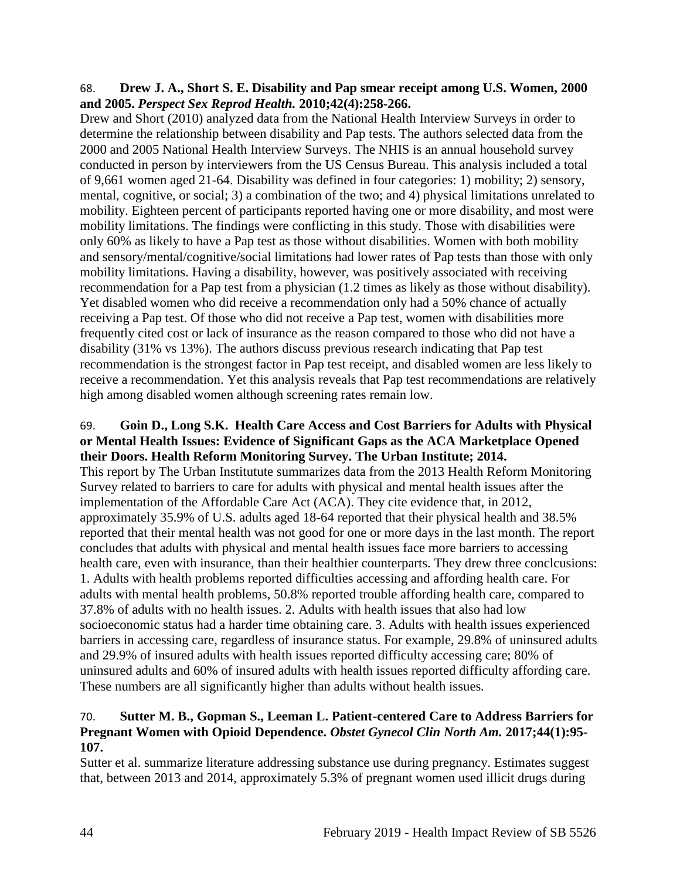68. **Drew J. A., Short S. E. Disability and Pap smear receipt among U.S. Women, 2000 and 2005. *Perspect Sex Reprod Health.* 2010;42(4):258-266.**

Drew and Short (2010) analyzed data from the National Health Interview Surveys in order to determine the relationship between disability and Pap tests. The authors selected data from the 2000 and 2005 National Health Interview Surveys. The NHIS is an annual household survey conducted in person by interviewers from the US Census Bureau. This analysis included a total of 9,661 women aged 21-64. Disability was defined in four categories: 1) mobility; 2) sensory, mental, cognitive, or social; 3) a combination of the two; and 4) physical limitations unrelated to mobility. Eighteen percent of participants reported having one or more disability, and most were mobility limitations. The findings were conflicting in this study. Those with disabilities were only 60% as likely to have a Pap test as those without disabilities. Women with both mobility and sensory/mental/cognitive/social limitations had lower rates of Pap tests than those with only mobility limitations. Having a disability, however, was positively associated with receiving recommendation for a Pap test from a physician (1.2 times as likely as those without disability). Yet disabled women who did receive a recommendation only had a 50% chance of actually receiving a Pap test. Of those who did not receive a Pap test, women with disabilities more frequently cited cost or lack of insurance as the reason compared to those who did not have a disability (31% vs 13%). The authors discuss previous research indicating that Pap test recommendation is the strongest factor in Pap test receipt, and disabled women are less likely to receive a recommendation. Yet this analysis reveals that Pap test recommendations are relatively high among disabled women although screening rates remain low.

69. **Goin D., Long S.K. Health Care Access and Cost Barriers for Adults with Physical or Mental Health Issues: Evidence of Significant Gaps as the ACA Marketplace Opened their Doors. Health Reform Monitoring Survey. The Urban Institute; 2014.**

This report by The Urban Institutute summarizes data from the 2013 Health Reform Monitoring Survey related to barriers to care for adults with physical and mental health issues after the implementation of the Affordable Care Act (ACA). They cite evidence that, in 2012, approximately 35.9% of U.S. adults aged 18-64 reported that their physical health and 38.5% reported that their mental health was not good for one or more days in the last month. The report concludes that adults with physical and mental health issues face more barriers to accessing health care, even with insurance, than their healthier counterparts. They drew three conclcusions: 1. Adults with health problems reported difficulties accessing and affording health care. For adults with mental health problems, 50.8% reported trouble affording health care, compared to 37.8% of adults with no health issues. 2. Adults with health issues that also had low socioeconomic status had a harder time obtaining care. 3. Adults with health issues experienced barriers in accessing care, regardless of insurance status. For example, 29.8% of uninsured adults and 29.9% of insured adults with health issues reported difficulty accessing care; 80% of uninsured adults and 60% of insured adults with health issues reported difficulty affording care. These numbers are all significantly higher than adults without health issues.

70. **Sutter M. B., Gopman S., Leeman L. Patient-centered Care to Address Barriers for Pregnant Women with Opioid Dependence. *Obstet Gynecol Clin North Am.* 2017;44(1):95-107.**

Sutter et al. summarize literature addressing substance use during pregnancy. Estimates suggest that, between 2013 and 2014, approximately 5.3% of pregnant women used illicit drugs during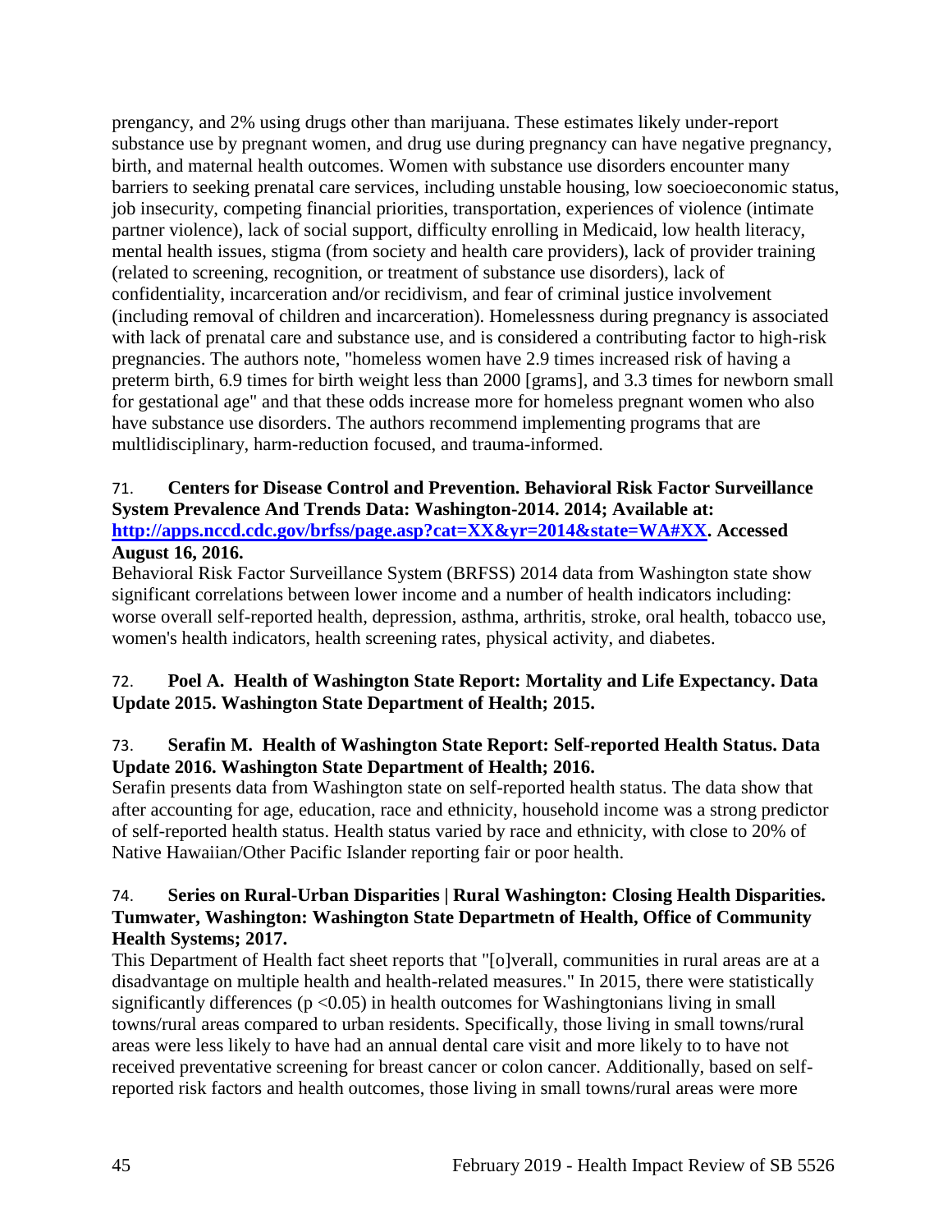prengancy, and 2% using drugs other than marijuana. These estimates likely under-report substance use by pregnant women, and drug use during pregnancy can have negative pregnancy, birth, and maternal health outcomes. Women with substance use disorders encounter many barriers to seeking prenatal care services, including unstable housing, low soecioeconomic status, job insecurity, competing financial priorities, transportation, experiences of violence (intimate partner violence), lack of social support, difficulty enrolling in Medicaid, low health literacy, mental health issues, stigma (from society and health care providers), lack of provider training (related to screening, recognition, or treatment of substance use disorders), lack of confidentiality, incarceration and/or recidivism, and fear of criminal justice involvement (including removal of children and incarceration). Homelessness during pregnancy is associated with lack of prenatal care and substance use, and is considered a contributing factor to high-risk pregnancies. The authors note, "homeless women have 2.9 times increased risk of having a preterm birth, 6.9 times for birth weight less than 2000 [grams], and 3.3 times for newborn small for gestational age" and that these odds increase more for homeless pregnant women who also have substance use disorders. The authors recommend implementing programs that are multldisciplinary, harm-reduction focused, and trauma-informed.

71. **Centers for Disease Control and Prevention. Behavioral Risk Factor Surveillance System Prevalence And Trends Data: Washington-2014. 2014; Available at: [http://apps.nccd.cdc.gov/brfss/page.asp?cat=XX&yr=2014&state=WA#XX](http://apps.nccd.cdc.gov/brfss/page.asp?cat=XX&yr=2014&state=WA#XX). Accessed August 16, 2016.**
Behavioral Risk Factor Surveillance System (BRFSS) 2014 data from Washington state show significant correlations between lower income and a number of health indicators including: worse overall self-reported health, depression, asthma, arthritis, stroke, oral health, tobacco use, women's health indicators, health screening rates, physical activity, and diabetes.

72. **Poel A. Health of Washington State Report: Mortality and Life Expectancy. Data Update 2015. Washington State Department of Health; 2015.**

73. **Serafin M. Health of Washington State Report: Self-reported Health Status. Data Update 2016. Washington State Department of Health; 2016.**
Serafin presents data from Washington state on self-reported health status. The data show that after accounting for age, education, race and ethnicity, household income was a strong predictor of self-reported health status. Health status varied by race and ethnicity, with close to 20% of Native Hawaiian/Other Pacific Islander reporting fair or poor health.

74. **Series on Rural-Urban Disparities | Rural Washington: Closing Health Disparities. Tumwater, Washington: Washington State Departmetn of Health, Office of Community Health Systems; 2017.**
This Department of Health fact sheet reports that "[o]verall, communities in rural areas are at a disadvantage on multiple health and health-related measures." In 2015, there were statistically significantly differences ($p < 0.05$) in health outcomes for Washingtonians living in small towns/rural areas compared to urban residents. Specifically, those living in small towns/rural areas were less likely to have had an annual dental care visit and more likely to to have not received preventative screening for breast cancer or colon cancer. Additionally, based on self-reported risk factors and health outcomes, those living in small towns/rural areas were more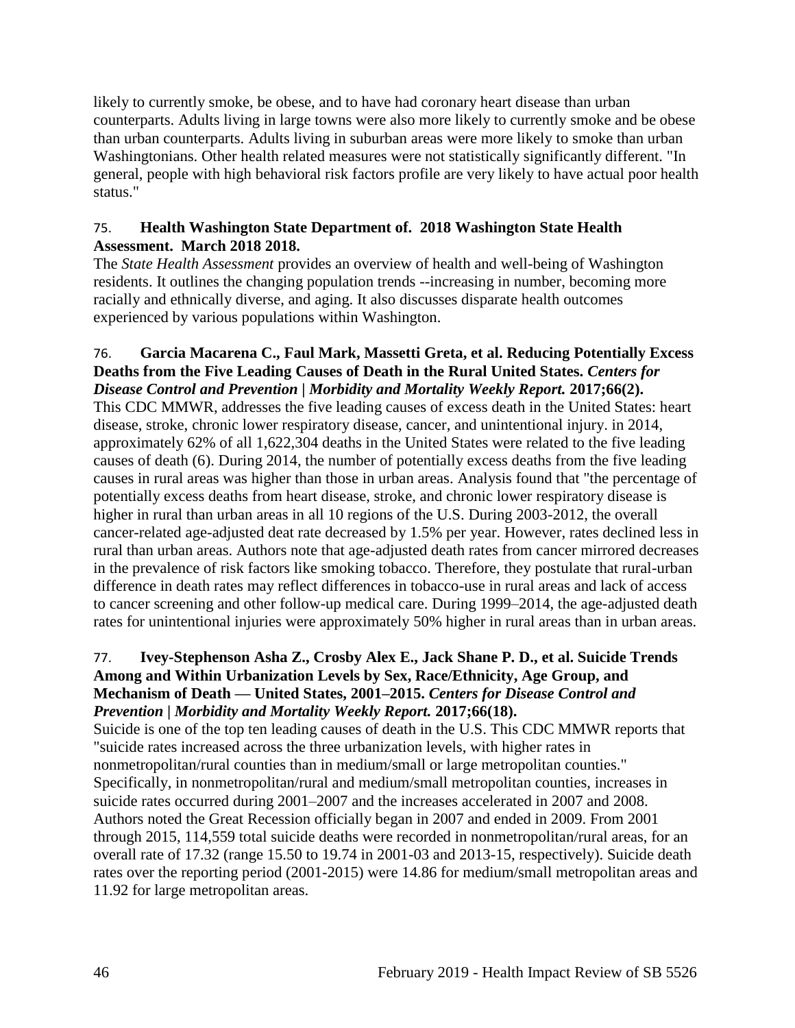likely to currently smoke, be obese, and to have had coronary heart disease than urban counterparts. Adults living in large towns were also more likely to currently smoke and be obese than urban counterparts. Adults living in suburban areas were more likely to smoke than urban Washingtonians. Other health related measures were not statistically significantly different. "In general, people with high behavioral risk factors profile are very likely to have actual poor health status."

75. **Health Washington State Department of. 2018 Washington State Health Assessment. March 2018 2018.**
The *State Health Assessment* provides an overview of health and well-being of Washington residents. It outlines the changing population trends --increasing in number, becoming more racially and ethnically diverse, and aging. It also discusses disparate health outcomes experienced by various populations within Washington.

76. **Garcia Macarena C., Faul Mark, Massetti Greta, et al. Reducing Potentially Excess Deaths from the Five Leading Causes of Death in the Rural United States.** ***Centers for Disease Control and Prevention | Morbidity and Mortality Weekly Report.*** **2017;66(2).**
This CDC MMWR, addresses the five leading causes of excess death in the United States: heart disease, stroke, chronic lower respiratory disease, cancer, and unintentional injury. in 2014, approximately 62% of all 1,622,304 deaths in the United States were related to the five leading causes of death (6). During 2014, the number of potentially excess deaths from the five leading causes in rural areas was higher than those in urban areas. Analysis found that "the percentage of potentially excess deaths from heart disease, stroke, and chronic lower respiratory disease is higher in rural than urban areas in all 10 regions of the U.S. During 2003-2012, the overall cancer-related age-adjusted deat rate decreased by 1.5% per year. However, rates declined less in rural than urban areas. Authors note that age-adjusted death rates from cancer mirrored decreases in the prevalence of risk factors like smoking tobacco. Therefore, they postulate that rural-urban difference in death rates may reflect differences in tobacco-use in rural areas and lack of access to cancer screening and other follow-up medical care. During 1999–2014, the age-adjusted death rates for unintentional injuries were approximately 50% higher in rural areas than in urban areas.

77. **Ivey-Stephenson Asha Z., Crosby Alex E., Jack Shane P. D., et al. Suicide Trends Among and Within Urbanization Levels by Sex, Race/Ethnicity, Age Group, and Mechanism of Death — United States, 2001–2015.** ***Centers for Disease Control and Prevention | Morbidity and Mortality Weekly Report.*** **2017;66(18).**
Suicide is one of the top ten leading causes of death in the U.S. This CDC MMWR reports that "suicide rates increased across the three urbanization levels, with higher rates in nonmetropolitan/rural counties than in medium/small or large metropolitan counties." Specifically, in nonmetropolitan/rural and medium/small metropolitan counties, increases in suicide rates occurred during 2001–2007 and the increases accelerated in 2007 and 2008. Authors noted the Great Recession officially began in 2007 and ended in 2009. From 2001 through 2015, 114,559 total suicide deaths were recorded in nonmetropolitan/rural areas, for an overall rate of 17.32 (range 15.50 to 19.74 in 2001-03 and 2013-15, respectively). Suicide death rates over the reporting period (2001-2015) were 14.86 for medium/small metropolitan areas and 11.92 for large metropolitan areas.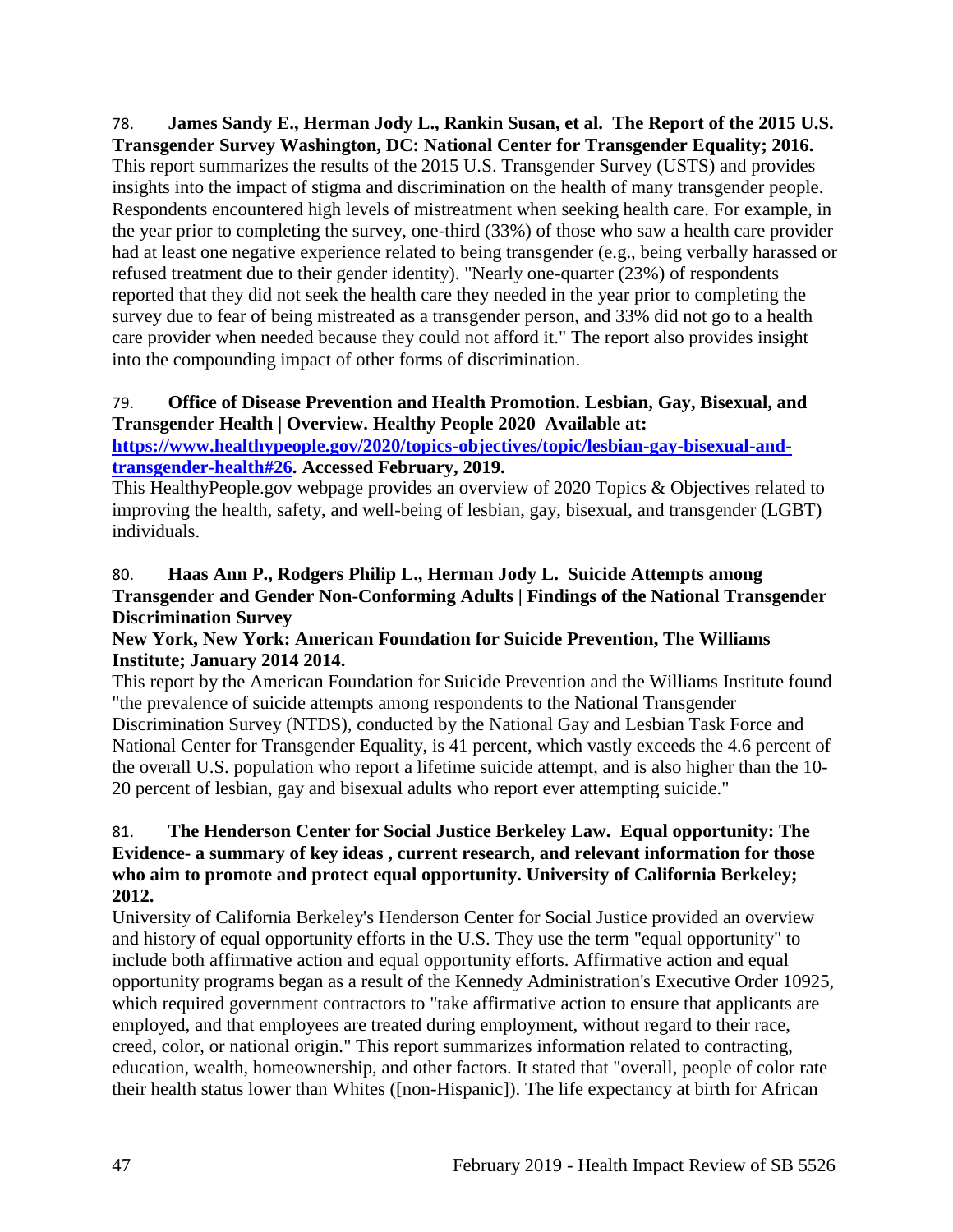78. **James Sandy E., Herman Jody L., Rankin Susan, et al. The Report of the 2015 U.S. Transgender Survey Washington, DC: National Center for Transgender Equality; 2016.**
This report summarizes the results of the 2015 U.S. Transgender Survey (USTS) and provides insights into the impact of stigma and discrimination on the health of many transgender people. Respondents encountered high levels of mistreatment when seeking health care. For example, in the year prior to completing the survey, one-third (33%) of those who saw a health care provider had at least one negative experience related to being transgender (e.g., being verbally harassed or refused treatment due to their gender identity). "Nearly one-quarter (23%) of respondents reported that they did not seek the health care they needed in the year prior to completing the survey due to fear of being mistreated as a transgender person, and 33% did not go to a health care provider when needed because they could not afford it." The report also provides insight into the compounding impact of other forms of discrimination.

79. **Office of Disease Prevention and Health Promotion. Lesbian, Gay, Bisexual, and Transgender Health | Overview. Healthy People 2020 Available at: [https://www.healthypeople.gov/2020/topics-objectives/topic/lesbian-gay-bisexual-and-transgender-health#26](https://www.healthypeople.gov/2020/topics-objectives/topic/lesbian-gay-bisexual-and-transgender-health#26). Accessed February, 2019.**
This HealthyPeople.gov webpage provides an overview of 2020 Topics & Objectives related to improving the health, safety, and well-being of lesbian, gay, bisexual, and transgender (LGBT) individuals.

80. **Haas Ann P., Rodgers Philip L., Herman Jody L. Suicide Attempts among Transgender and Gender Non-Conforming Adults | Findings of the National Transgender Discrimination Survey**
**New York, New York: American Foundation for Suicide Prevention, The Williams Institute; January 2014 2014.**
This report by the American Foundation for Suicide Prevention and the Williams Institute found "the prevalence of suicide attempts among respondents to the National Transgender Discrimination Survey (NTDS), conducted by the National Gay and Lesbian Task Force and National Center for Transgender Equality, is 41 percent, which vastly exceeds the 4.6 percent of the overall U.S. population who report a lifetime suicide attempt, and is also higher than the 10-20 percent of lesbian, gay and bisexual adults who report ever attempting suicide."

81. **The Henderson Center for Social Justice Berkeley Law. Equal opportunity: The Evidence- a summary of key ideas , current research, and relevant information for those who aim to promote and protect equal opportunity. University of California Berkeley; 2012.**
University of California Berkeley's Henderson Center for Social Justice provided an overview and history of equal opportunity efforts in the U.S. They use the term "equal opportunity" to include both affirmative action and equal opportunity efforts. Affirmative action and equal opportunity programs began as a result of the Kennedy Administration's Executive Order 10925, which required government contractors to "take affirmative action to ensure that applicants are employed, and that employees are treated during employment, without regard to their race, creed, color, or national origin." This report summarizes information related to contracting, education, wealth, homeownership, and other factors. It stated that "overall, people of color rate their health status lower than Whites ([non-Hispanic]). The life expectancy at birth for African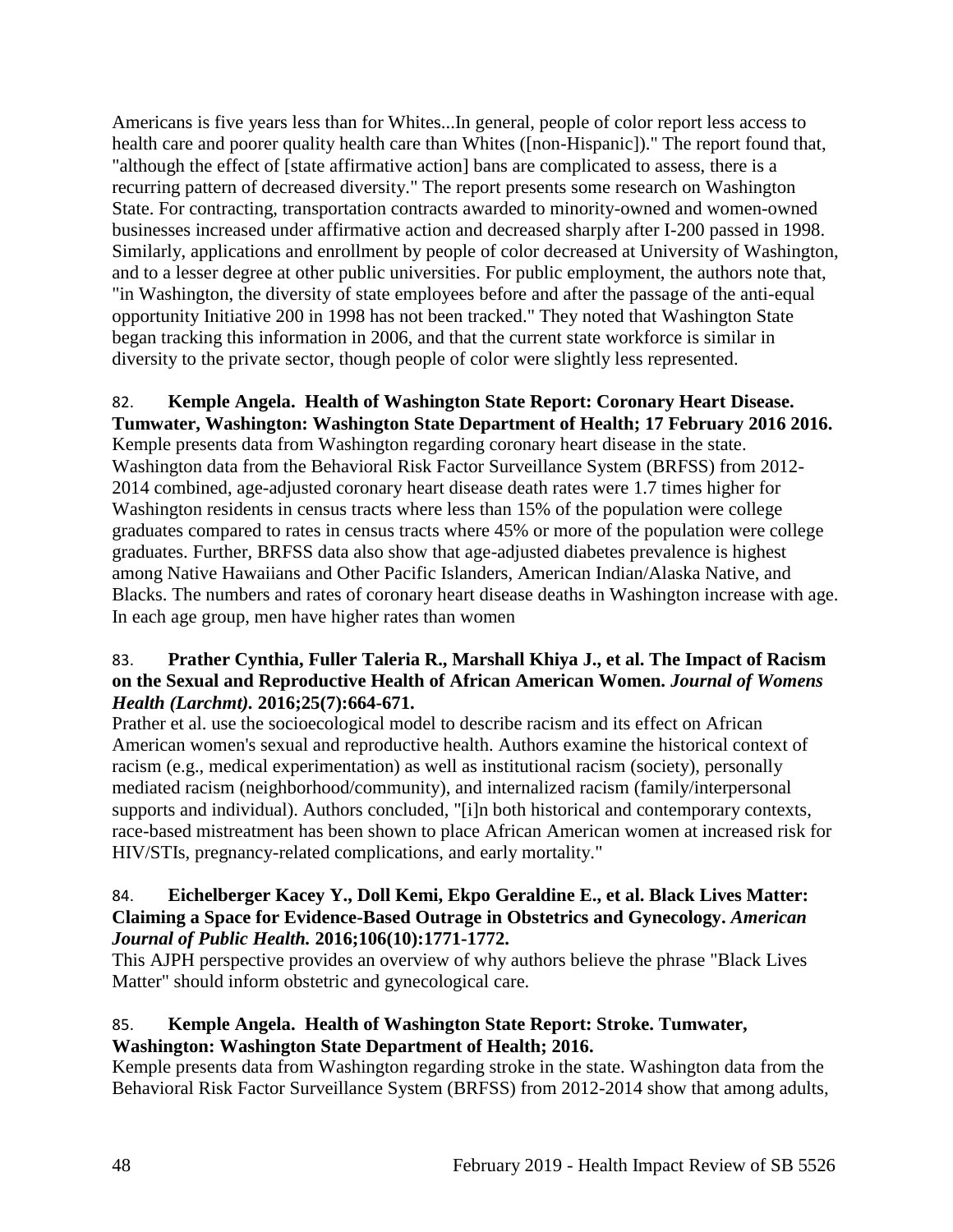Americans is five years less than for Whites...In general, people of color report less access to health care and poorer quality health care than Whites ([non-Hispanic])." The report found that, "although the effect of [state affirmative action] bans are complicated to assess, there is a recurring pattern of decreased diversity." The report presents some research on Washington State. For contracting, transportation contracts awarded to minority-owned and women-owned businesses increased under affirmative action and decreased sharply after I-200 passed in 1998. Similarly, applications and enrollment by people of color decreased at University of Washington, and to a lesser degree at other public universities. For public employment, the authors note that, "in Washington, the diversity of state employees before and after the passage of the anti-equal opportunity Initiative 200 in 1998 has not been tracked." They noted that Washington State began tracking this information in 2006, and that the current state workforce is similar in diversity to the private sector, though people of color were slightly less represented.

82. **Kemple Angela. Health of Washington State Report: Coronary Heart Disease. Tumwater, Washington: Washington State Department of Health; 17 February 2016 2016.**
Kemple presents data from Washington regarding coronary heart disease in the state. Washington data from the Behavioral Risk Factor Surveillance System (BRFSS) from 2012-2014 combined, age-adjusted coronary heart disease death rates were 1.7 times higher for Washington residents in census tracts where less than 15% of the population were college graduates compared to rates in census tracts where 45% or more of the population were college graduates. Further, BRFSS data also show that age-adjusted diabetes prevalence is highest among Native Hawaiians and Other Pacific Islanders, American Indian/Alaska Native, and Blacks. The numbers and rates of coronary heart disease deaths in Washington increase with age. In each age group, men have higher rates than women

83. **Prather Cynthia, Fuller Taleria R., Marshall Khiya J., et al. The Impact of Racism on the Sexual and Reproductive Health of African American Women. *Journal of Womens Health (Larchmt)*. 2016;25(7):664-671.**
Prather et al. use the socioecological model to describe racism and its effect on African American women's sexual and reproductive health. Authors examine the historical context of racism (e.g., medical experimentation) as well as institutional racism (society), personally mediated racism (neighborhood/community), and internalized racism (family/interpersonal supports and individual). Authors concluded, "[i]n both historical and contemporary contexts, race-based mistreatment has been shown to place African American women at increased risk for HIV/STIs, pregnancy-related complications, and early mortality."

84. **Eichelberger Kacey Y., Doll Kemi, Ekpo Geraldine E., et al. Black Lives Matter: Claiming a Space for Evidence-Based Outrage in Obstetrics and Gynecology. *American Journal of Public Health*. 2016;106(10):1771-1772.**
This AJPH perspective provides an overview of why authors believe the phrase "Black Lives Matter" should inform obstetric and gynecological care.

85. **Kemple Angela. Health of Washington State Report: Stroke. Tumwater, Washington: Washington State Department of Health; 2016.**
Kemple presents data from Washington regarding stroke in the state. Washington data from the Behavioral Risk Factor Surveillance System (BRFSS) from 2012-2014 show that among adults,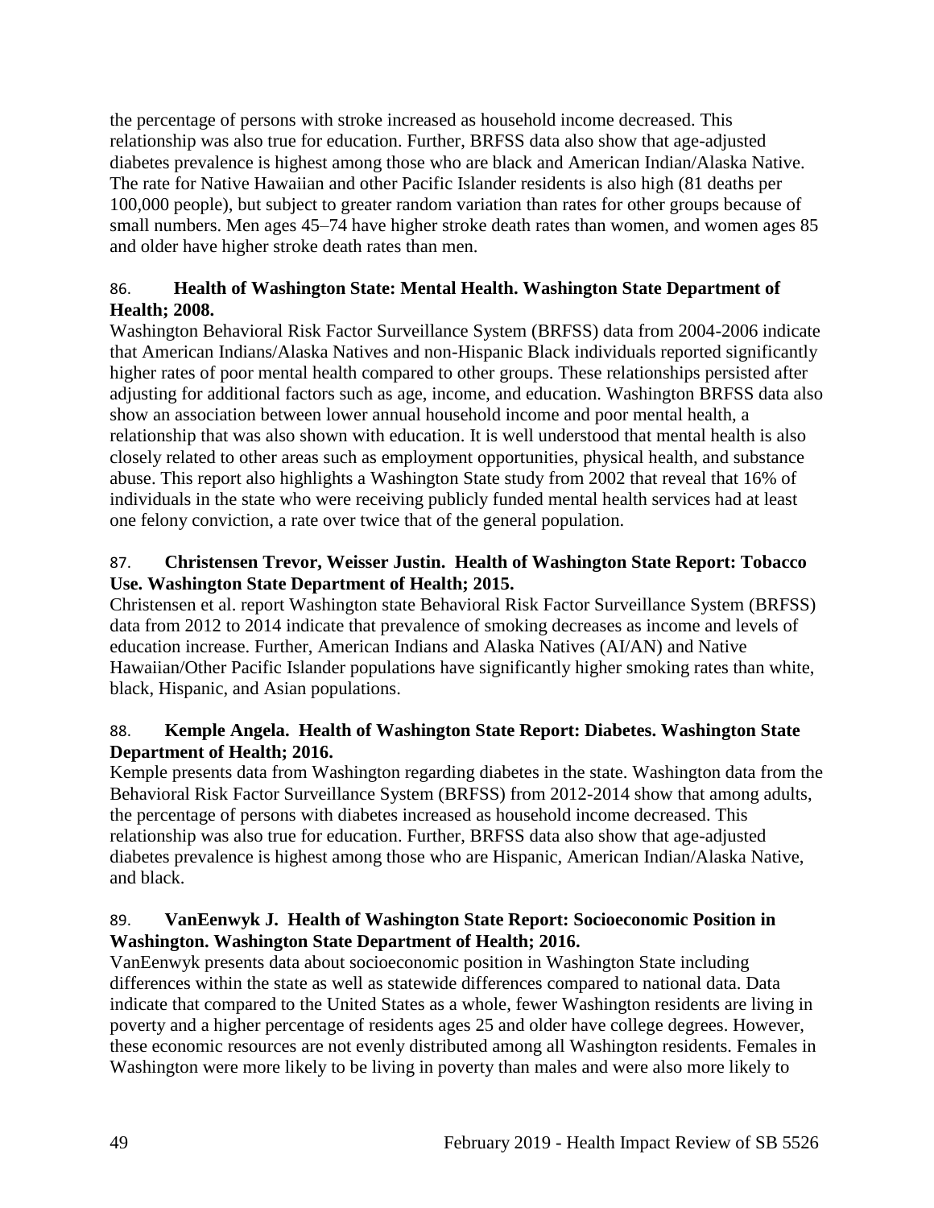the percentage of persons with stroke increased as household income decreased. This relationship was also true for education. Further, BRFSS data also show that age-adjusted diabetes prevalence is highest among those who are black and American Indian/Alaska Native. The rate for Native Hawaiian and other Pacific Islander residents is also high (81 deaths per 100,000 people), but subject to greater random variation than rates for other groups because of small numbers. Men ages 45–74 have higher stroke death rates than women, and women ages 85 and older have higher stroke death rates than men.

86. **Health of Washington State: Mental Health. Washington State Department of Health; 2008.**

Washington Behavioral Risk Factor Surveillance System (BRFSS) data from 2004-2006 indicate that American Indians/Alaska Natives and non-Hispanic Black individuals reported significantly higher rates of poor mental health compared to other groups. These relationships persisted after adjusting for additional factors such as age, income, and education. Washington BRFSS data also show an association between lower annual household income and poor mental health, a relationship that was also shown with education. It is well understood that mental health is also closely related to other areas such as employment opportunities, physical health, and substance abuse. This report also highlights a Washington State study from 2002 that reveal that 16% of individuals in the state who were receiving publicly funded mental health services had at least one felony conviction, a rate over twice that of the general population.

87. **Christensen Trevor, Weisser Justin. Health of Washington State Report: Tobacco Use. Washington State Department of Health; 2015.**

Christensen et al. report Washington state Behavioral Risk Factor Surveillance System (BRFSS) data from 2012 to 2014 indicate that prevalence of smoking decreases as income and levels of education increase. Further, American Indians and Alaska Natives (AI/AN) and Native Hawaiian/Other Pacific Islander populations have significantly higher smoking rates than white, black, Hispanic, and Asian populations.

88. **Kemple Angela. Health of Washington State Report: Diabetes. Washington State Department of Health; 2016.**

Kemple presents data from Washington regarding diabetes in the state. Washington data from the Behavioral Risk Factor Surveillance System (BRFSS) from 2012-2014 show that among adults, the percentage of persons with diabetes increased as household income decreased. This relationship was also true for education. Further, BRFSS data also show that age-adjusted diabetes prevalence is highest among those who are Hispanic, American Indian/Alaska Native, and black.

89. **VanEenwyk J. Health of Washington State Report: Socioeconomic Position in Washington. Washington State Department of Health; 2016.**

VanEenwyk presents data about socioeconomic position in Washington State including differences within the state as well as statewide differences compared to national data. Data indicate that compared to the United States as a whole, fewer Washington residents are living in poverty and a higher percentage of residents ages 25 and older have college degrees. However, these economic resources are not evenly distributed among all Washington residents. Females in Washington were more likely to be living in poverty than males and were also more likely to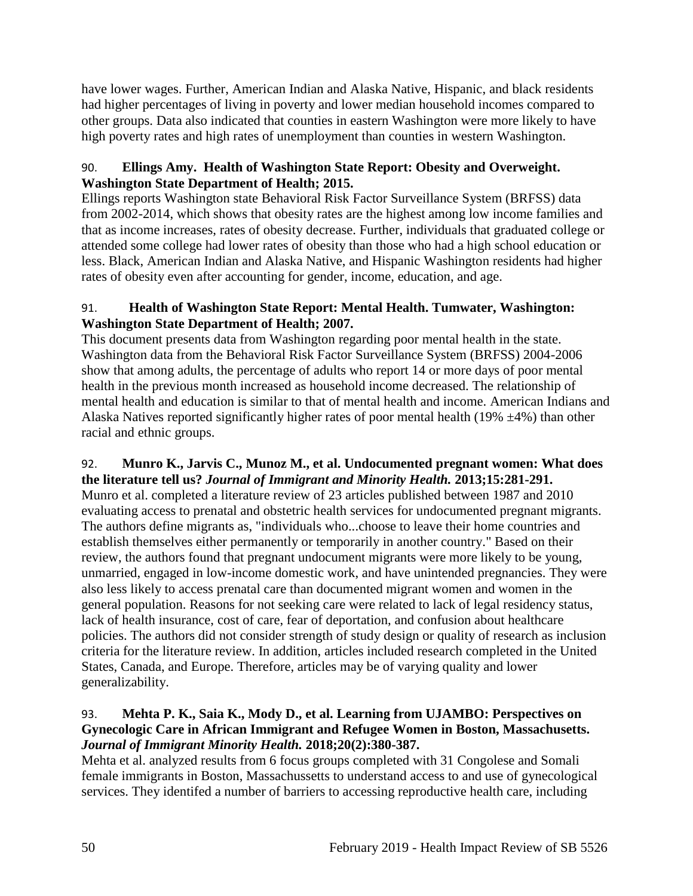have lower wages. Further, American Indian and Alaska Native, Hispanic, and black residents had higher percentages of living in poverty and lower median household incomes compared to other groups. Data also indicated that counties in eastern Washington were more likely to have high poverty rates and high rates of unemployment than counties in western Washington.

90. **Ellings Amy. Health of Washington State Report: Obesity and Overweight. Washington State Department of Health; 2015.**
Ellings reports Washington state Behavioral Risk Factor Surveillance System (BRFSS) data from 2002-2014, which shows that obesity rates are the highest among low income families and that as income increases, rates of obesity decrease. Further, individuals that graduated college or attended some college had lower rates of obesity than those who had a high school education or less. Black, American Indian and Alaska Native, and Hispanic Washington residents had higher rates of obesity even after accounting for gender, income, education, and age.

91. **Health of Washington State Report: Mental Health. Tumwater, Washington: Washington State Department of Health; 2007.**
This document presents data from Washington regarding poor mental health in the state. Washington data from the Behavioral Risk Factor Surveillance System (BRFSS) 2004-2006 show that among adults, the percentage of adults who report 14 or more days of poor mental health in the previous month increased as household income decreased. The relationship of mental health and education is similar to that of mental health and income. American Indians and Alaska Natives reported significantly higher rates of poor mental health (19% ±4%) than other racial and ethnic groups.

92. **Munro K., Jarvis C., Munoz M., et al. Undocumented pregnant women: What does the literature tell us? *Journal of Immigrant and Minority Health.* 2013;15:281-291.**
Munro et al. completed a literature review of 23 articles published between 1987 and 2010 evaluating access to prenatal and obstetric health services for undocumented pregnant migrants. The authors define migrants as, "individuals who...choose to leave their home countries and establish themselves either permanently or temporarily in another country." Based on their review, the authors found that pregnant undocument migrants were more likely to be young, unmarried, engaged in low-income domestic work, and have unintended pregnancies. They were also less likely to access prenatal care than documented migrant women and women in the general population. Reasons for not seeking care were related to lack of legal residency status, lack of health insurance, cost of care, fear of deportation, and confusion about healthcare policies. The authors did not consider strength of study design or quality of research as inclusion criteria for the literature review. In addition, articles included research completed in the United States, Canada, and Europe. Therefore, articles may be of varying quality and lower generalizability.

93. **Mehta P. K., Saia K., Mody D., et al. Learning from UJAMBO: Perspectives on Gynecologic Care in African Immigrant and Refugee Women in Boston, Massachusetts. *Journal of Immigrant Minority Health.* 2018;20(2):380-387.**
Mehta et al. analyzed results from 6 focus groups completed with 31 Congolese and Somali female immigrants in Boston, Massachussetts to understand access to and use of gynecological services. They identifed a number of barriers to accessing reproductive health care, including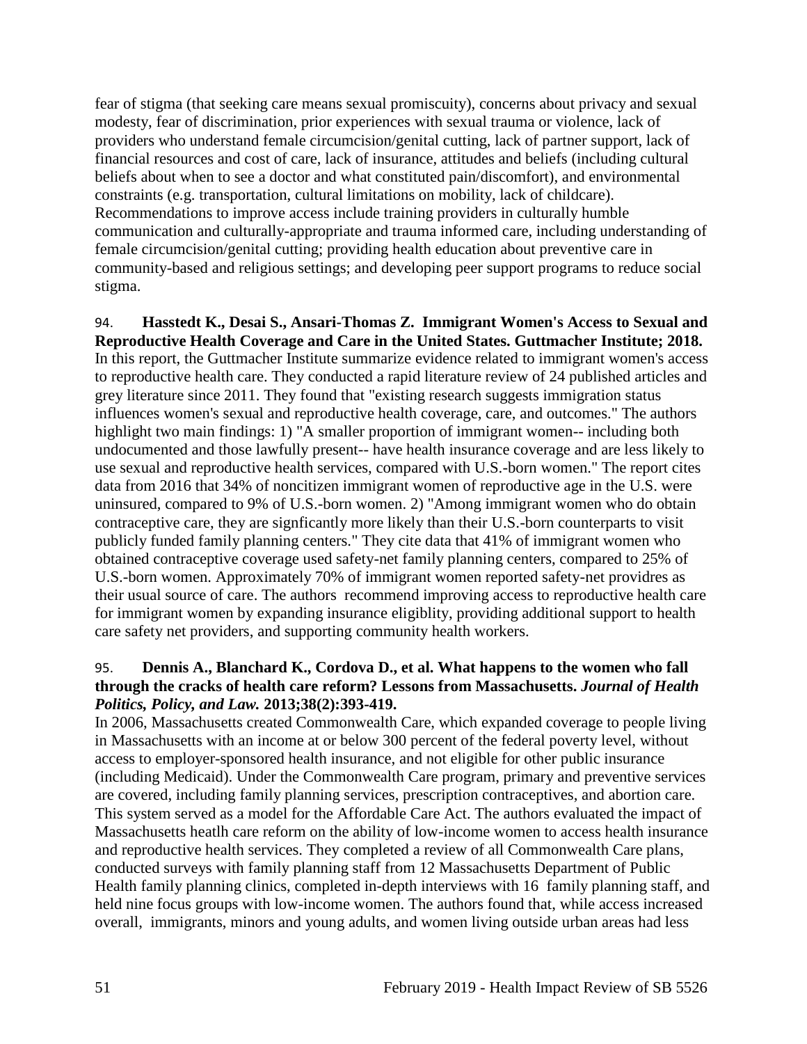fear of stigma (that seeking care means sexual promiscuity), concerns about privacy and sexual modesty, fear of discrimination, prior experiences with sexual trauma or violence, lack of providers who understand female circumcision/genital cutting, lack of partner support, lack of financial resources and cost of care, lack of insurance, attitudes and beliefs (including cultural beliefs about when to see a doctor and what constituted pain/discomfort), and environmental constraints (e.g. transportation, cultural limitations on mobility, lack of childcare). Recommendations to improve access include training providers in culturally humble communication and culturally-appropriate and trauma informed care, including understanding of female circumcision/genital cutting; providing health education about preventive care in community-based and religious settings; and developing peer support programs to reduce social stigma.

94. **Hasstedt K., Desai S., Ansari-Thomas Z. Immigrant Women's Access to Sexual and Reproductive Health Coverage and Care in the United States. Guttmacher Institute; 2018.**
In this report, the Guttmacher Institute summarize evidence related to immigrant women's access to reproductive health care. They conducted a rapid literature review of 24 published articles and grey literature since 2011. They found that "existing research suggests immigration status influences women's sexual and reproductive health coverage, care, and outcomes." The authors highlight two main findings: 1) "A smaller proportion of immigrant women-- including both undocumented and those lawfully present-- have health insurance coverage and are less likely to use sexual and reproductive health services, compared with U.S.-born women." The report cites data from 2016 that 34% of noncitizen immigrant women of reproductive age in the U.S. were uninsured, compared to 9% of U.S.-born women. 2) "Among immigrant women who do obtain contraceptive care, they are signficantly more likely than their U.S.-born counterparts to visit publicly funded family planning centers." They cite data that 41% of immigrant women who obtained contraceptive coverage used safety-net family planning centers, compared to 25% of U.S.-born women. Approximately 70% of immigrant women reported safety-net providres as their usual source of care. The authors recommend improving access to reproductive health care for immigrant women by expanding insurance eligiblity, providing additional support to health care safety net providers, and supporting community health workers.

95. **Dennis A., Blanchard K., Cordova D., et al. What happens to the women who fall through the cracks of health care reform? Lessons from Massachusetts. *Journal of Health Politics, Policy, and Law.* 2013;38(2):393-419.**
In 2006, Massachusetts created Commonwealth Care, which expanded coverage to people living in Massachusetts with an income at or below 300 percent of the federal poverty level, without access to employer-sponsored health insurance, and not eligible for other public insurance (including Medicaid). Under the Commonwealth Care program, primary and preventive services are covered, including family planning services, prescription contraceptives, and abortion care. This system served as a model for the Affordable Care Act. The authors evaluated the impact of Massachusetts heatlh care reform on the ability of low-income women to access health insurance and reproductive health services. They completed a review of all Commonwealth Care plans, conducted surveys with family planning staff from 12 Massachusetts Department of Public Health family planning clinics, completed in-depth interviews with 16 family planning staff, and held nine focus groups with low-income women. The authors found that, while access increased overall, immigrants, minors and young adults, and women living outside urban areas had less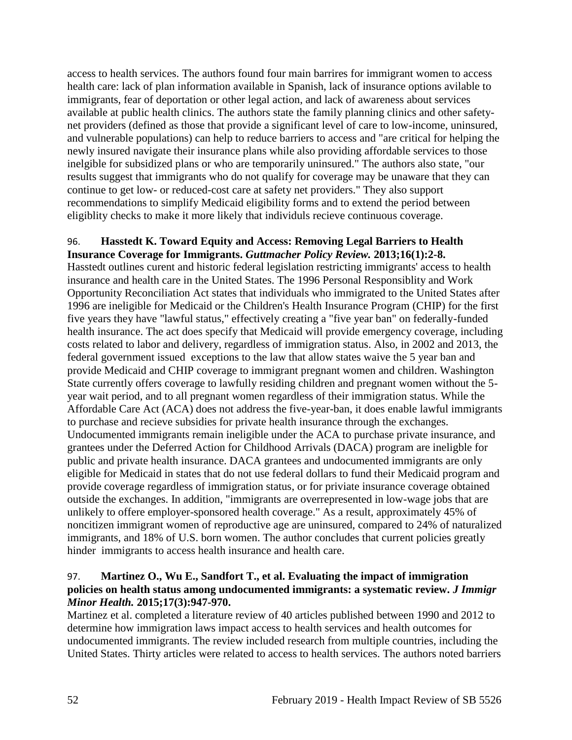access to health services. The authors found four main barrires for immigrant women to access health care: lack of plan information available in Spanish, lack of insurance options avilable to immigrants, fear of deportation or other legal action, and lack of awareness about services available at public health clinics. The authors state the family planning clinics and other safety-net providers (defined as those that provide a significant level of care to low-income, uninsured, and vulnerable populations) can help to reduce barriers to access and "are critical for helping the newly insured navigate their insurance plans while also providing affordable services to those inelgible for subsidized plans or who are temporarily uninsured." The authors also state, "our results suggest that immigrants who do not qualify for coverage may be unaware that they can continue to get low- or reduced-cost care at safety net providers." They also support recommendations to simplify Medicaid eligibility forms and to extend the period between eligiblity checks to make it more likely that individuls recieve continuous coverage.

96. **Hasstedt K. Toward Equity and Access: Removing Legal Barriers to Health Insurance Coverage for Immigrants.** ***Guttmacher Policy Review.*** **2013;16(1):2-8.**
Hasstedt outlines curent and historic federal legislation restricting immigrants' access to health insurance and health care in the United States. The 1996 Personal Responsiblity and Work Opportunity Reconciliation Act states that individuals who immigrated to the United States after 1996 are ineligible for Medicaid or the Children's Health Insurance Program (CHIP) for the first five years they have "lawful status," effectively creating a "five year ban" on federally-funded health insurance. The act does specify that Medicaid will provide emergency coverage, including costs related to labor and delivery, regardless of immigration status. Also, in 2002 and 2013, the federal government issued exceptions to the law that allow states waive the 5 year ban and provide Medicaid and CHIP coverage to immigrant pregnant women and children. Washington State currently offers coverage to lawfully residing children and pregnant women without the 5-year wait period, and to all pregnant women regardless of their immigration status. While the Affordable Care Act (ACA) does not address the five-year-ban, it does enable lawful immigrants to purchase and recieve subsidies for private health insurance through the exchanges. Undocumented immigrants remain ineligible under the ACA to purchase private insurance, and grantees under the Deferred Action for Childhood Arrivals (DACA) program are ineligble for public and private health insurance. DACA grantees and undocumented immigrants are only eligible for Medicaid in states that do not use federal dollars to fund their Medicaid program and provide coverage regardless of immigration status, or for priviate insurance coverage obtained outside the exchanges. In addition, "immigrants are overrepresented in low-wage jobs that are unlikely to offere employer-sponsored health coverage." As a result, approximately 45% of noncitizen immigrant women of reproductive age are uninsured, compared to 24% of naturalized immigrants, and 18% of U.S. born women. The author concludes that current policies greatly hinder immigrants to access health insurance and health care.

97. **Martinez O., Wu E., Sandfort T., et al. Evaluating the impact of immigration policies on health status among undocumented immigrants: a systematic review.** ***J Immigr Minor Health.*** **2015;17(3):947-970.**
Martinez et al. completed a literature review of 40 articles published between 1990 and 2012 to determine how immigration laws impact access to health services and health outcomes for undocumented immigrants. The review included research from multiple countries, including the United States. Thirty articles were related to access to health services. The authors noted barriers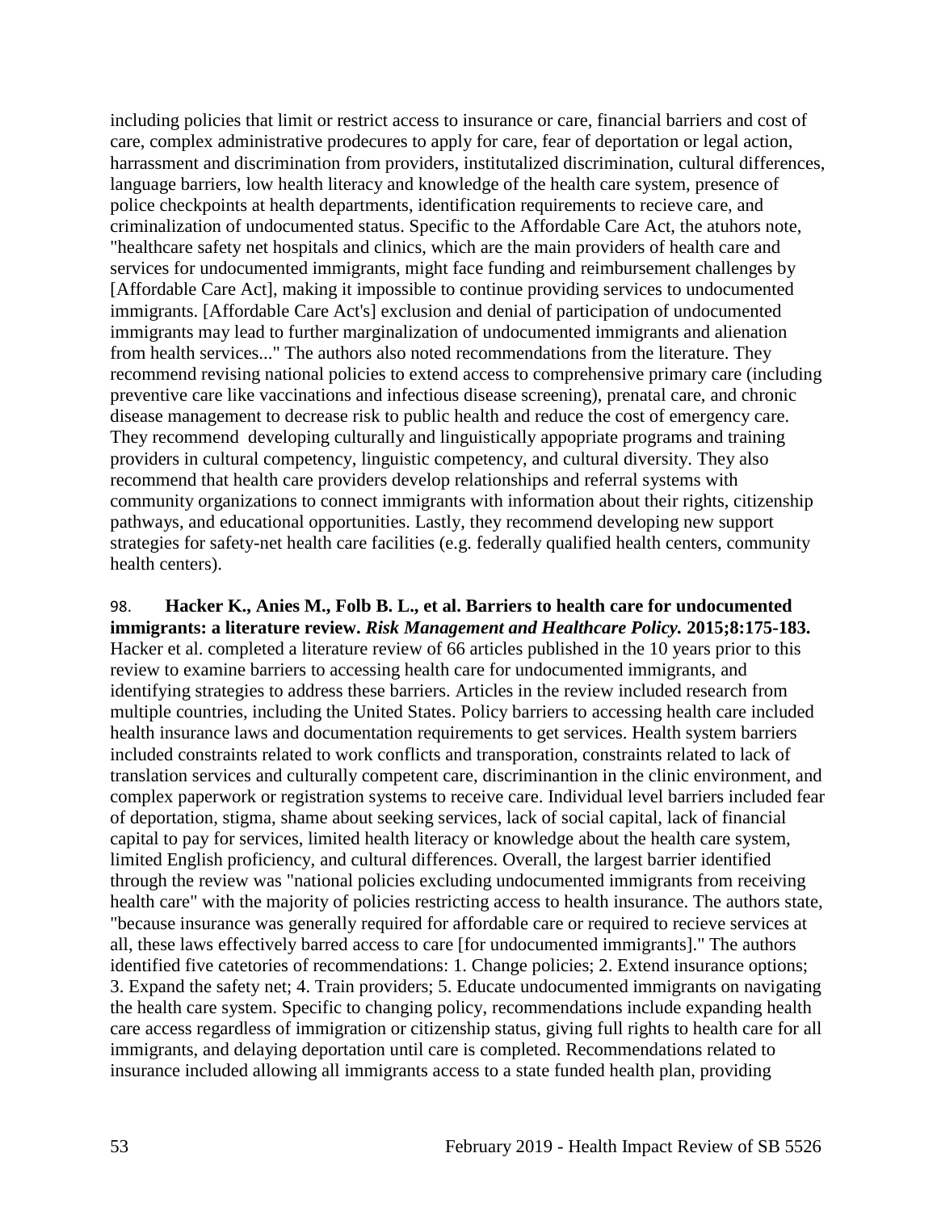including policies that limit or restrict access to insurance or care, financial barriers and cost of care, complex administrative prodecures to apply for care, fear of deportation or legal action, harrassment and discrimination from providers, institutalized discrimination, cultural differences, language barriers, low health literacy and knowledge of the health care system, presence of police checkpoints at health departments, identification requirements to recieve care, and criminalization of undocumented status. Specific to the Affordable Care Act, the atuhors note, "healthcare safety net hospitals and clinics, which are the main providers of health care and services for undocumented immigrants, might face funding and reimbursement challenges by [Affordable Care Act], making it impossible to continue providing services to undocumented immigrants. [Affordable Care Act's] exclusion and denial of participation of undocumented immigrants may lead to further marginalization of undocumented immigrants and alienation from health services..." The authors also noted recommendations from the literature. They recommend revising national policies to extend access to comprehensive primary care (including preventive care like vaccinations and infectious disease screening), prenatal care, and chronic disease management to decrease risk to public health and reduce the cost of emergency care. They recommend developing culturally and linguistically appopriate programs and training providers in cultural competency, linguistic competency, and cultural diversity. They also recommend that health care providers develop relationships and referral systems with community organizations to connect immigrants with information about their rights, citizenship pathways, and educational opportunities. Lastly, they recommend developing new support strategies for safety-net health care facilities (e.g. federally qualified health centers, community health centers).

98. **Hacker K., Anies M., Folb B. L., et al. Barriers to health care for undocumented immigrants: a literature review.** ***Risk Management and Healthcare Policy.*** **2015;8:175-183.** Hacker et al. completed a literature review of 66 articles published in the 10 years prior to this review to examine barriers to accessing health care for undocumented immigrants, and identifying strategies to address these barriers. Articles in the review included research from multiple countries, including the United States. Policy barriers to accessing health care included health insurance laws and documentation requirements to get services. Health system barriers included constraints related to work conflicts and transporation, constraints related to lack of translation services and culturally competent care, discriminantion in the clinic environment, and complex paperwork or registration systems to receive care. Individual level barriers included fear of deportation, stigma, shame about seeking services, lack of social capital, lack of financial capital to pay for services, limited health literacy or knowledge about the health care system, limited English proficiency, and cultural differences. Overall, the largest barrier identified through the review was "national policies excluding undocumented immigrants from receiving health care" with the majority of policies restricting access to health insurance. The authors state, "because insurance was generally required for affordable care or required to recieve services at all, these laws effectively barred access to care [for undocumented immigrants]." The authors identified five catetories of recommendations: 1. Change policies; 2. Extend insurance options; 3. Expand the safety net; 4. Train providers; 5. Educate undocumented immigrants on navigating the health care system. Specific to changing policy, recommendations include expanding health care access regardless of immigration or citizenship status, giving full rights to health care for all immigrants, and delaying deportation until care is completed. Recommendations related to insurance included allowing all immigrants access to a state funded health plan, providing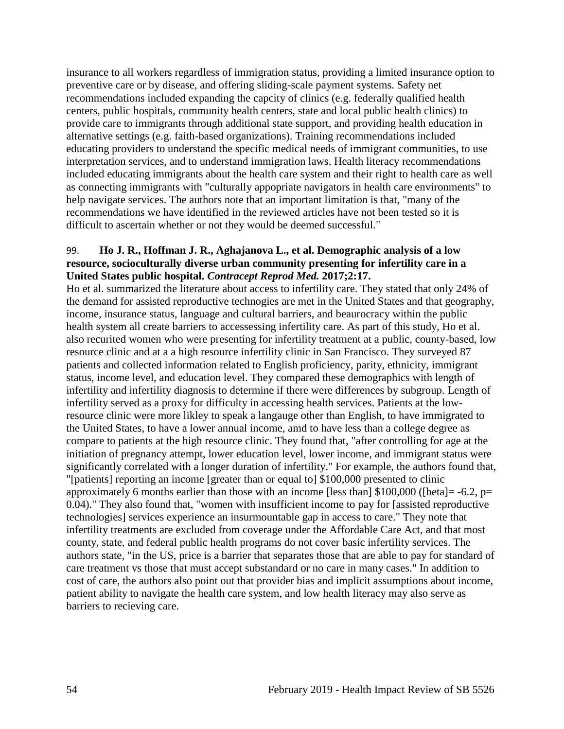insurance to all workers regardless of immigration status, providing a limited insurance option to preventive care or by disease, and offering sliding-scale payment systems. Safety net recommendations included expanding the capcity of clinics (e.g. federally qualified health centers, public hospitals, community health centers, state and local public health clinics) to provide care to immigrants through additional state support, and providing health education in alternative settings (e.g. faith-based organizations). Training recommendations included educating providers to understand the specific medical needs of immigrant communities, to use interpretation services, and to understand immigration laws. Health literacy recommendations included educating immigrants about the health care system and their right to health care as well as connecting immigrants with "culturally appopriate navigators in health care environments" to help navigate services. The authors note that an important limitation is that, "many of the recommendations we have identified in the reviewed articles have not been tested so it is difficult to ascertain whether or not they would be deemed successful."

99. **Ho J. R., Hoffman J. R., Aghajanova L., et al. Demographic analysis of a low resource, socioculturally diverse urban community presenting for infertility care in a United States public hospital. *Contracept Reprod Med.* 2017;2:17.**

Ho et al. summarized the literature about access to infertility care. They stated that only 24% of the demand for assisted reproductive technogies are met in the United States and that geography, income, insurance status, language and cultural barriers, and beaurocracy within the public health system all create barriers to accessessing infertility care. As part of this study, Ho et al. also recurited women who were presenting for infertility treatment at a public, county-based, low resource clinic and at a a high resource infertility clinic in San Francisco. They surveyed 87 patients and collected information related to English proficiency, parity, ethnicity, immigrant status, income level, and education level. They compared these demographics with length of infertility and infertility diagnosis to determine if there were differences by subgroup. Length of infertility served as a proxy for difficulty in accessing health services. Patients at the low-resource clinic were more likley to speak a langauge other than English, to have immigrated to the United States, to have a lower annual income, amd to have less than a college degree as compare to patients at the high resource clinic. They found that, "after controlling for age at the initiation of pregnancy attempt, lower education level, lower income, and immigrant status were significantly correlated with a longer duration of infertility." For example, the authors found that, "[patients] reporting an income [greater than or equal to] $100,000 presented to clinic approximately 6 months earlier than those with an income [less than] $100,000 ([beta]= -6.2, p= 0.04)." They also found that, "women with insufficient income to pay for [assisted reproductive technologies] services experience an insurmountable gap in access to care." They note that infertility treatments are excluded from coverage under the Affordable Care Act, and that most county, state, and federal public health programs do not cover basic infertility services. The authors state, "in the US, price is a barrier that separates those that are able to pay for standard of care treatment vs those that must accept substandard or no care in many cases." In addition to cost of care, the authors also point out that provider bias and implicit assumptions about income, patient ability to navigate the health care system, and low health literacy may also serve as barriers to recieving care.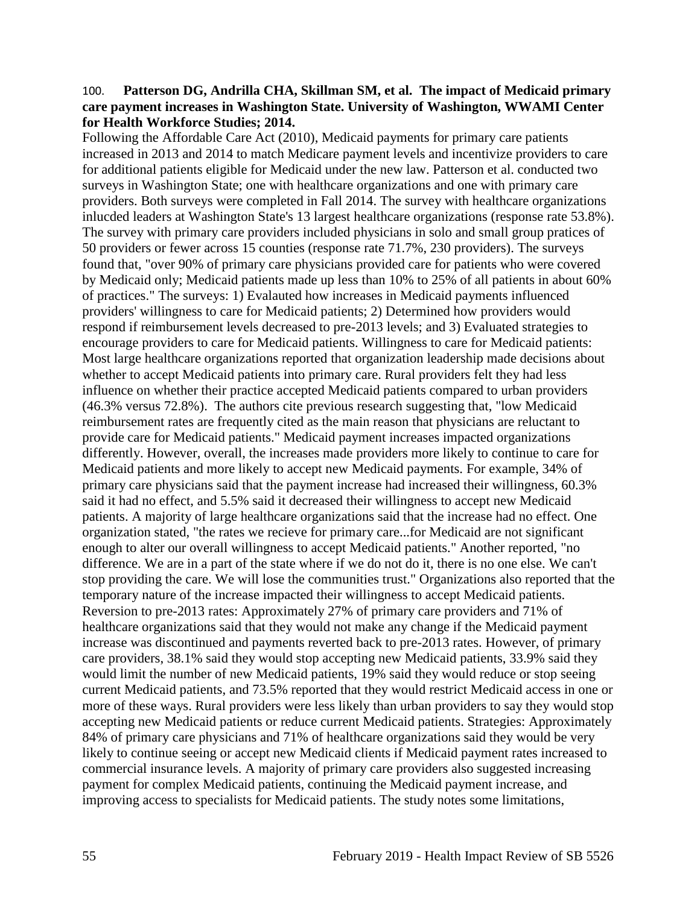100. **Patterson DG, Andrilla CHA, Skillman SM, et al. The impact of Medicaid primary care payment increases in Washington State. University of Washington, WWAMI Center for Health Workforce Studies; 2014.**

Following the Affordable Care Act (2010), Medicaid payments for primary care patients increased in 2013 and 2014 to match Medicare payment levels and incentivize providers to care for additional patients eligible for Medicaid under the new law. Patterson et al. conducted two surveys in Washington State; one with healthcare organizations and one with primary care providers. Both surveys were completed in Fall 2014. The survey with healthcare organizations inlucded leaders at Washington State's 13 largest healthcare organizations (response rate 53.8%). The survey with primary care providers included physicians in solo and small group pratices of 50 providers or fewer across 15 counties (response rate 71.7%, 230 providers). The surveys found that, "over 90% of primary care physicians provided care for patients who were covered by Medicaid only; Medicaid patients made up less than 10% to 25% of all patients in about 60% of practices." The surveys: 1) Evalauted how increases in Medicaid payments influenced providers' willingness to care for Medicaid patients; 2) Determined how providers would respond if reimbursement levels decreased to pre-2013 levels; and 3) Evaluated strategies to encourage providers to care for Medicaid patients. Willingness to care for Medicaid patients: Most large healthcare organizations reported that organization leadership made decisions about whether to accept Medicaid patients into primary care. Rural providers felt they had less influence on whether their practice accepted Medicaid patients compared to urban providers (46.3% versus 72.8%). The authors cite previous research suggesting that, "low Medicaid reimbursement rates are frequently cited as the main reason that physicians are reluctant to provide care for Medicaid patients." Medicaid payment increases impacted organizations differently. However, overall, the increases made providers more likely to continue to care for Medicaid patients and more likely to accept new Medicaid payments. For example, 34% of primary care physicians said that the payment increase had increased their willingness, 60.3% said it had no effect, and 5.5% said it decreased their willingness to accept new Medicaid patients. A majority of large healthcare organizations said that the increase had no effect. One organization stated, "the rates we recieve for primary care...for Medicaid are not significant enough to alter our overall willingness to accept Medicaid patients." Another reported, "no difference. We are in a part of the state where if we do not do it, there is no one else. We can't stop providing the care. We will lose the communities trust." Organizations also reported that the temporary nature of the increase impacted their willingness to accept Medicaid patients. Reversion to pre-2013 rates: Approximately 27% of primary care providers and 71% of healthcare organizations said that they would not make any change if the Medicaid payment increase was discontinued and payments reverted back to pre-2013 rates. However, of primary care providers, 38.1% said they would stop accepting new Medicaid patients, 33.9% said they would limit the number of new Medicaid patients, 19% said they would reduce or stop seeing current Medicaid patients, and 73.5% reported that they would restrict Medicaid access in one or more of these ways. Rural providers were less likely than urban providers to say they would stop accepting new Medicaid patients or reduce current Medicaid patients. Strategies: Approximately 84% of primary care physicians and 71% of healthcare organizations said they would be very likely to continue seeing or accept new Medicaid clients if Medicaid payment rates increased to commercial insurance levels. A majority of primary care providers also suggested increasing payment for complex Medicaid patients, continuing the Medicaid payment increase, and improving access to specialists for Medicaid patients. The study notes some limitations,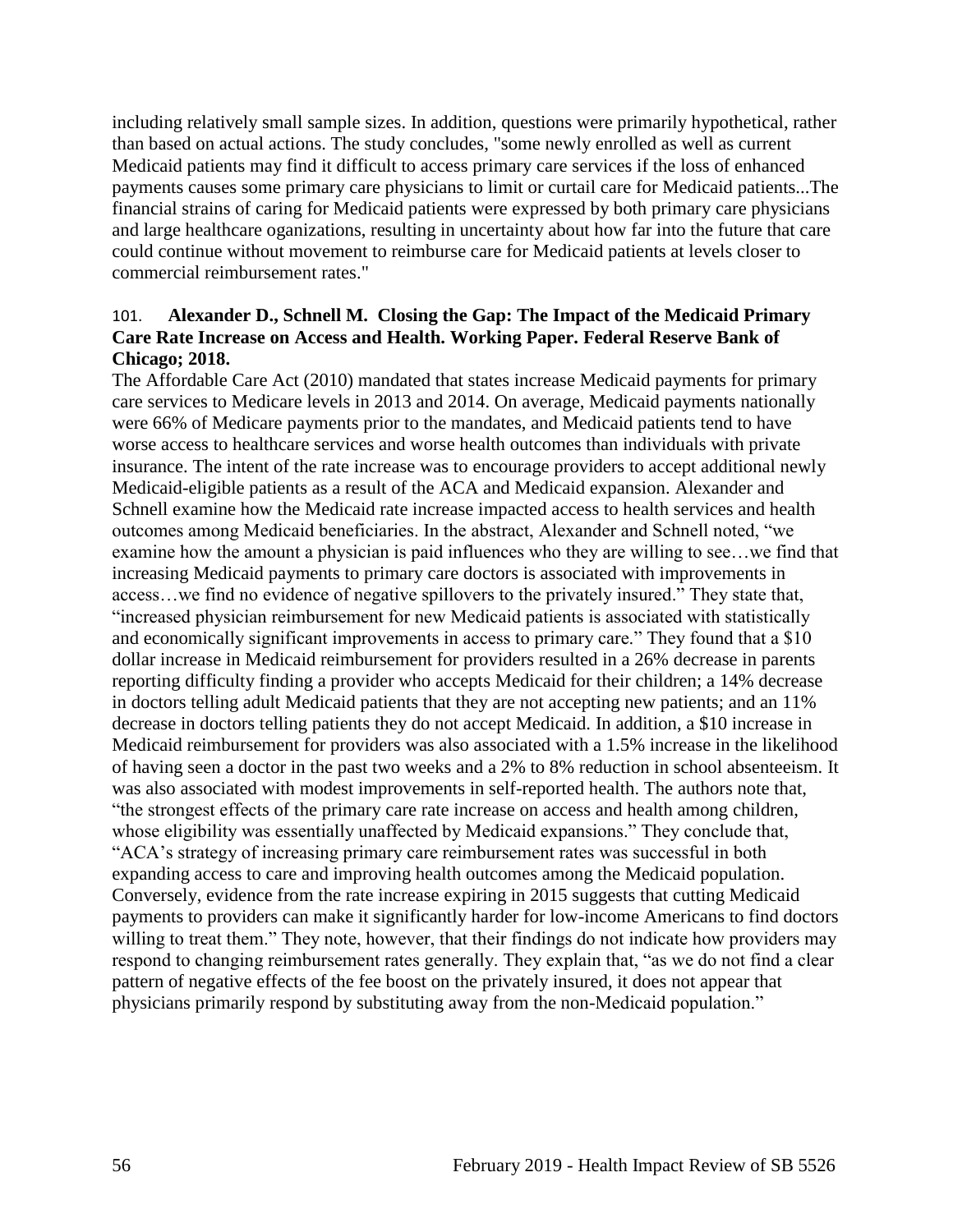including relatively small sample sizes. In addition, questions were primarily hypothetical, rather than based on actual actions. The study concludes, "some newly enrolled as well as current Medicaid patients may find it difficult to access primary care services if the loss of enhanced payments causes some primary care physicians to limit or curtail care for Medicaid patients...The financial strains of caring for Medicaid patients were expressed by both primary care physicians and large healthcare oganizations, resulting in uncertainty about how far into the future that care could continue without movement to reimburse care for Medicaid patients at levels closer to commercial reimbursement rates."

101. **Alexander D., Schnell M. Closing the Gap: The Impact of the Medicaid Primary Care Rate Increase on Access and Health. Working Paper. Federal Reserve Bank of Chicago; 2018.**

The Affordable Care Act (2010) mandated that states increase Medicaid payments for primary care services to Medicare levels in 2013 and 2014. On average, Medicaid payments nationally were 66% of Medicare payments prior to the mandates, and Medicaid patients tend to have worse access to healthcare services and worse health outcomes than individuals with private insurance. The intent of the rate increase was to encourage providers to accept additional newly Medicaid-eligible patients as a result of the ACA and Medicaid expansion. Alexander and Schnell examine how the Medicaid rate increase impacted access to health services and health outcomes among Medicaid beneficiaries. In the abstract, Alexander and Schnell noted, "we examine how the amount a physician is paid influences who they are willing to see…we find that increasing Medicaid payments to primary care doctors is associated with improvements in access…we find no evidence of negative spillovers to the privately insured." They state that, "increased physician reimbursement for new Medicaid patients is associated with statistically and economically significant improvements in access to primary care." They found that a $10 dollar increase in Medicaid reimbursement for providers resulted in a 26% decrease in parents reporting difficulty finding a provider who accepts Medicaid for their children; a 14% decrease in doctors telling adult Medicaid patients that they are not accepting new patients; and an 11% decrease in doctors telling patients they do not accept Medicaid. In addition, a $10 increase in Medicaid reimbursement for providers was also associated with a 1.5% increase in the likelihood of having seen a doctor in the past two weeks and a 2% to 8% reduction in school absenteeism. It was also associated with modest improvements in self-reported health. The authors note that, "the strongest effects of the primary care rate increase on access and health among children, whose eligibility was essentially unaffected by Medicaid expansions." They conclude that, "ACA's strategy of increasing primary care reimbursement rates was successful in both expanding access to care and improving health outcomes among the Medicaid population. Conversely, evidence from the rate increase expiring in 2015 suggests that cutting Medicaid payments to providers can make it significantly harder for low-income Americans to find doctors willing to treat them." They note, however, that their findings do not indicate how providers may respond to changing reimbursement rates generally. They explain that, "as we do not find a clear pattern of negative effects of the fee boost on the privately insured, it does not appear that physicians primarily respond by substituting away from the non-Medicaid population."